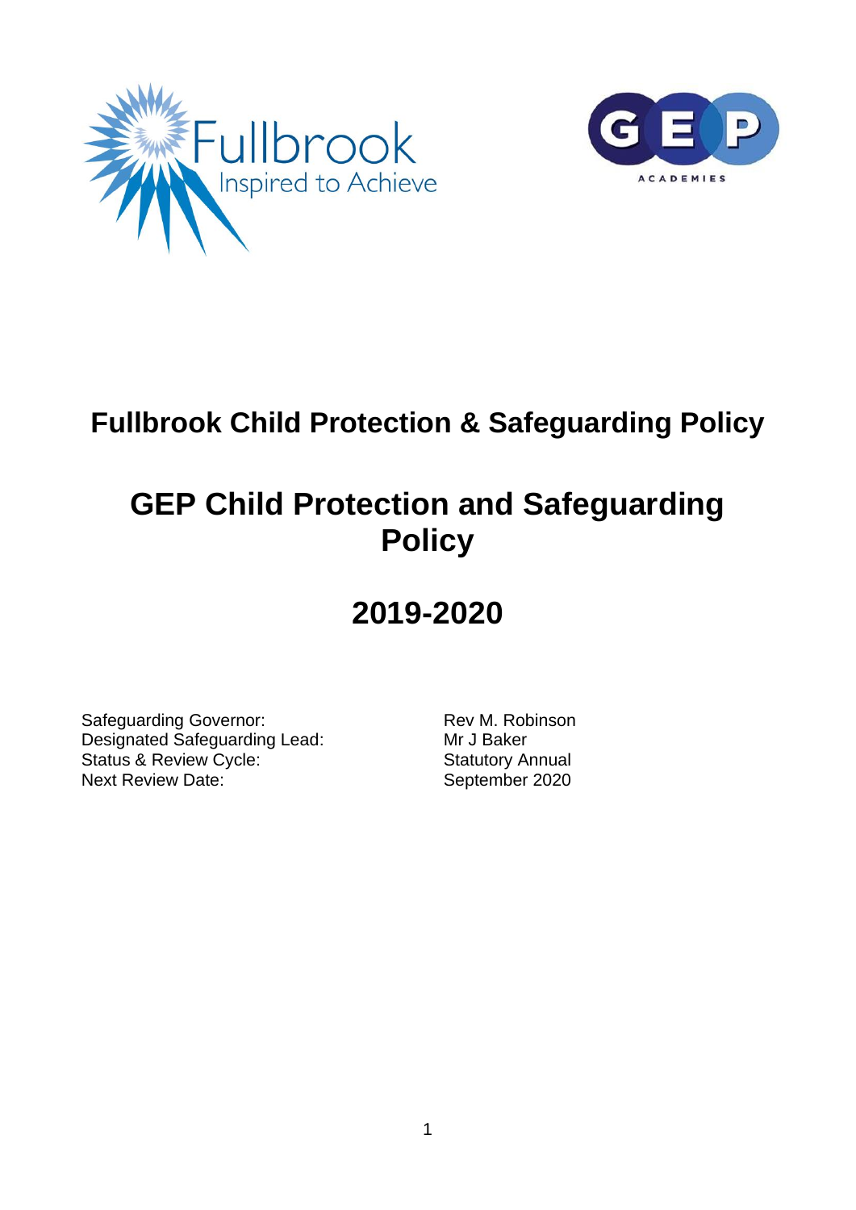# Fullbrook Child Protection & Safeguarding Policy

# GEP Child Protection and Safeguarding Policy

# 2019-2020

| | |
|---|---|
| Safeguarding Governor: | Rev M. Robinson |
| Designated Safeguarding Lead: | Mr J Baker |
| Status & Review Cycle: | Statutory Annual |
| Next Review Date: | September 2020 |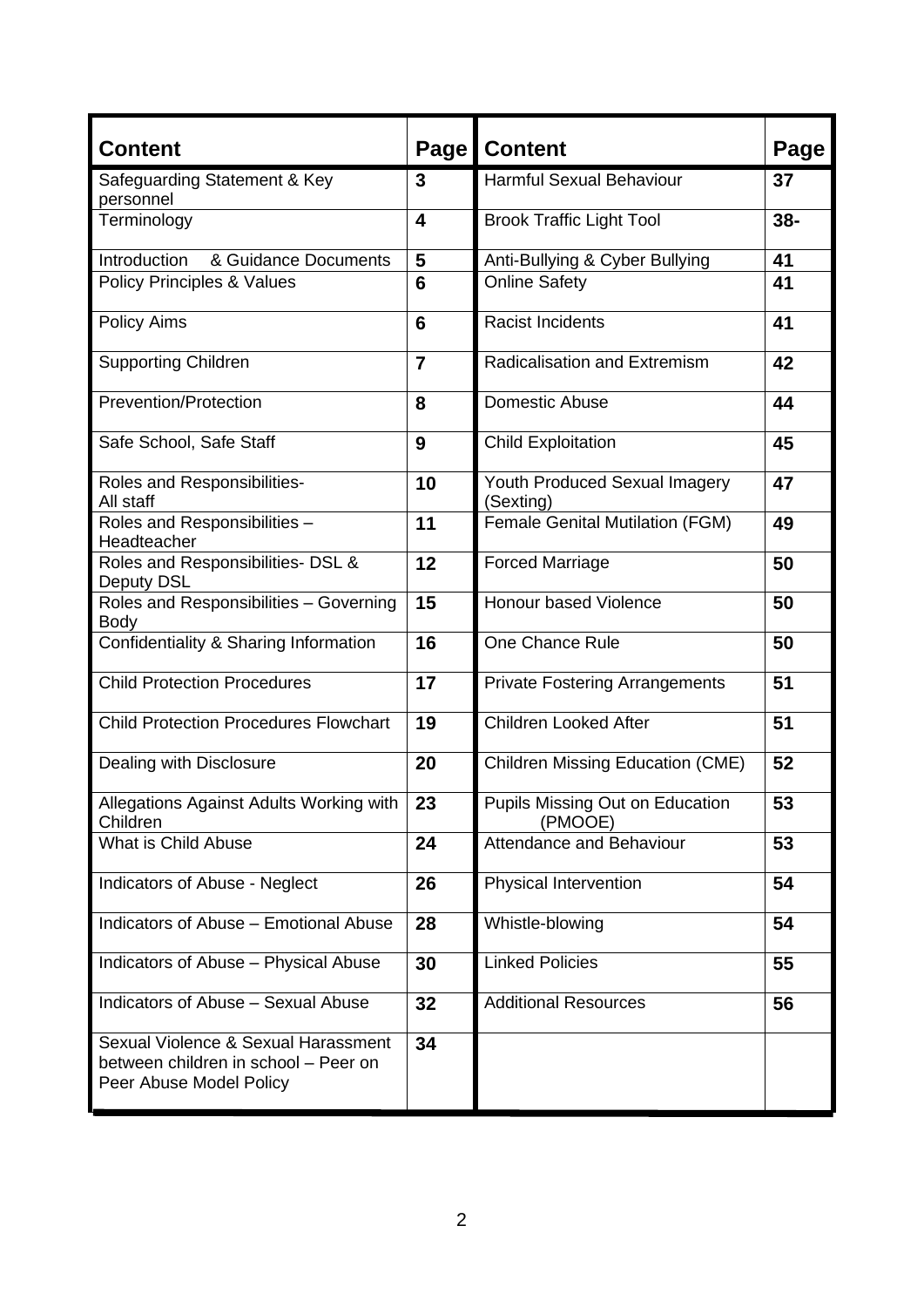| Content | Page | Content | Page |
|---|---|---|---|
| Safeguarding Statement & Key personnel | 3 | Harmful Sexual Behaviour | 37 |
| Terminology | 4 | Brook Traffic Light Tool | 38- |
| Introduction & Guidance Documents | 5 | Anti-Bullying & Cyber Bullying | 41 |
| Policy Principles & Values | 6 | Online Safety | 41 |
| Policy Aims | 6 | Racist Incidents | 41 |
| Supporting Children | 7 | Radicalisation and Extremism | 42 |
| Prevention/Protection | 8 | Domestic Abuse | 44 |
| Safe School, Safe Staff | 9 | Child Exploitation | 45 |
| Roles and Responsibilities- All staff | 10 | Youth Produced Sexual Imagery (Sexting) | 47 |
| Roles and Responsibilities – Headteacher | 11 | Female Genital Mutilation (FGM) | 49 |
| Roles and Responsibilities- DSL & Deputy DSL | 12 | Forced Marriage | 50 |
| Roles and Responsibilities – Governing Body | 15 | Honour based Violence | 50 |
| Confidentiality & Sharing Information | 16 | One Chance Rule | 50 |
| Child Protection Procedures | 17 | Private Fostering Arrangements | 51 |
| Child Protection Procedures Flowchart | 19 | Children Looked After | 51 |
| Dealing with Disclosure | 20 | Children Missing Education (CME) | 52 |
| Allegations Against Adults Working with Children | 23 | Pupils Missing Out on Education (PMOOE) | 53 |
| What is Child Abuse | 24 | Attendance and Behaviour | 53 |
| Indicators of Abuse - Neglect | 26 | Physical Intervention | 54 |
| Indicators of Abuse – Emotional Abuse | 28 | Whistle-blowing | 54 |
| Indicators of Abuse – Physical Abuse | 30 | Linked Policies | 55 |
| Indicators of Abuse – Sexual Abuse | 32 | Additional Resources | 56 |
| Sexual Violence & Sexual Harassment between children in school – Peer on Peer Abuse Model Policy | 34 | | |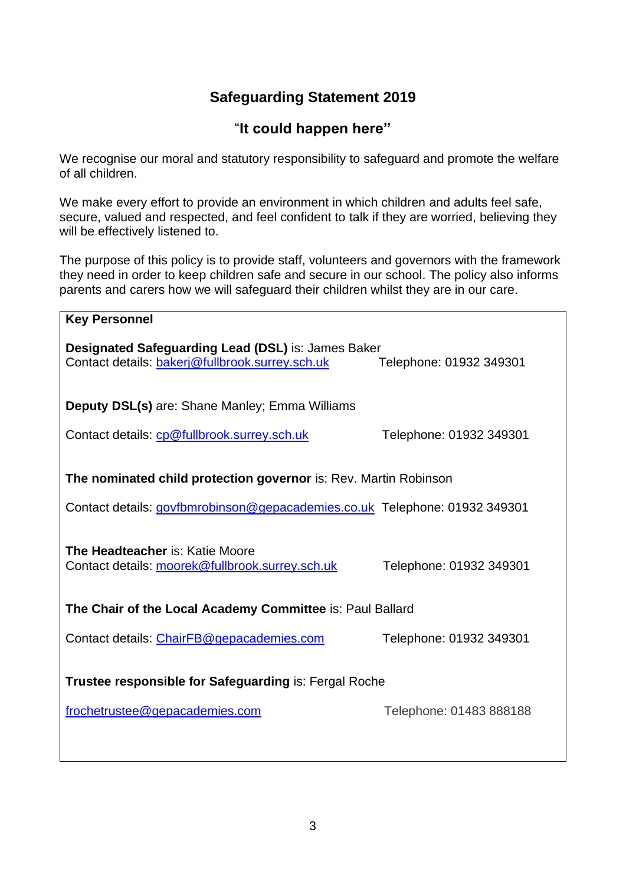## Safeguarding Statement 2019

### "It could happen here"

We recognise our moral and statutory responsibility to safeguard and promote the welfare of all children.

We make every effort to provide an environment in which children and adults feel safe, secure, valued and respected, and feel confident to talk if they are worried, believing they will be effectively listened to.

The purpose of this policy is to provide staff, volunteers and governors with the framework they need in order to keep children safe and secure in our school. The policy also informs parents and carers how we will safeguard their children whilst they are in our care.

**Key Personnel**

**Designated Safeguarding Lead (DSL)** is: James Baker
Contact details: bakerj@fullbrook.surrey.sch.uk Telephone: 01932 349301

**Deputy DSL(s)** are: Shane Manley; Emma Williams

Contact details: cp@fullbrook.surrey.sch.uk Telephone: 01932 349301

**The nominated child protection governor** is: Rev. Martin Robinson

Contact details: govfbmrobinson@gepacademies.co.uk Telephone: 01932 349301

**The Headteacher** is: Katie Moore
Contact details: moorek@fullbrook.surrey.sch.uk Telephone: 01932 349301

**The Chair of the Local Academy Committee** is: Paul Ballard

Contact details: ChairFB@gepacademies.com Telephone: 01932 349301

**Trustee responsible for Safeguarding** is: Fergal Roche

frochetrustee@gepacademies.com Telephone: 01483 888188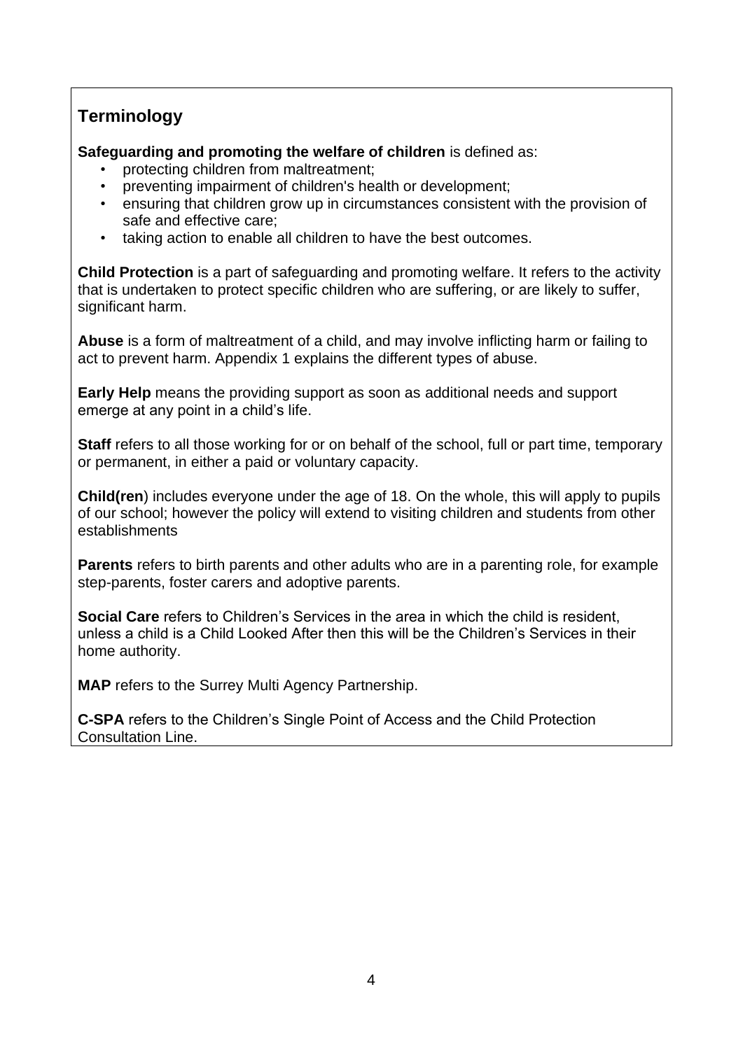## Terminology

**Safeguarding and promoting the welfare of children** is defined as:

- protecting children from maltreatment;
- preventing impairment of children's health or development;
- ensuring that children grow up in circumstances consistent with the provision of safe and effective care;
- taking action to enable all children to have the best outcomes.

**Child Protection** is a part of safeguarding and promoting welfare. It refers to the activity that is undertaken to protect specific children who are suffering, or are likely to suffer, significant harm.

**Abuse** is a form of maltreatment of a child, and may involve inflicting harm or failing to act to prevent harm. Appendix 1 explains the different types of abuse.

**Early Help** means the providing support as soon as additional needs and support emerge at any point in a child's life.

**Staff** refers to all those working for or on behalf of the school, full or part time, temporary or permanent, in either a paid or voluntary capacity.

**Child(ren**) includes everyone under the age of 18. On the whole, this will apply to pupils of our school; however the policy will extend to visiting children and students from other establishments

**Parents** refers to birth parents and other adults who are in a parenting role, for example step-parents, foster carers and adoptive parents.

**Social Care** refers to Children's Services in the area in which the child is resident, unless a child is a Child Looked After then this will be the Children's Services in their home authority.

**MAP** refers to the Surrey Multi Agency Partnership.

**C-SPA** refers to the Children's Single Point of Access and the Child Protection Consultation Line.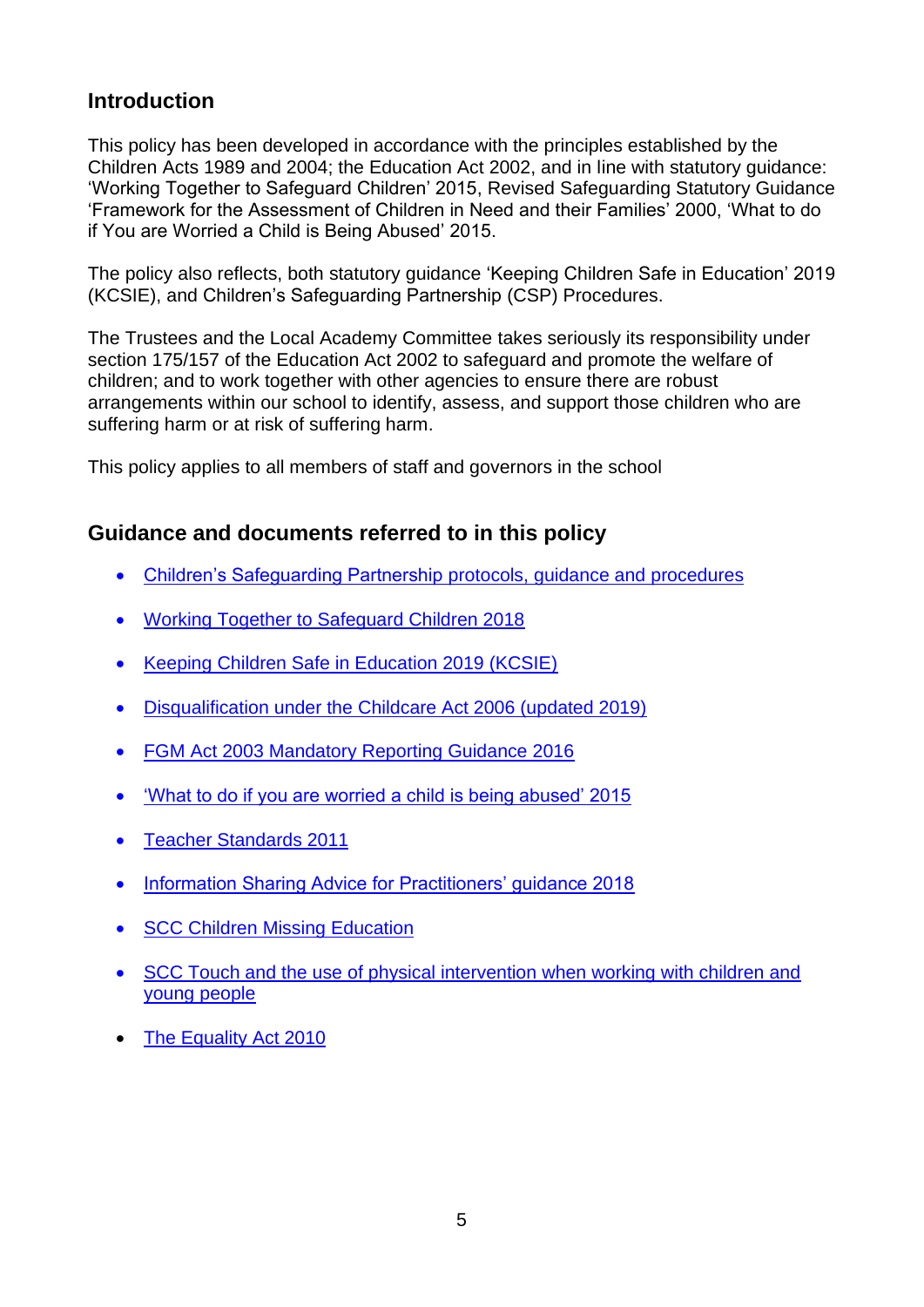## Introduction

This policy has been developed in accordance with the principles established by the Children Acts 1989 and 2004; the Education Act 2002, and in line with statutory guidance: 'Working Together to Safeguard Children' 2015, Revised Safeguarding Statutory Guidance 'Framework for the Assessment of Children in Need and their Families' 2000, 'What to do if You are Worried a Child is Being Abused' 2015.

The policy also reflects, both statutory guidance 'Keeping Children Safe in Education' 2019 (KCSIE), and Children's Safeguarding Partnership (CSP) Procedures.

The Trustees and the Local Academy Committee takes seriously its responsibility under section 175/157 of the Education Act 2002 to safeguard and promote the welfare of children; and to work together with other agencies to ensure there are robust arrangements within our school to identify, assess, and support those children who are suffering harm or at risk of suffering harm.

This policy applies to all members of staff and governors in the school

## Guidance and documents referred to in this policy

- Children's Safeguarding Partnership protocols, guidance and procedures
- Working Together to Safeguard Children 2018
- Keeping Children Safe in Education 2019 (KCSIE)
- Disqualification under the Childcare Act 2006 (updated 2019)
- FGM Act 2003 Mandatory Reporting Guidance 2016
- 'What to do if you are worried a child is being abused' 2015
- Teacher Standards 2011
- Information Sharing Advice for Practitioners' guidance 2018
- SCC Children Missing Education
- SCC Touch and the use of physical intervention when working with children and young people
- The Equality Act 2010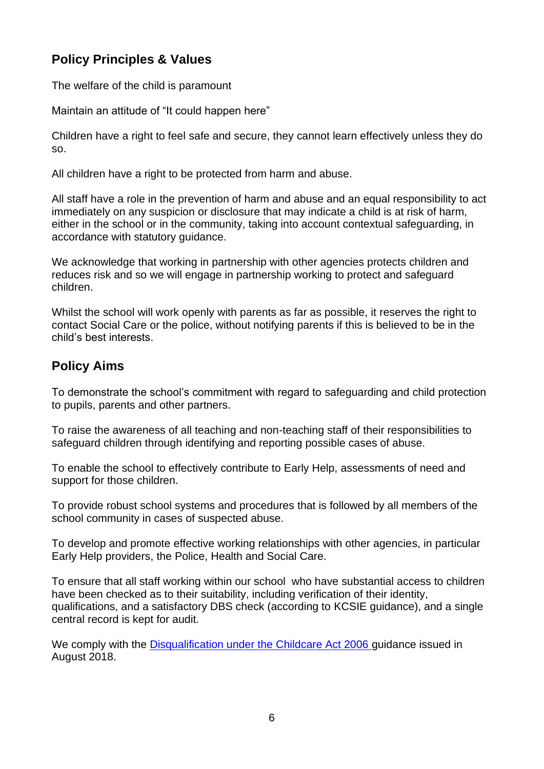## Policy Principles & Values

The welfare of the child is paramount

Maintain an attitude of "It could happen here"

Children have a right to feel safe and secure, they cannot learn effectively unless they do so.

All children have a right to be protected from harm and abuse.

All staff have a role in the prevention of harm and abuse and an equal responsibility to act immediately on any suspicion or disclosure that may indicate a child is at risk of harm, either in the school or in the community, taking into account contextual safeguarding, in accordance with statutory guidance.

We acknowledge that working in partnership with other agencies protects children and reduces risk and so we will engage in partnership working to protect and safeguard children.

Whilst the school will work openly with parents as far as possible, it reserves the right to contact Social Care or the police, without notifying parents if this is believed to be in the child's best interests.

## Policy Aims

To demonstrate the school's commitment with regard to safeguarding and child protection to pupils, parents and other partners.

To raise the awareness of all teaching and non-teaching staff of their responsibilities to safeguard children through identifying and reporting possible cases of abuse.

To enable the school to effectively contribute to Early Help, assessments of need and support for those children.

To provide robust school systems and procedures that is followed by all members of the school community in cases of suspected abuse.

To develop and promote effective working relationships with other agencies, in particular Early Help providers, the Police, Health and Social Care.

To ensure that all staff working within our school who have substantial access to children have been checked as to their suitability, including verification of their identity, qualifications, and a satisfactory DBS check (according to KCSIE guidance), and a single central record is kept for audit.

We comply with the [Disqualification under the Childcare Act 2006](#) guidance issued in August 2018.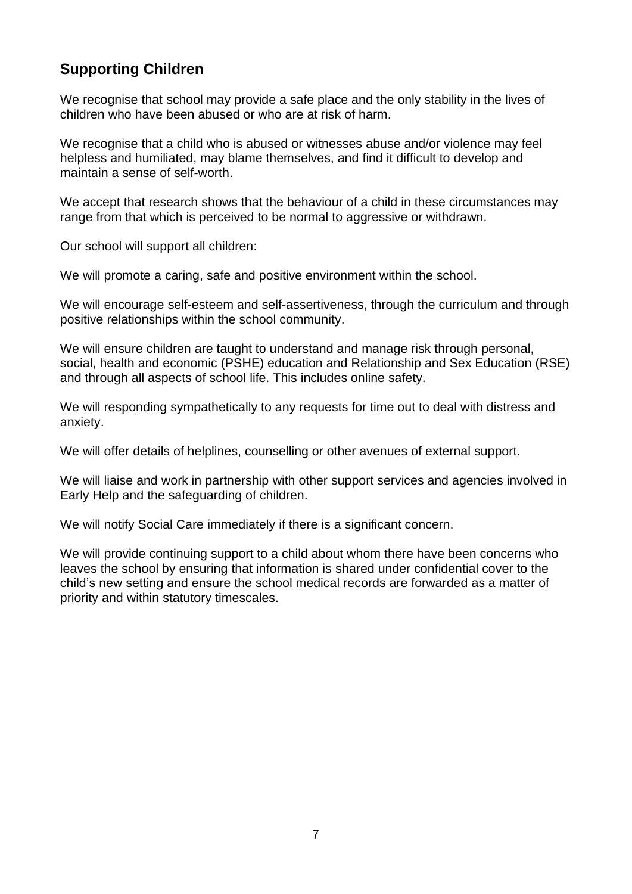## Supporting Children

We recognise that school may provide a safe place and the only stability in the lives of children who have been abused or who are at risk of harm.

We recognise that a child who is abused or witnesses abuse and/or violence may feel helpless and humiliated, may blame themselves, and find it difficult to develop and maintain a sense of self-worth.

We accept that research shows that the behaviour of a child in these circumstances may range from that which is perceived to be normal to aggressive or withdrawn.

Our school will support all children:

We will promote a caring, safe and positive environment within the school.

We will encourage self-esteem and self-assertiveness, through the curriculum and through positive relationships within the school community.

We will ensure children are taught to understand and manage risk through personal, social, health and economic (PSHE) education and Relationship and Sex Education (RSE) and through all aspects of school life. This includes online safety.

We will responding sympathetically to any requests for time out to deal with distress and anxiety.

We will offer details of helplines, counselling or other avenues of external support.

We will liaise and work in partnership with other support services and agencies involved in Early Help and the safeguarding of children.

We will notify Social Care immediately if there is a significant concern.

We will provide continuing support to a child about whom there have been concerns who leaves the school by ensuring that information is shared under confidential cover to the child's new setting and ensure the school medical records are forwarded as a matter of priority and within statutory timescales.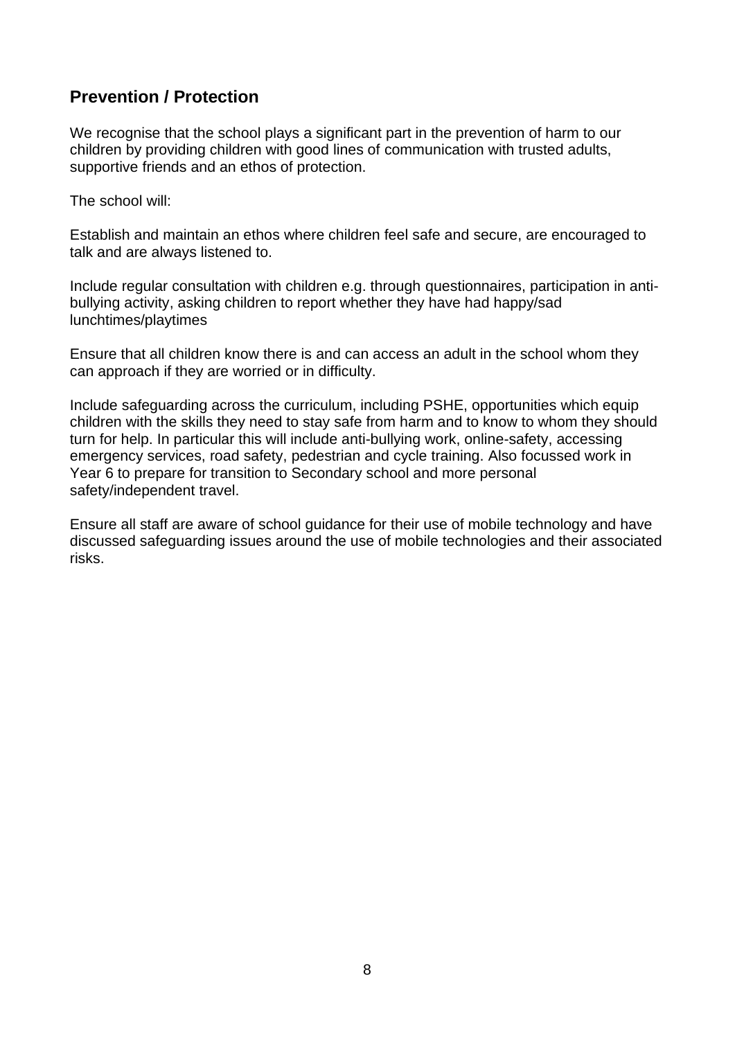## Prevention / Protection

We recognise that the school plays a significant part in the prevention of harm to our children by providing children with good lines of communication with trusted adults, supportive friends and an ethos of protection.

The school will:

Establish and maintain an ethos where children feel safe and secure, are encouraged to talk and are always listened to.

Include regular consultation with children e.g. through questionnaires, participation in anti-bullying activity, asking children to report whether they have had happy/sad lunchtimes/playtimes

Ensure that all children know there is and can access an adult in the school whom they can approach if they are worried or in difficulty.

Include safeguarding across the curriculum, including PSHE, opportunities which equip children with the skills they need to stay safe from harm and to know to whom they should turn for help. In particular this will include anti-bullying work, online-safety, accessing emergency services, road safety, pedestrian and cycle training. Also focussed work in Year 6 to prepare for transition to Secondary school and more personal safety/independent travel.

Ensure all staff are aware of school guidance for their use of mobile technology and have discussed safeguarding issues around the use of mobile technologies and their associated risks.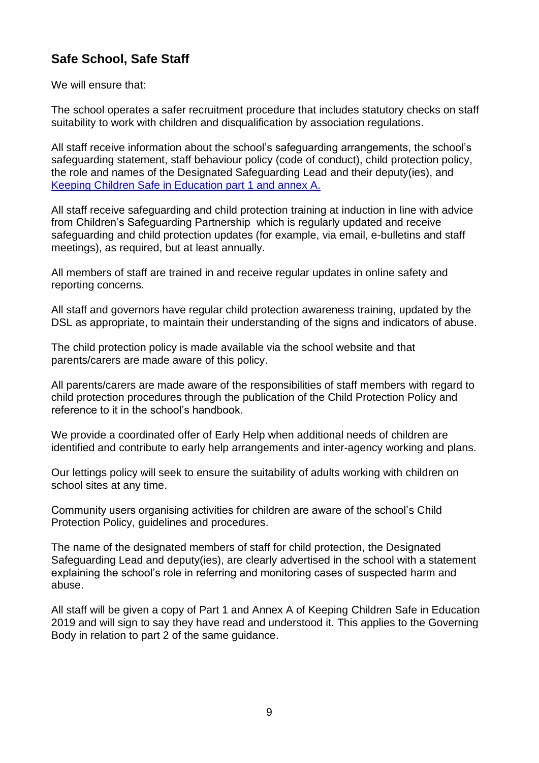## Safe School, Safe Staff

We will ensure that:

The school operates a safer recruitment procedure that includes statutory checks on staff suitability to work with children and disqualification by association regulations.

All staff receive information about the school's safeguarding arrangements, the school's safeguarding statement, staff behaviour policy (code of conduct), child protection policy, the role and names of the Designated Safeguarding Lead and their deputy(ies), and Keeping Children Safe in Education part 1 and annex A.

All staff receive safeguarding and child protection training at induction in line with advice from Children's Safeguarding Partnership which is regularly updated and receive safeguarding and child protection updates (for example, via email, e-bulletins and staff meetings), as required, but at least annually.

All members of staff are trained in and receive regular updates in online safety and reporting concerns.

All staff and governors have regular child protection awareness training, updated by the DSL as appropriate, to maintain their understanding of the signs and indicators of abuse.

The child protection policy is made available via the school website and that parents/carers are made aware of this policy.

All parents/carers are made aware of the responsibilities of staff members with regard to child protection procedures through the publication of the Child Protection Policy and reference to it in the school's handbook.

We provide a coordinated offer of Early Help when additional needs of children are identified and contribute to early help arrangements and inter-agency working and plans.

Our lettings policy will seek to ensure the suitability of adults working with children on school sites at any time.

Community users organising activities for children are aware of the school's Child Protection Policy, guidelines and procedures.

The name of the designated members of staff for child protection, the Designated Safeguarding Lead and deputy(ies), are clearly advertised in the school with a statement explaining the school's role in referring and monitoring cases of suspected harm and abuse.

All staff will be given a copy of Part 1 and Annex A of Keeping Children Safe in Education 2019 and will sign to say they have read and understood it. This applies to the Governing Body in relation to part 2 of the same guidance.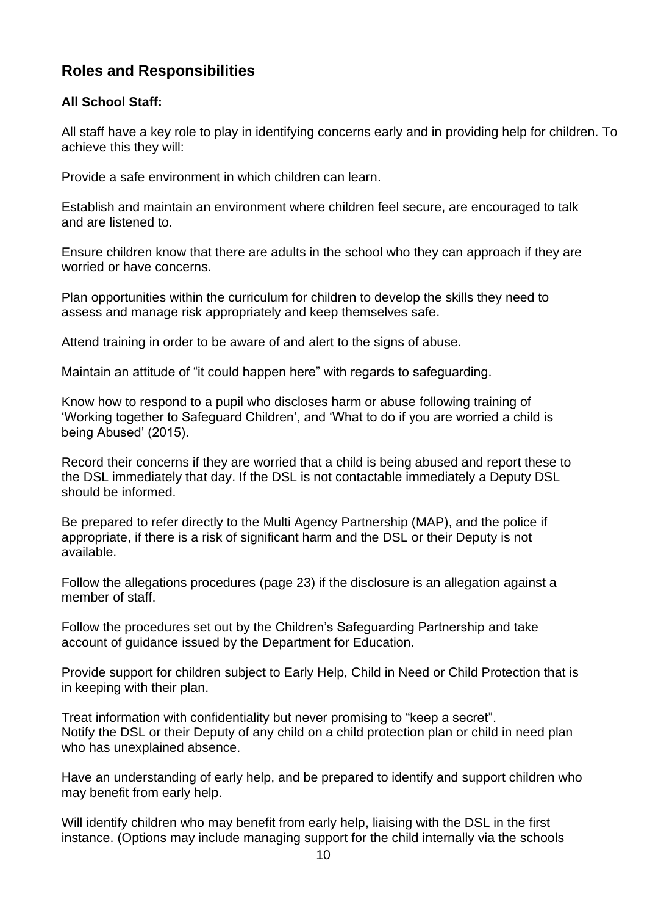## Roles and Responsibilities

**All School Staff:**

All staff have a key role to play in identifying concerns early and in providing help for children. To achieve this they will:

Provide a safe environment in which children can learn.

Establish and maintain an environment where children feel secure, are encouraged to talk and are listened to.

Ensure children know that there are adults in the school who they can approach if they are worried or have concerns.

Plan opportunities within the curriculum for children to develop the skills they need to assess and manage risk appropriately and keep themselves safe.

Attend training in order to be aware of and alert to the signs of abuse.

Maintain an attitude of "it could happen here" with regards to safeguarding.

Know how to respond to a pupil who discloses harm or abuse following training of 'Working together to Safeguard Children', and 'What to do if you are worried a child is being Abused' (2015).

Record their concerns if they are worried that a child is being abused and report these to the DSL immediately that day. If the DSL is not contactable immediately a Deputy DSL should be informed.

Be prepared to refer directly to the Multi Agency Partnership (MAP), and the police if appropriate, if there is a risk of significant harm and the DSL or their Deputy is not available.

Follow the allegations procedures (page 23) if the disclosure is an allegation against a member of staff.

Follow the procedures set out by the Children's Safeguarding Partnership and take account of guidance issued by the Department for Education.

Provide support for children subject to Early Help, Child in Need or Child Protection that is in keeping with their plan.

Treat information with confidentiality but never promising to "keep a secret".
Notify the DSL or their Deputy of any child on a child protection plan or child in need plan who has unexplained absence.

Have an understanding of early help, and be prepared to identify and support children who may benefit from early help.

Will identify children who may benefit from early help, liaising with the DSL in the first instance. (Options may include managing support for the child internally via the schools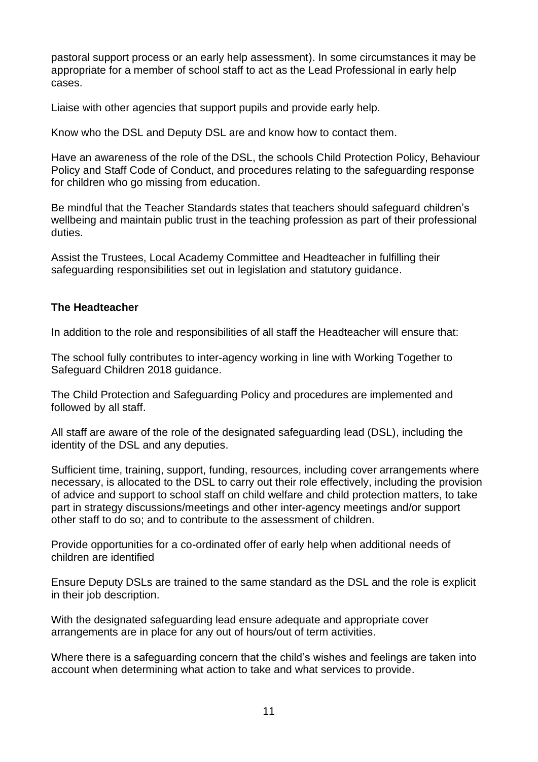pastoral support process or an early help assessment). In some circumstances it may be appropriate for a member of school staff to act as the Lead Professional in early help cases.

Liaise with other agencies that support pupils and provide early help.

Know who the DSL and Deputy DSL are and know how to contact them.

Have an awareness of the role of the DSL, the schools Child Protection Policy, Behaviour Policy and Staff Code of Conduct, and procedures relating to the safeguarding response for children who go missing from education.

Be mindful that the Teacher Standards states that teachers should safeguard children's wellbeing and maintain public trust in the teaching profession as part of their professional duties.

Assist the Trustees, Local Academy Committee and Headteacher in fulfilling their safeguarding responsibilities set out in legislation and statutory guidance.

**The Headteacher**

In addition to the role and responsibilities of all staff the Headteacher will ensure that:

The school fully contributes to inter-agency working in line with Working Together to Safeguard Children 2018 guidance.

The Child Protection and Safeguarding Policy and procedures are implemented and followed by all staff.

All staff are aware of the role of the designated safeguarding lead (DSL), including the identity of the DSL and any deputies.

Sufficient time, training, support, funding, resources, including cover arrangements where necessary, is allocated to the DSL to carry out their role effectively, including the provision of advice and support to school staff on child welfare and child protection matters, to take part in strategy discussions/meetings and other inter-agency meetings and/or support other staff to do so; and to contribute to the assessment of children.

Provide opportunities for a co-ordinated offer of early help when additional needs of children are identified

Ensure Deputy DSLs are trained to the same standard as the DSL and the role is explicit in their job description.

With the designated safeguarding lead ensure adequate and appropriate cover arrangements are in place for any out of hours/out of term activities.

Where there is a safeguarding concern that the child's wishes and feelings are taken into account when determining what action to take and what services to provide.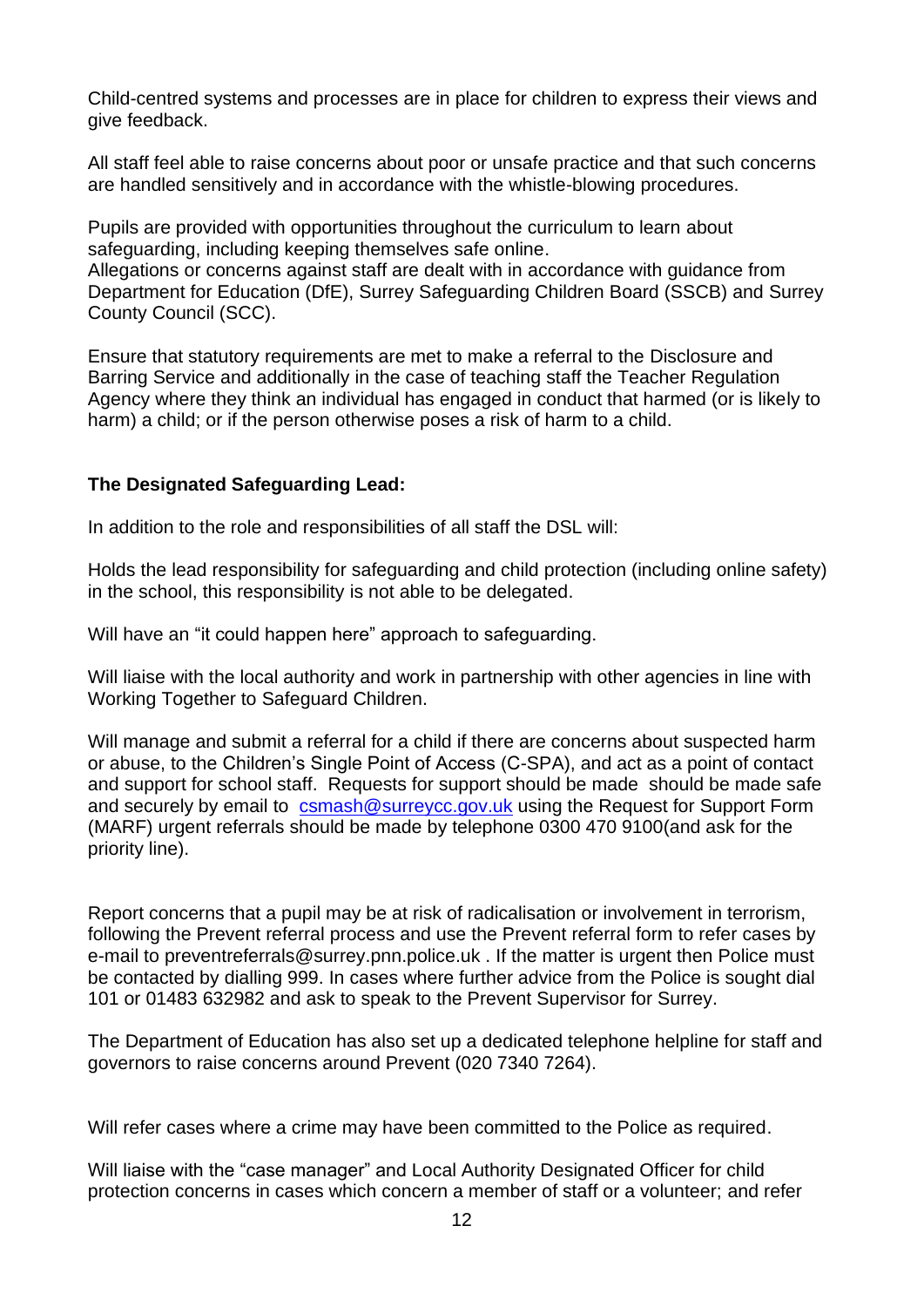Child-centred systems and processes are in place for children to express their views and give feedback.

All staff feel able to raise concerns about poor or unsafe practice and that such concerns are handled sensitively and in accordance with the whistle-blowing procedures.

Pupils are provided with opportunities throughout the curriculum to learn about safeguarding, including keeping themselves safe online.
Allegations or concerns against staff are dealt with in accordance with guidance from Department for Education (DfE), Surrey Safeguarding Children Board (SSCB) and Surrey County Council (SCC).

Ensure that statutory requirements are met to make a referral to the Disclosure and Barring Service and additionally in the case of teaching staff the Teacher Regulation Agency where they think an individual has engaged in conduct that harmed (or is likely to harm) a child; or if the person otherwise poses a risk of harm to a child.

**The Designated Safeguarding Lead:**

In addition to the role and responsibilities of all staff the DSL will:

Holds the lead responsibility for safeguarding and child protection (including online safety) in the school, this responsibility is not able to be delegated.

Will have an "it could happen here" approach to safeguarding.

Will liaise with the local authority and work in partnership with other agencies in line with Working Together to Safeguard Children.

Will manage and submit a referral for a child if there are concerns about suspected harm or abuse, to the Children's Single Point of Access (C-SPA), and act as a point of contact and support for school staff. Requests for support should be made should be made safe and securely by email to [csmash@surreycc.gov.uk](mailto:csmash@surreycc.gov.uk) using the Request for Support Form (MARF) urgent referrals should be made by telephone 0300 470 9100(and ask for the priority line).

Report concerns that a pupil may be at risk of radicalisation or involvement in terrorism, following the Prevent referral process and use the Prevent referral form to refer cases by e-mail to preventreferrals@surrey.pnn.police.uk . If the matter is urgent then Police must be contacted by dialling 999. In cases where further advice from the Police is sought dial 101 or 01483 632982 and ask to speak to the Prevent Supervisor for Surrey.

The Department of Education has also set up a dedicated telephone helpline for staff and governors to raise concerns around Prevent (020 7340 7264).

Will refer cases where a crime may have been committed to the Police as required.

Will liaise with the "case manager" and Local Authority Designated Officer for child protection concerns in cases which concern a member of staff or a volunteer; and refer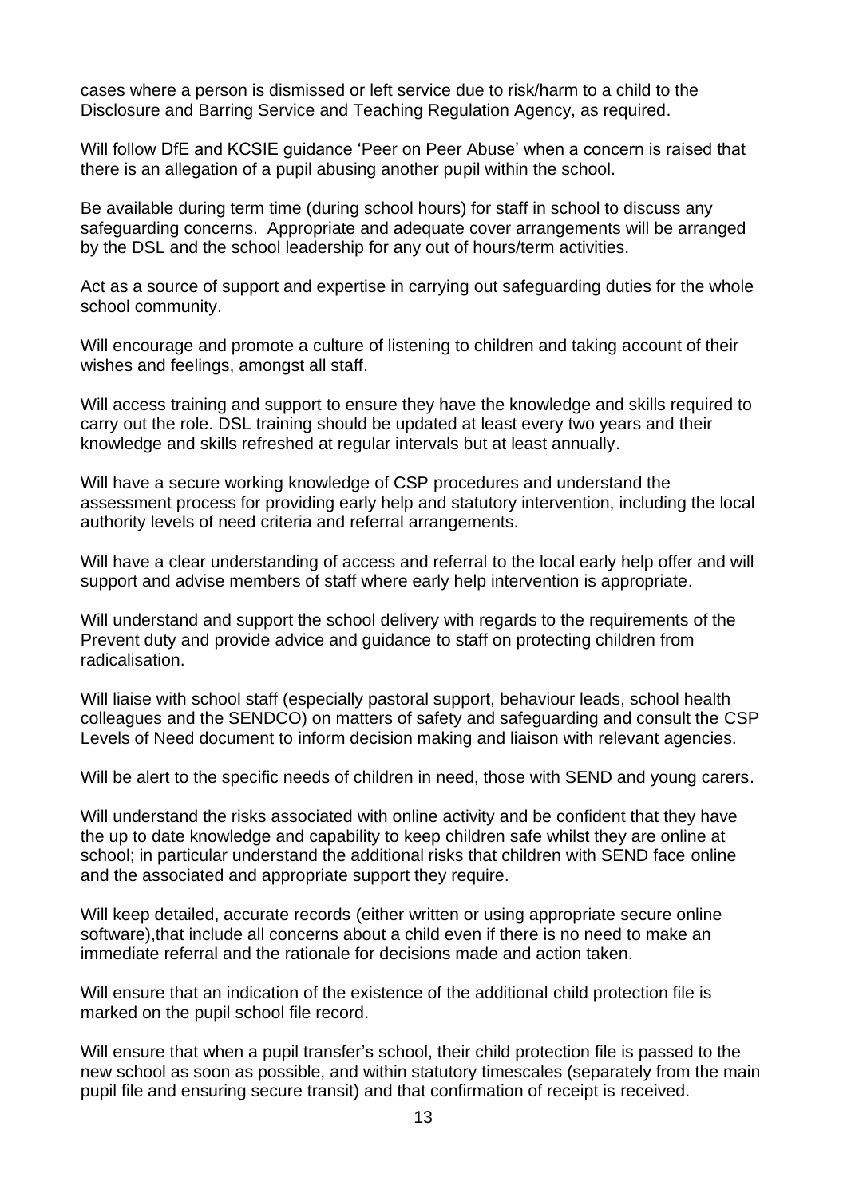cases where a person is dismissed or left service due to risk/harm to a child to the Disclosure and Barring Service and Teaching Regulation Agency, as required.

Will follow DfE and KCSIE guidance 'Peer on Peer Abuse' when a concern is raised that there is an allegation of a pupil abusing another pupil within the school.

Be available during term time (during school hours) for staff in school to discuss any safeguarding concerns. Appropriate and adequate cover arrangements will be arranged by the DSL and the school leadership for any out of hours/term activities.

Act as a source of support and expertise in carrying out safeguarding duties for the whole school community.

Will encourage and promote a culture of listening to children and taking account of their wishes and feelings, amongst all staff.

Will access training and support to ensure they have the knowledge and skills required to carry out the role. DSL training should be updated at least every two years and their knowledge and skills refreshed at regular intervals but at least annually.

Will have a secure working knowledge of CSP procedures and understand the assessment process for providing early help and statutory intervention, including the local authority levels of need criteria and referral arrangements.

Will have a clear understanding of access and referral to the local early help offer and will support and advise members of staff where early help intervention is appropriate.

Will understand and support the school delivery with regards to the requirements of the Prevent duty and provide advice and guidance to staff on protecting children from radicalisation.

Will liaise with school staff (especially pastoral support, behaviour leads, school health colleagues and the SENDCO) on matters of safety and safeguarding and consult the CSP Levels of Need document to inform decision making and liaison with relevant agencies.

Will be alert to the specific needs of children in need, those with SEND and young carers.

Will understand the risks associated with online activity and be confident that they have the up to date knowledge and capability to keep children safe whilst they are online at school; in particular understand the additional risks that children with SEND face online and the associated and appropriate support they require.

Will keep detailed, accurate records (either written or using appropriate secure online software),that include all concerns about a child even if there is no need to make an immediate referral and the rationale for decisions made and action taken.

Will ensure that an indication of the existence of the additional child protection file is marked on the pupil school file record.

Will ensure that when a pupil transfer's school, their child protection file is passed to the new school as soon as possible, and within statutory timescales (separately from the main pupil file and ensuring secure transit) and that confirmation of receipt is received.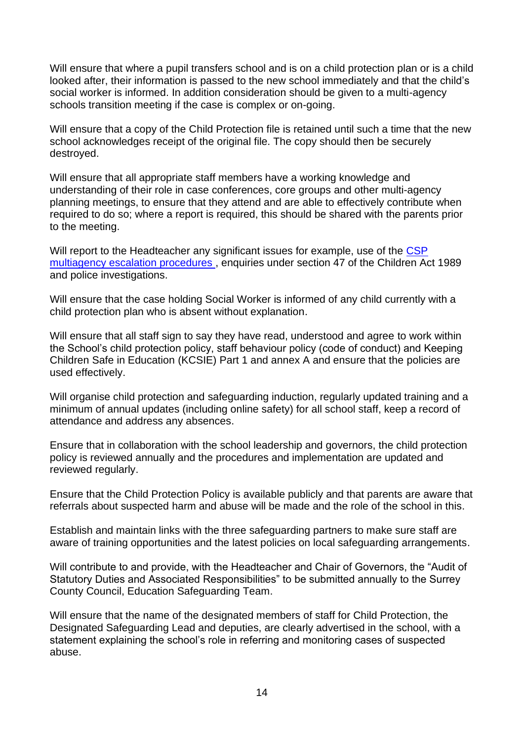Will ensure that where a pupil transfers school and is on a child protection plan or is a child looked after, their information is passed to the new school immediately and that the child's social worker is informed. In addition consideration should be given to a multi-agency schools transition meeting if the case is complex or on-going.

Will ensure that a copy of the Child Protection file is retained until such a time that the new school acknowledges receipt of the original file. The copy should then be securely destroyed.

Will ensure that all appropriate staff members have a working knowledge and understanding of their role in case conferences, core groups and other multi-agency planning meetings, to ensure that they attend and are able to effectively contribute when required to do so; where a report is required, this should be shared with the parents prior to the meeting.

Will report to the Headteacher any significant issues for example, use of the [CSP multiagency escalation procedures](), enquiries under section 47 of the Children Act 1989 and police investigations.

Will ensure that the case holding Social Worker is informed of any child currently with a child protection plan who is absent without explanation.

Will ensure that all staff sign to say they have read, understood and agree to work within the School's child protection policy, staff behaviour policy (code of conduct) and Keeping Children Safe in Education (KCSIE) Part 1 and annex A and ensure that the policies are used effectively.

Will organise child protection and safeguarding induction, regularly updated training and a minimum of annual updates (including online safety) for all school staff, keep a record of attendance and address any absences.

Ensure that in collaboration with the school leadership and governors, the child protection policy is reviewed annually and the procedures and implementation are updated and reviewed regularly.

Ensure that the Child Protection Policy is available publicly and that parents are aware that referrals about suspected harm and abuse will be made and the role of the school in this.

Establish and maintain links with the three safeguarding partners to make sure staff are aware of training opportunities and the latest policies on local safeguarding arrangements.

Will contribute to and provide, with the Headteacher and Chair of Governors, the "Audit of Statutory Duties and Associated Responsibilities" to be submitted annually to the Surrey County Council, Education Safeguarding Team.

Will ensure that the name of the designated members of staff for Child Protection, the Designated Safeguarding Lead and deputies, are clearly advertised in the school, with a statement explaining the school's role in referring and monitoring cases of suspected abuse.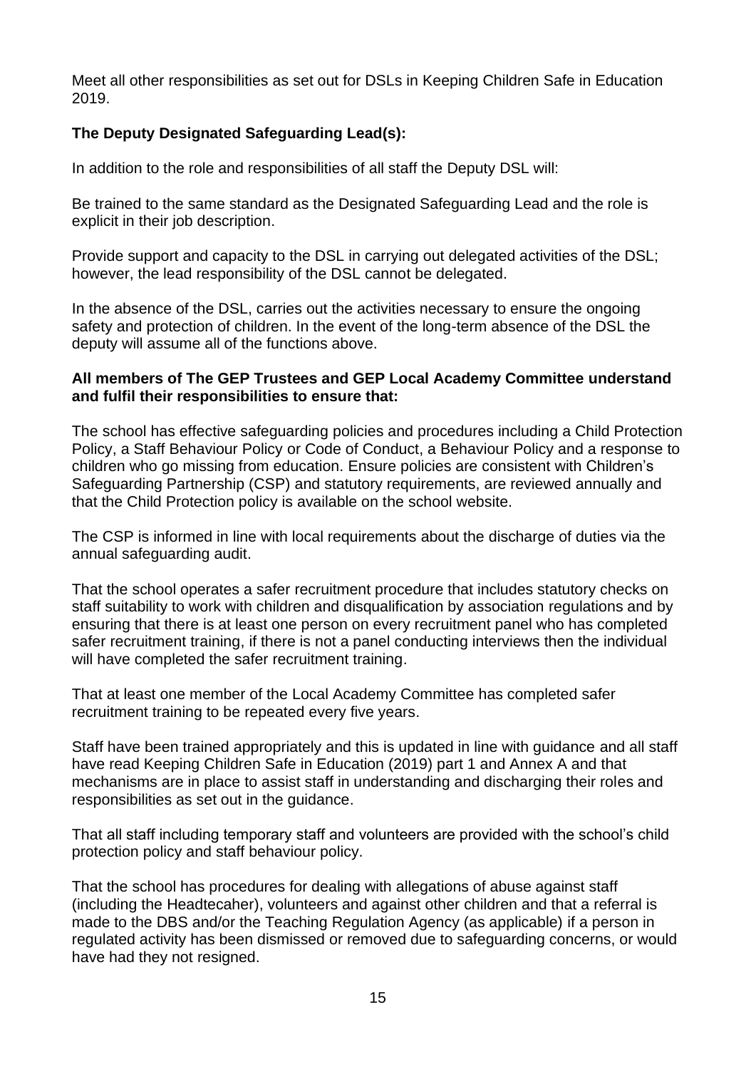Meet all other responsibilities as set out for DSLs in Keeping Children Safe in Education 2019.

**The Deputy Designated Safeguarding Lead(s):**

In addition to the role and responsibilities of all staff the Deputy DSL will:

Be trained to the same standard as the Designated Safeguarding Lead and the role is explicit in their job description.

Provide support and capacity to the DSL in carrying out delegated activities of the DSL; however, the lead responsibility of the DSL cannot be delegated.

In the absence of the DSL, carries out the activities necessary to ensure the ongoing safety and protection of children. In the event of the long-term absence of the DSL the deputy will assume all of the functions above.

**All members of The GEP Trustees and GEP Local Academy Committee understand and fulfil their responsibilities to ensure that:**

The school has effective safeguarding policies and procedures including a Child Protection Policy, a Staff Behaviour Policy or Code of Conduct, a Behaviour Policy and a response to children who go missing from education. Ensure policies are consistent with Children's Safeguarding Partnership (CSP) and statutory requirements, are reviewed annually and that the Child Protection policy is available on the school website.

The CSP is informed in line with local requirements about the discharge of duties via the annual safeguarding audit.

That the school operates a safer recruitment procedure that includes statutory checks on staff suitability to work with children and disqualification by association regulations and by ensuring that there is at least one person on every recruitment panel who has completed safer recruitment training, if there is not a panel conducting interviews then the individual will have completed the safer recruitment training.

That at least one member of the Local Academy Committee has completed safer recruitment training to be repeated every five years.

Staff have been trained appropriately and this is updated in line with guidance and all staff have read Keeping Children Safe in Education (2019) part 1 and Annex A and that mechanisms are in place to assist staff in understanding and discharging their roles and responsibilities as set out in the guidance.

That all staff including temporary staff and volunteers are provided with the school's child protection policy and staff behaviour policy.

That the school has procedures for dealing with allegations of abuse against staff (including the Headtecaher), volunteers and against other children and that a referral is made to the DBS and/or the Teaching Regulation Agency (as applicable) if a person in regulated activity has been dismissed or removed due to safeguarding concerns, or would have had they not resigned.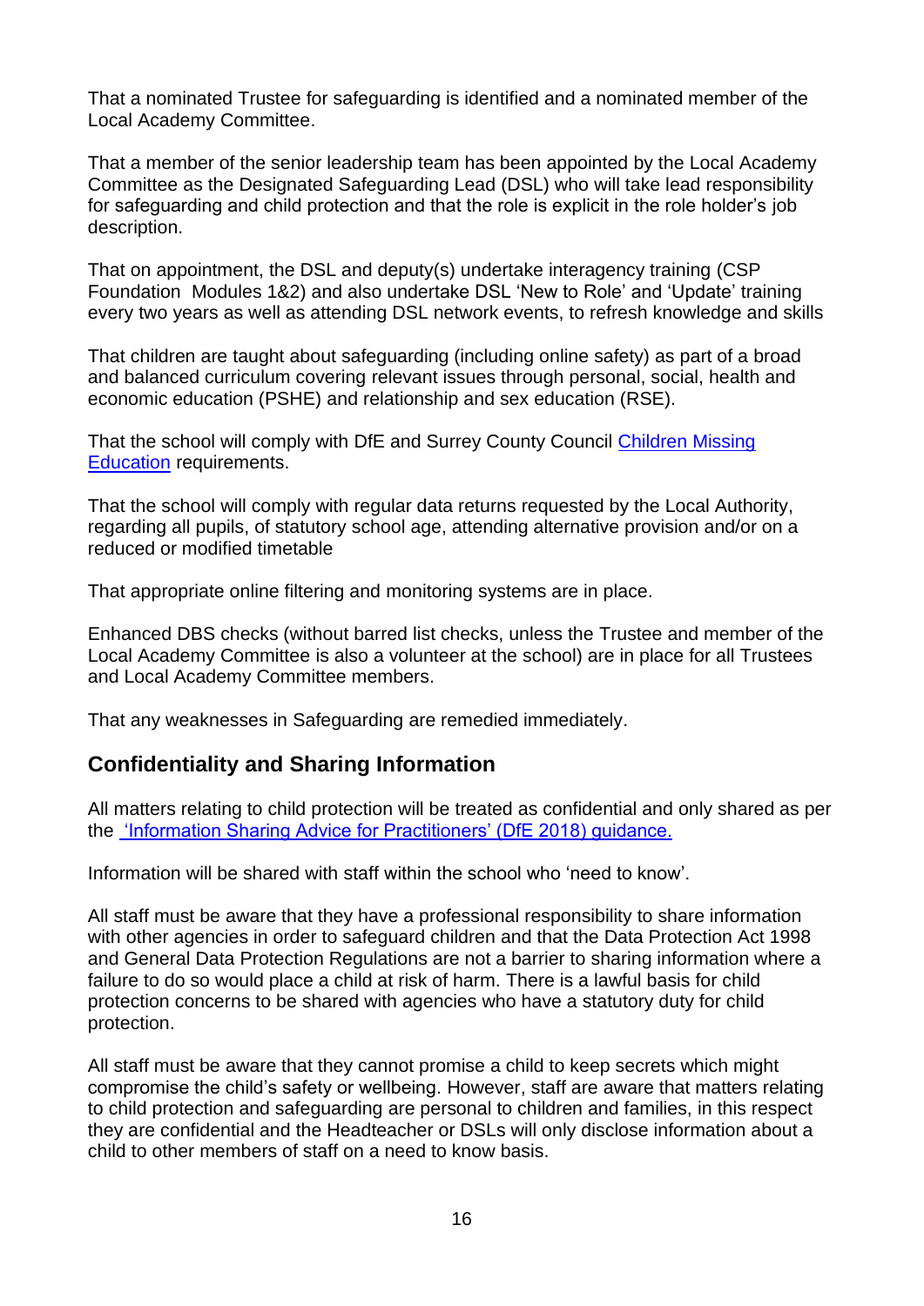That a nominated Trustee for safeguarding is identified and a nominated member of the Local Academy Committee.

That a member of the senior leadership team has been appointed by the Local Academy Committee as the Designated Safeguarding Lead (DSL) who will take lead responsibility for safeguarding and child protection and that the role is explicit in the role holder's job description.

That on appointment, the DSL and deputy(s) undertake interagency training (CSP Foundation Modules 1&2) and also undertake DSL 'New to Role' and 'Update' training every two years as well as attending DSL network events, to refresh knowledge and skills

That children are taught about safeguarding (including online safety) as part of a broad and balanced curriculum covering relevant issues through personal, social, health and economic education (PSHE) and relationship and sex education (RSE).

That the school will comply with DfE and Surrey County Council [Children Missing Education](#) requirements.

That the school will comply with regular data returns requested by the Local Authority, regarding all pupils, of statutory school age, attending alternative provision and/or on a reduced or modified timetable

That appropriate online filtering and monitoring systems are in place.

Enhanced DBS checks (without barred list checks, unless the Trustee and member of the Local Academy Committee is also a volunteer at the school) are in place for all Trustees and Local Academy Committee members.

That any weaknesses in Safeguarding are remedied immediately.

## Confidentiality and Sharing Information

All matters relating to child protection will be treated as confidential and only shared as per the ['Information Sharing Advice for Practitioners' (DfE 2018) guidance.](#)

Information will be shared with staff within the school who 'need to know'.

All staff must be aware that they have a professional responsibility to share information with other agencies in order to safeguard children and that the Data Protection Act 1998 and General Data Protection Regulations are not a barrier to sharing information where a failure to do so would place a child at risk of harm. There is a lawful basis for child protection concerns to be shared with agencies who have a statutory duty for child protection.

All staff must be aware that they cannot promise a child to keep secrets which might compromise the child's safety or wellbeing. However, staff are aware that matters relating to child protection and safeguarding are personal to children and families, in this respect they are confidential and the Headteacher or DSLs will only disclose information about a child to other members of staff on a need to know basis.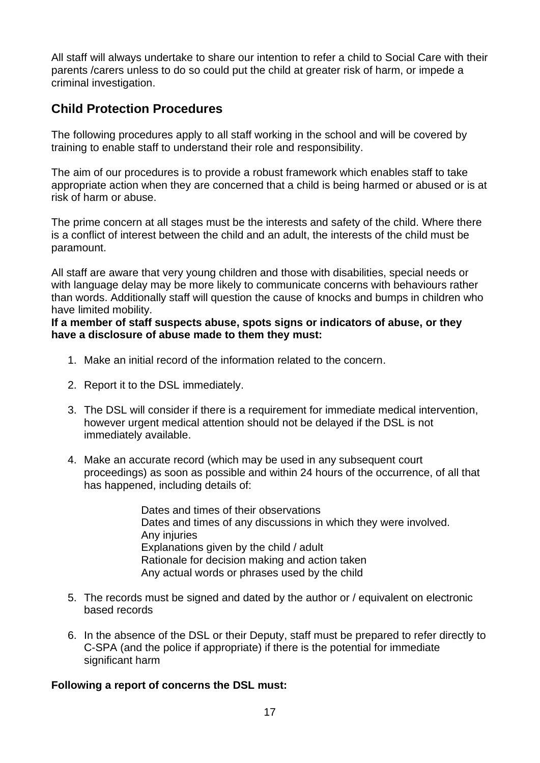All staff will always undertake to share our intention to refer a child to Social Care with their parents /carers unless to do so could put the child at greater risk of harm, or impede a criminal investigation.

## Child Protection Procedures

The following procedures apply to all staff working in the school and will be covered by training to enable staff to understand their role and responsibility.

The aim of our procedures is to provide a robust framework which enables staff to take appropriate action when they are concerned that a child is being harmed or abused or is at risk of harm or abuse.

The prime concern at all stages must be the interests and safety of the child. Where there is a conflict of interest between the child and an adult, the interests of the child must be paramount.

All staff are aware that very young children and those with disabilities, special needs or with language delay may be more likely to communicate concerns with behaviours rather than words. Additionally staff will question the cause of knocks and bumps in children who have limited mobility.

**If a member of staff suspects abuse, spots signs or indicators of abuse, or they have a disclosure of abuse made to them they must:**

1. Make an initial record of the information related to the concern.

2. Report it to the DSL immediately.

3. The DSL will consider if there is a requirement for immediate medical intervention, however urgent medical attention should not be delayed if the DSL is not immediately available.

4. Make an accurate record (which may be used in any subsequent court proceedings) as soon as possible and within 24 hours of the occurrence, of all that has happened, including details of:

   Dates and times of their observations
   Dates and times of any discussions in which they were involved.
   Any injuries
   Explanations given by the child / adult
   Rationale for decision making and action taken
   Any actual words or phrases used by the child

5. The records must be signed and dated by the author or / equivalent on electronic based records

6. In the absence of the DSL or their Deputy, staff must be prepared to refer directly to C-SPA (and the police if appropriate) if there is the potential for immediate significant harm

**Following a report of concerns the DSL must:**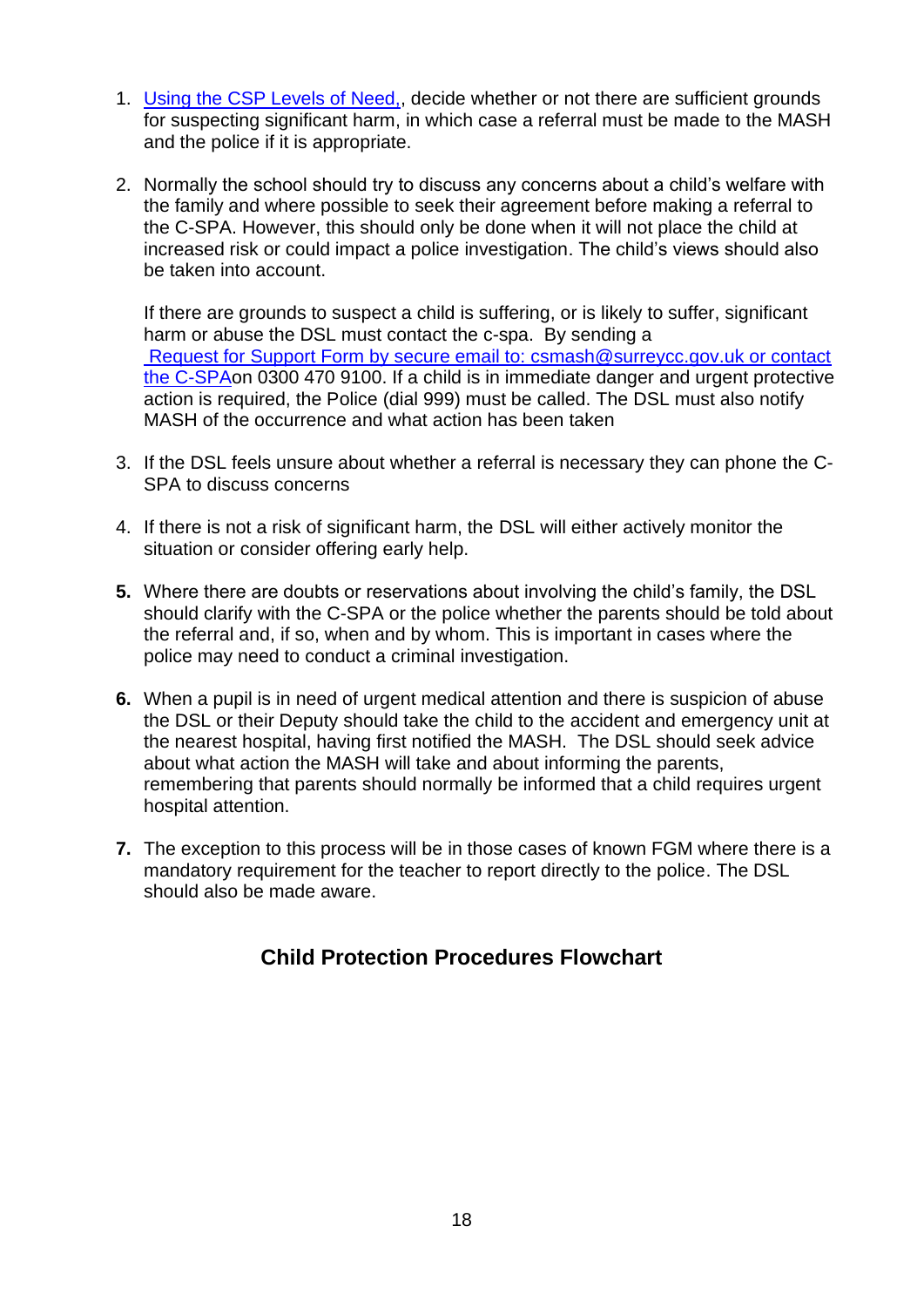1. Using the CSP Levels of Need,, decide whether or not there are sufficient grounds for suspecting significant harm, in which case a referral must be made to the MASH and the police if it is appropriate.

2. Normally the school should try to discuss any concerns about a child's welfare with the family and where possible to seek their agreement before making a referral to the C-SPA. However, this should only be done when it will not place the child at increased risk or could impact a police investigation. The child's views should also be taken into account.

   If there are grounds to suspect a child is suffering, or is likely to suffer, significant harm or abuse the DSL must contact the c-spa. By sending a Request for Support Form by secure email to: csmash@surreycc.gov.uk or contact the C-SPAon 0300 470 9100. If a child is in immediate danger and urgent protective action is required, the Police (dial 999) must be called. The DSL must also notify MASH of the occurrence and what action has been taken

3. If the DSL feels unsure about whether a referral is necessary they can phone the C-SPA to discuss concerns

4. If there is not a risk of significant harm, the DSL will either actively monitor the situation or consider offering early help.

5. Where there are doubts or reservations about involving the child's family, the DSL should clarify with the C-SPA or the police whether the parents should be told about the referral and, if so, when and by whom. This is important in cases where the police may need to conduct a criminal investigation.

6. When a pupil is in need of urgent medical attention and there is suspicion of abuse the DSL or their Deputy should take the child to the accident and emergency unit at the nearest hospital, having first notified the MASH. The DSL should seek advice about what action the MASH will take and about informing the parents, remembering that parents should normally be informed that a child requires urgent hospital attention.

7. The exception to this process will be in those cases of known FGM where there is a mandatory requirement for the teacher to report directly to the police. The DSL should also be made aware.

## Child Protection Procedures Flowchart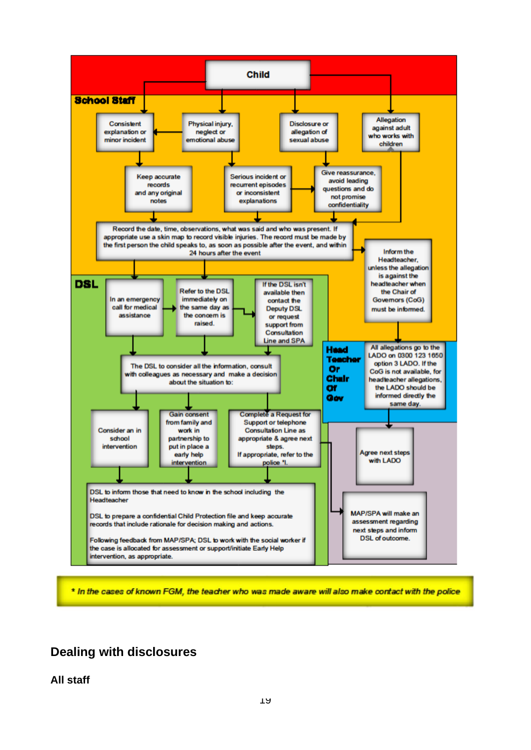**Child**

**School Staff**

- Consistent explanation or minor incident
  - Keep accurate records and any original notes
- Physical injury, neglect or emotional abuse
  - Serious incident or recurrent episodes or inconsistent explanations
- Disclosure or allegation of sexual abuse
  - Give reassurance, avoid leading questions and do not promise confidentiality
- Allegation against adult who works with children

Record the date, time, observations, what was said and who was present. If appropriate use a skin map to record visible injuries. The record must be made by the first person the child speaks to, as soon as possible after the event, and within 24 hours after the event

Inform the Headteacher, unless the allegation is against the headteacher when the Chair of Governors (CoG) must be informed.

**DSL**

- In an emergency call for medical assistance
- Refer to the DSL immediately on the same day as the concern is raised.
- If the DSL isn't available then contact the Deputy DSL or request support from Consultation Line and SPA

The DSL to consider all the information, consult with colleagues as necessary and make a decision about the situation to:

- Consider an in school intervention
- Gain consent from family and work in partnership to put in place a early help intervention
- Complete a Request for Support or telephone Consultation Line as appropriate & agree next steps. If appropriate, refer to the police *!.

DSL to inform those that need to know in the school including the Headteacher

DSL to prepare a confidential Child Protection file and keep accurate records that include rationale for decision making and actions.

Following feedback from MAP/SPA; DSL to work with the social worker if the case is allocated for assessment or support/initiate Early Help intervention, as appropriate.

**Head Teacher Or Chair Of Gov**

All allegations go to the LADO on 0300 123 1650 option 3 LADO. If the CoG is not available, for headteacher allegations, the LADO should be informed directly the same day.

Agree next steps with LADO

MAP/SPA will make an assessment regarding next steps and inform DSL of outcome.

*\* In the cases of known FGM, the teacher who was made aware will also make contact with the police*

## Dealing with disclosures

### All staff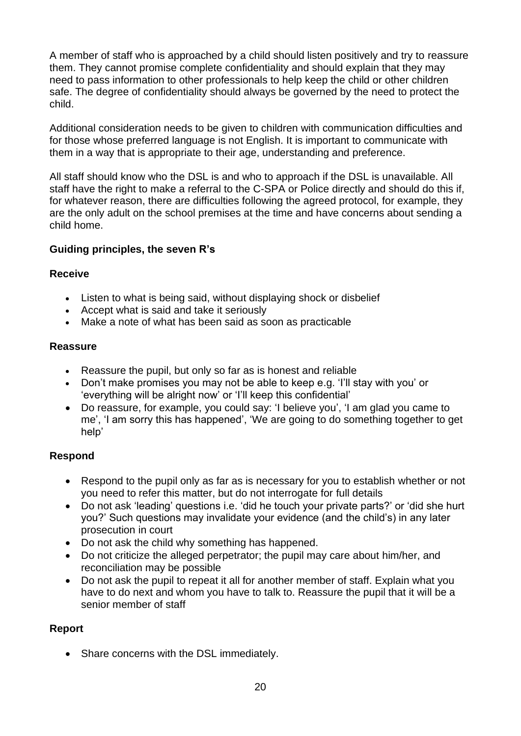A member of staff who is approached by a child should listen positively and try to reassure them. They cannot promise complete confidentiality and should explain that they may need to pass information to other professionals to help keep the child or other children safe. The degree of confidentiality should always be governed by the need to protect the child.

Additional consideration needs to be given to children with communication difficulties and for those whose preferred language is not English. It is important to communicate with them in a way that is appropriate to their age, understanding and preference.

All staff should know who the DSL is and who to approach if the DSL is unavailable. All staff have the right to make a referral to the C-SPA or Police directly and should do this if, for whatever reason, there are difficulties following the agreed protocol, for example, they are the only adult on the school premises at the time and have concerns about sending a child home.

### Guiding principles, the seven R's

#### Receive

- Listen to what is being said, without displaying shock or disbelief
- Accept what is said and take it seriously
- Make a note of what has been said as soon as practicable

#### Reassure

- Reassure the pupil, but only so far as is honest and reliable
- Don't make promises you may not be able to keep e.g. 'I'll stay with you' or 'everything will be alright now' or 'I'll keep this confidential'
- Do reassure, for example, you could say: 'I believe you', 'I am glad you came to me', 'I am sorry this has happened', 'We are going to do something together to get help'

#### Respond

- Respond to the pupil only as far as is necessary for you to establish whether or not you need to refer this matter, but do not interrogate for full details
- Do not ask 'leading' questions i.e. 'did he touch your private parts?' or 'did she hurt you?' Such questions may invalidate your evidence (and the child's) in any later prosecution in court
- Do not ask the child why something has happened.
- Do not criticize the alleged perpetrator; the pupil may care about him/her, and reconciliation may be possible
- Do not ask the pupil to repeat it all for another member of staff. Explain what you have to do next and whom you have to talk to. Reassure the pupil that it will be a senior member of staff

#### Report

- Share concerns with the DSL immediately.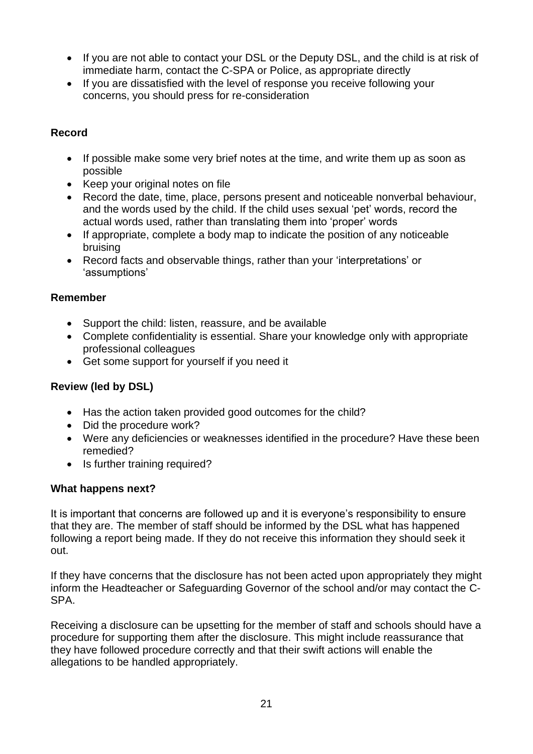- If you are not able to contact your DSL or the Deputy DSL, and the child is at risk of immediate harm, contact the C-SPA or Police, as appropriate directly
- If you are dissatisfied with the level of response you receive following your concerns, you should press for re-consideration

**Record**

- If possible make some very brief notes at the time, and write them up as soon as possible
- Keep your original notes on file
- Record the date, time, place, persons present and noticeable nonverbal behaviour, and the words used by the child. If the child uses sexual 'pet' words, record the actual words used, rather than translating them into 'proper' words
- If appropriate, complete a body map to indicate the position of any noticeable bruising
- Record facts and observable things, rather than your 'interpretations' or 'assumptions'

**Remember**

- Support the child: listen, reassure, and be available
- Complete confidentiality is essential. Share your knowledge only with appropriate professional colleagues
- Get some support for yourself if you need it

**Review (led by DSL)**

- Has the action taken provided good outcomes for the child?
- Did the procedure work?
- Were any deficiencies or weaknesses identified in the procedure? Have these been remedied?
- Is further training required?

**What happens next?**

It is important that concerns are followed up and it is everyone's responsibility to ensure that they are. The member of staff should be informed by the DSL what has happened following a report being made. If they do not receive this information they should seek it out.

If they have concerns that the disclosure has not been acted upon appropriately they might inform the Headteacher or Safeguarding Governor of the school and/or may contact the C-SPA.

Receiving a disclosure can be upsetting for the member of staff and schools should have a procedure for supporting them after the disclosure. This might include reassurance that they have followed procedure correctly and that their swift actions will enable the allegations to be handled appropriately.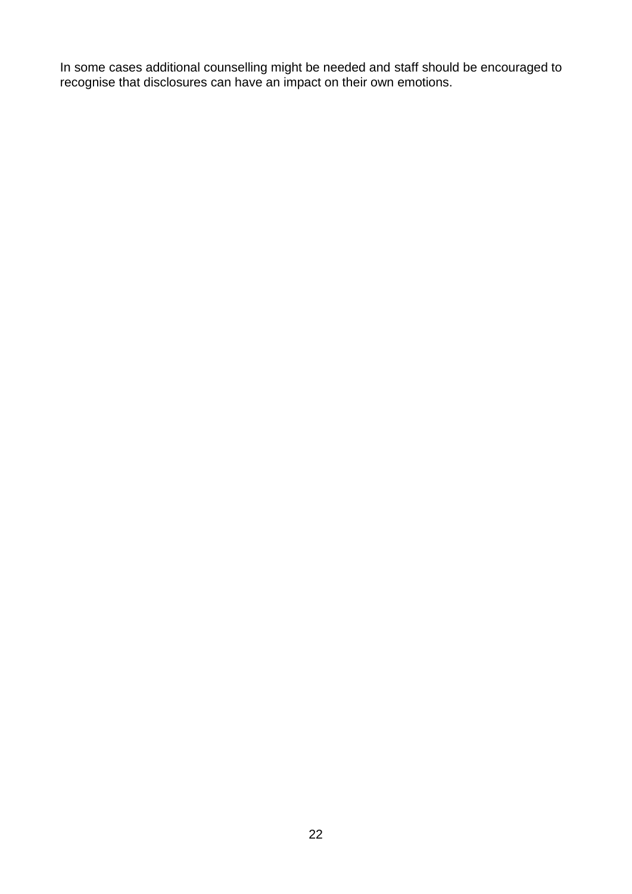In some cases additional counselling might be needed and staff should be encouraged to recognise that disclosures can have an impact on their own emotions.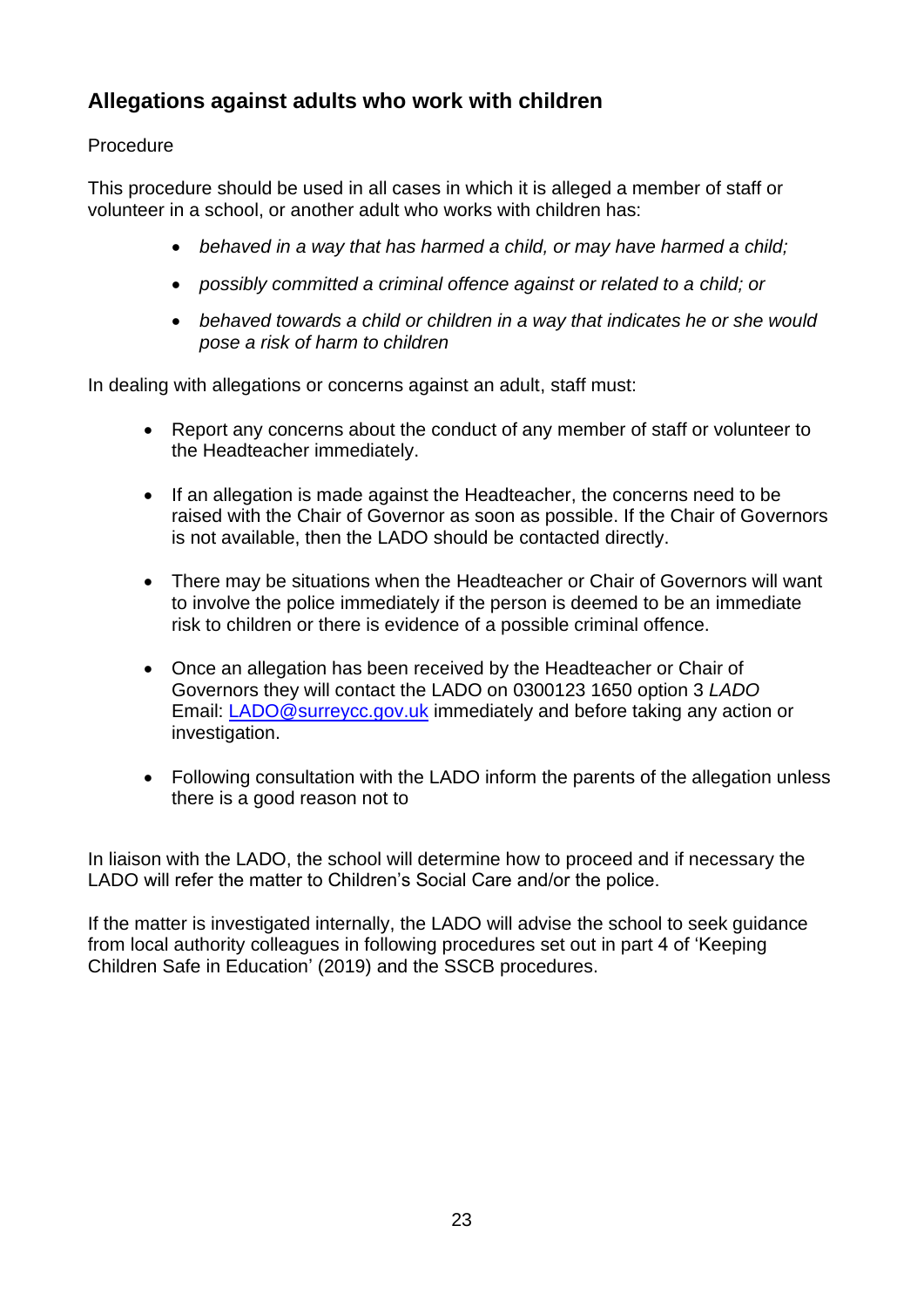## Allegations against adults who work with children

Procedure

This procedure should be used in all cases in which it is alleged a member of staff or volunteer in a school, or another adult who works with children has:

- *behaved in a way that has harmed a child, or may have harmed a child;*
- *possibly committed a criminal offence against or related to a child; or*
- *behaved towards a child or children in a way that indicates he or she would pose a risk of harm to children*

In dealing with allegations or concerns against an adult, staff must:

- Report any concerns about the conduct of any member of staff or volunteer to the Headteacher immediately.
- If an allegation is made against the Headteacher, the concerns need to be raised with the Chair of Governor as soon as possible. If the Chair of Governors is not available, then the LADO should be contacted directly.
- There may be situations when the Headteacher or Chair of Governors will want to involve the police immediately if the person is deemed to be an immediate risk to children or there is evidence of a possible criminal offence.
- Once an allegation has been received by the Headteacher or Chair of Governors they will contact the LADO on 0300123 1650 option 3 *LADO* Email: [LADO@surreycc.gov.uk](mailto:LADO@surreycc.gov.uk) immediately and before taking any action or investigation.
- Following consultation with the LADO inform the parents of the allegation unless there is a good reason not to

In liaison with the LADO, the school will determine how to proceed and if necessary the LADO will refer the matter to Children's Social Care and/or the police.

If the matter is investigated internally, the LADO will advise the school to seek guidance from local authority colleagues in following procedures set out in part 4 of 'Keeping Children Safe in Education' (2019) and the SSCB procedures.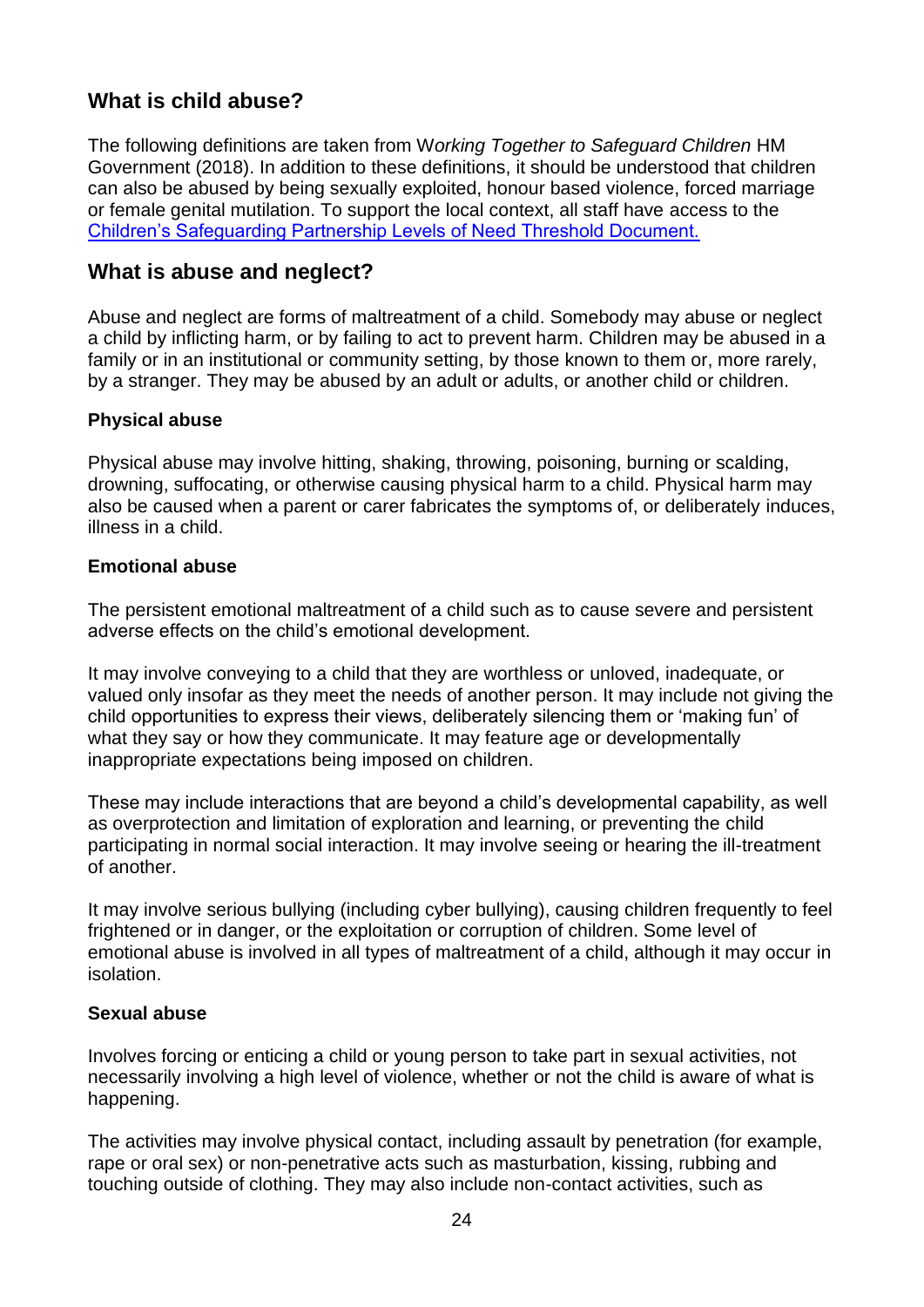## What is child abuse?

The following definitions are taken from W*orking Together to Safeguard Children* HM Government (2018). In addition to these definitions, it should be understood that children can also be abused by being sexually exploited, honour based violence, forced marriage or female genital mutilation. To support the local context, all staff have access to the Children's Safeguarding Partnership Levels of Need Threshold Document.

## What is abuse and neglect?

Abuse and neglect are forms of maltreatment of a child. Somebody may abuse or neglect a child by inflicting harm, or by failing to act to prevent harm. Children may be abused in a family or in an institutional or community setting, by those known to them or, more rarely, by a stranger. They may be abused by an adult or adults, or another child or children.

**Physical abuse**

Physical abuse may involve hitting, shaking, throwing, poisoning, burning or scalding, drowning, suffocating, or otherwise causing physical harm to a child. Physical harm may also be caused when a parent or carer fabricates the symptoms of, or deliberately induces, illness in a child.

**Emotional abuse**

The persistent emotional maltreatment of a child such as to cause severe and persistent adverse effects on the child's emotional development.

It may involve conveying to a child that they are worthless or unloved, inadequate, or valued only insofar as they meet the needs of another person. It may include not giving the child opportunities to express their views, deliberately silencing them or 'making fun' of what they say or how they communicate. It may feature age or developmentally inappropriate expectations being imposed on children.

These may include interactions that are beyond a child's developmental capability, as well as overprotection and limitation of exploration and learning, or preventing the child participating in normal social interaction. It may involve seeing or hearing the ill-treatment of another.

It may involve serious bullying (including cyber bullying), causing children frequently to feel frightened or in danger, or the exploitation or corruption of children. Some level of emotional abuse is involved in all types of maltreatment of a child, although it may occur in isolation.

**Sexual abuse**

Involves forcing or enticing a child or young person to take part in sexual activities, not necessarily involving a high level of violence, whether or not the child is aware of what is happening.

The activities may involve physical contact, including assault by penetration (for example, rape or oral sex) or non-penetrative acts such as masturbation, kissing, rubbing and touching outside of clothing. They may also include non-contact activities, such as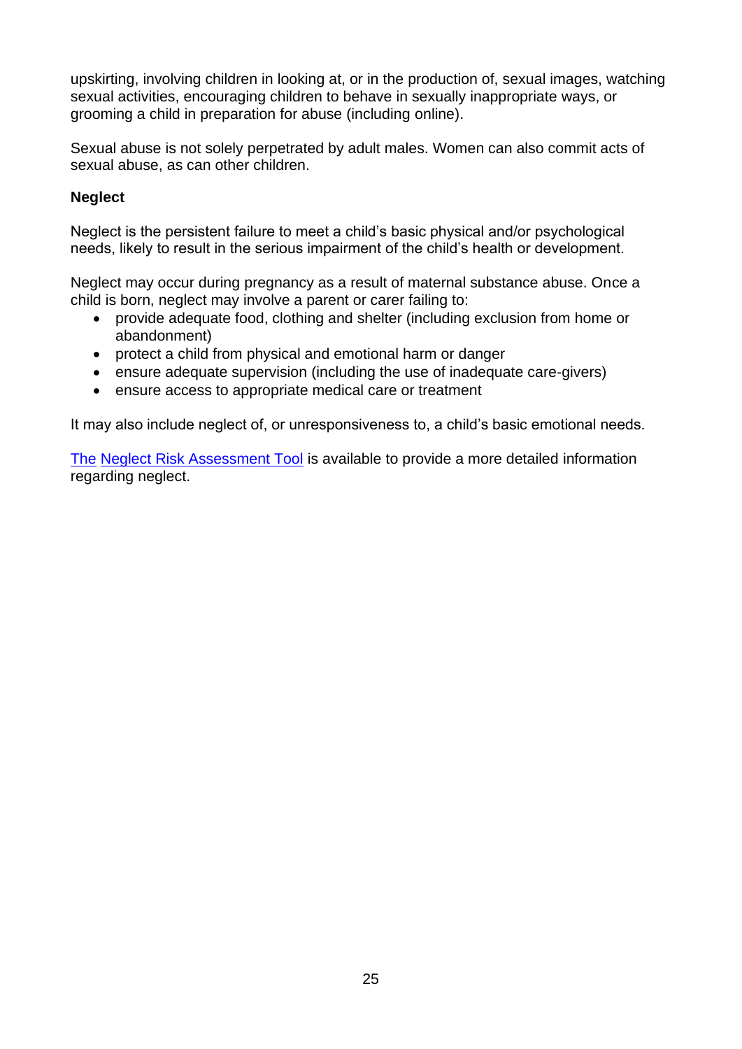upskirting, involving children in looking at, or in the production of, sexual images, watching sexual activities, encouraging children to behave in sexually inappropriate ways, or grooming a child in preparation for abuse (including online).

Sexual abuse is not solely perpetrated by adult males. Women can also commit acts of sexual abuse, as can other children.

**Neglect**

Neglect is the persistent failure to meet a child's basic physical and/or psychological needs, likely to result in the serious impairment of the child's health or development.

Neglect may occur during pregnancy as a result of maternal substance abuse. Once a child is born, neglect may involve a parent or carer failing to:

- provide adequate food, clothing and shelter (including exclusion from home or abandonment)
- protect a child from physical and emotional harm or danger
- ensure adequate supervision (including the use of inadequate care-givers)
- ensure access to appropriate medical care or treatment

It may also include neglect of, or unresponsiveness to, a child's basic emotional needs.

The Neglect Risk Assessment Tool is available to provide a more detailed information regarding neglect.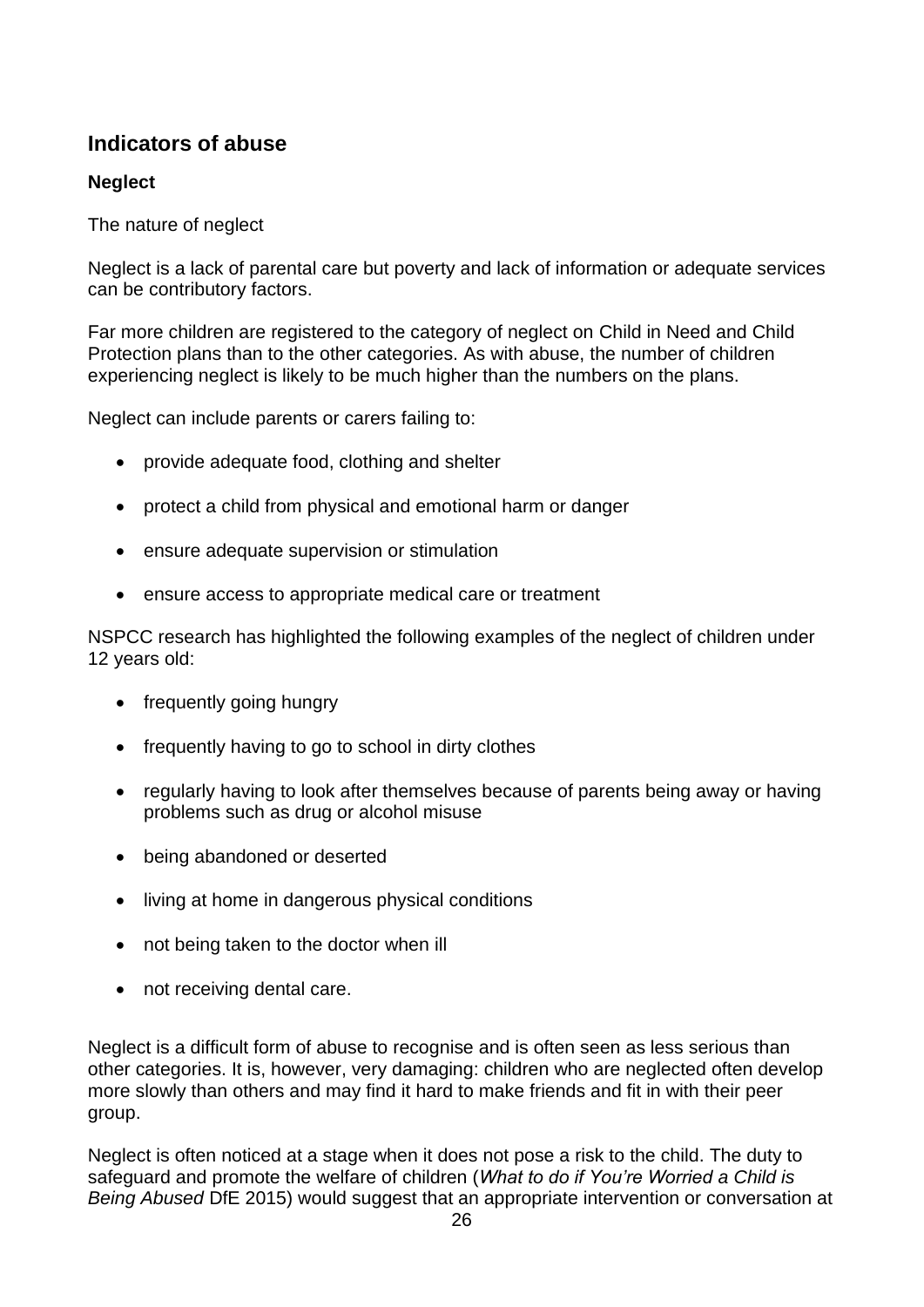## Indicators of abuse

### Neglect

The nature of neglect

Neglect is a lack of parental care but poverty and lack of information or adequate services can be contributory factors.

Far more children are registered to the category of neglect on Child in Need and Child Protection plans than to the other categories. As with abuse, the number of children experiencing neglect is likely to be much higher than the numbers on the plans.

Neglect can include parents or carers failing to:

- provide adequate food, clothing and shelter
- protect a child from physical and emotional harm or danger
- ensure adequate supervision or stimulation
- ensure access to appropriate medical care or treatment

NSPCC research has highlighted the following examples of the neglect of children under 12 years old:

- frequently going hungry
- frequently having to go to school in dirty clothes
- regularly having to look after themselves because of parents being away or having problems such as drug or alcohol misuse
- being abandoned or deserted
- living at home in dangerous physical conditions
- not being taken to the doctor when ill
- not receiving dental care.

Neglect is a difficult form of abuse to recognise and is often seen as less serious than other categories. It is, however, very damaging: children who are neglected often develop more slowly than others and may find it hard to make friends and fit in with their peer group.

Neglect is often noticed at a stage when it does not pose a risk to the child. The duty to safeguard and promote the welfare of children (*What to do if You're Worried a Child is Being Abused* DfE 2015) would suggest that an appropriate intervention or conversation at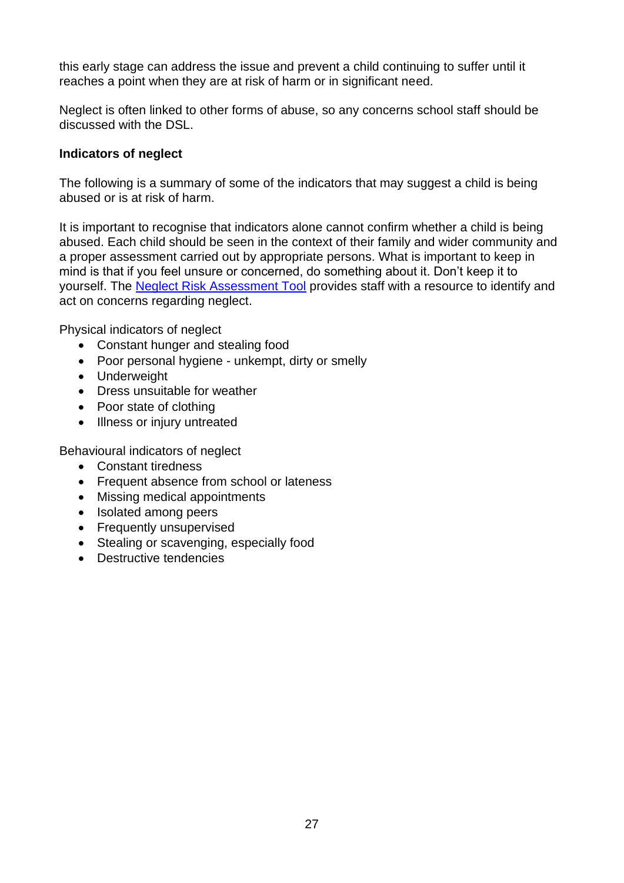this early stage can address the issue and prevent a child continuing to suffer until it reaches a point when they are at risk of harm or in significant need.

Neglect is often linked to other forms of abuse, so any concerns school staff should be discussed with the DSL.

**Indicators of neglect**

The following is a summary of some of the indicators that may suggest a child is being abused or is at risk of harm.

It is important to recognise that indicators alone cannot confirm whether a child is being abused. Each child should be seen in the context of their family and wider community and a proper assessment carried out by appropriate persons. What is important to keep in mind is that if you feel unsure or concerned, do something about it. Don't keep it to yourself. The Neglect Risk Assessment Tool provides staff with a resource to identify and act on concerns regarding neglect.

Physical indicators of neglect

- Constant hunger and stealing food
- Poor personal hygiene - unkempt, dirty or smelly
- Underweight
- Dress unsuitable for weather
- Poor state of clothing
- Illness or injury untreated

Behavioural indicators of neglect

- Constant tiredness
- Frequent absence from school or lateness
- Missing medical appointments
- Isolated among peers
- Frequently unsupervised
- Stealing or scavenging, especially food
- Destructive tendencies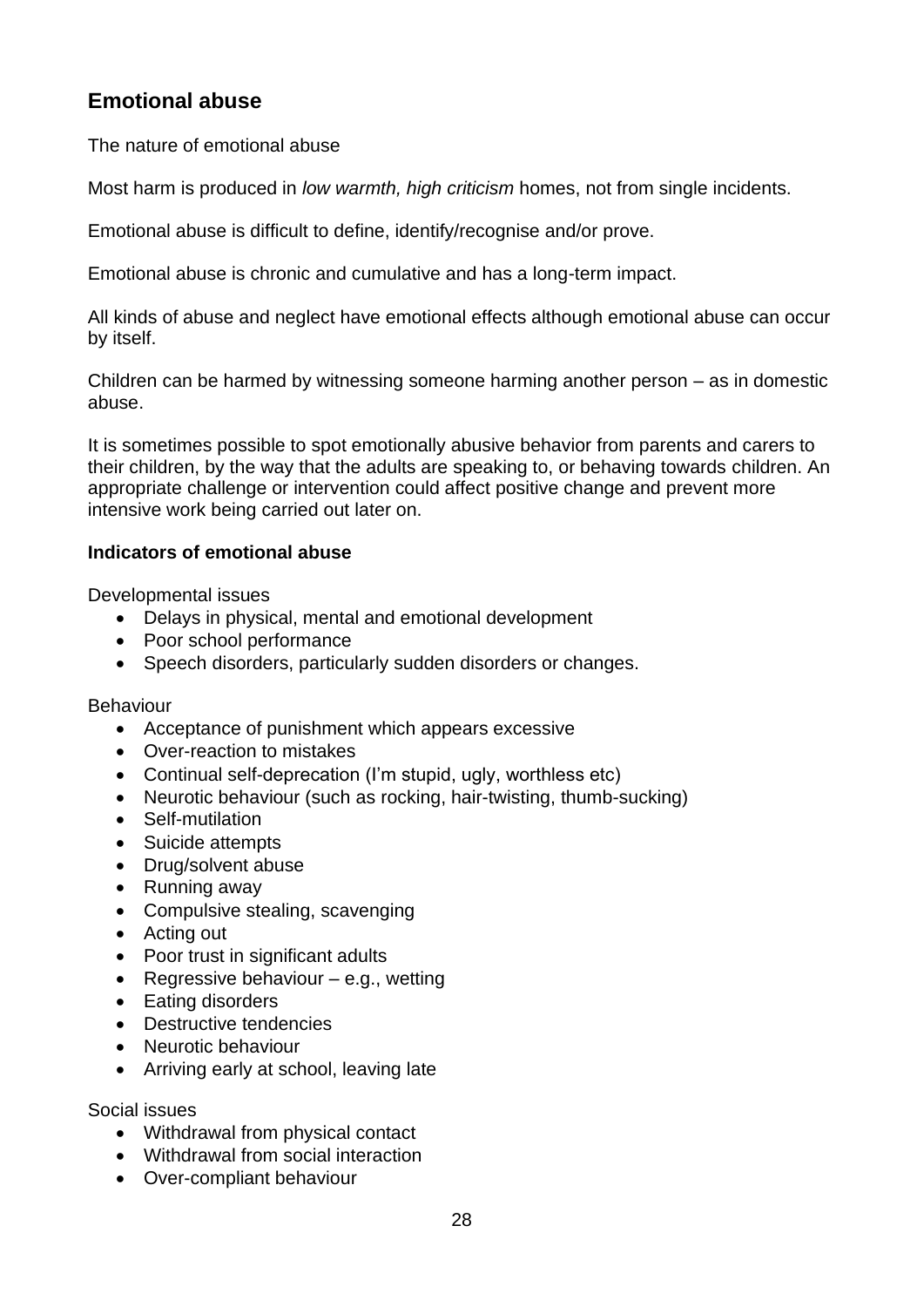## Emotional abuse

The nature of emotional abuse

Most harm is produced in *low warmth, high criticism* homes, not from single incidents.

Emotional abuse is difficult to define, identify/recognise and/or prove.

Emotional abuse is chronic and cumulative and has a long-term impact.

All kinds of abuse and neglect have emotional effects although emotional abuse can occur by itself.

Children can be harmed by witnessing someone harming another person – as in domestic abuse.

It is sometimes possible to spot emotionally abusive behavior from parents and carers to their children, by the way that the adults are speaking to, or behaving towards children. An appropriate challenge or intervention could affect positive change and prevent more intensive work being carried out later on.

**Indicators of emotional abuse**

Developmental issues

- Delays in physical, mental and emotional development
- Poor school performance
- Speech disorders, particularly sudden disorders or changes.

Behaviour

- Acceptance of punishment which appears excessive
- Over-reaction to mistakes
- Continual self-deprecation (I'm stupid, ugly, worthless etc)
- Neurotic behaviour (such as rocking, hair-twisting, thumb-sucking)
- Self-mutilation
- Suicide attempts
- Drug/solvent abuse
- Running away
- Compulsive stealing, scavenging
- Acting out
- Poor trust in significant adults
- Regressive behaviour – e.g., wetting
- Eating disorders
- Destructive tendencies
- Neurotic behaviour
- Arriving early at school, leaving late

Social issues

- Withdrawal from physical contact
- Withdrawal from social interaction
- Over-compliant behaviour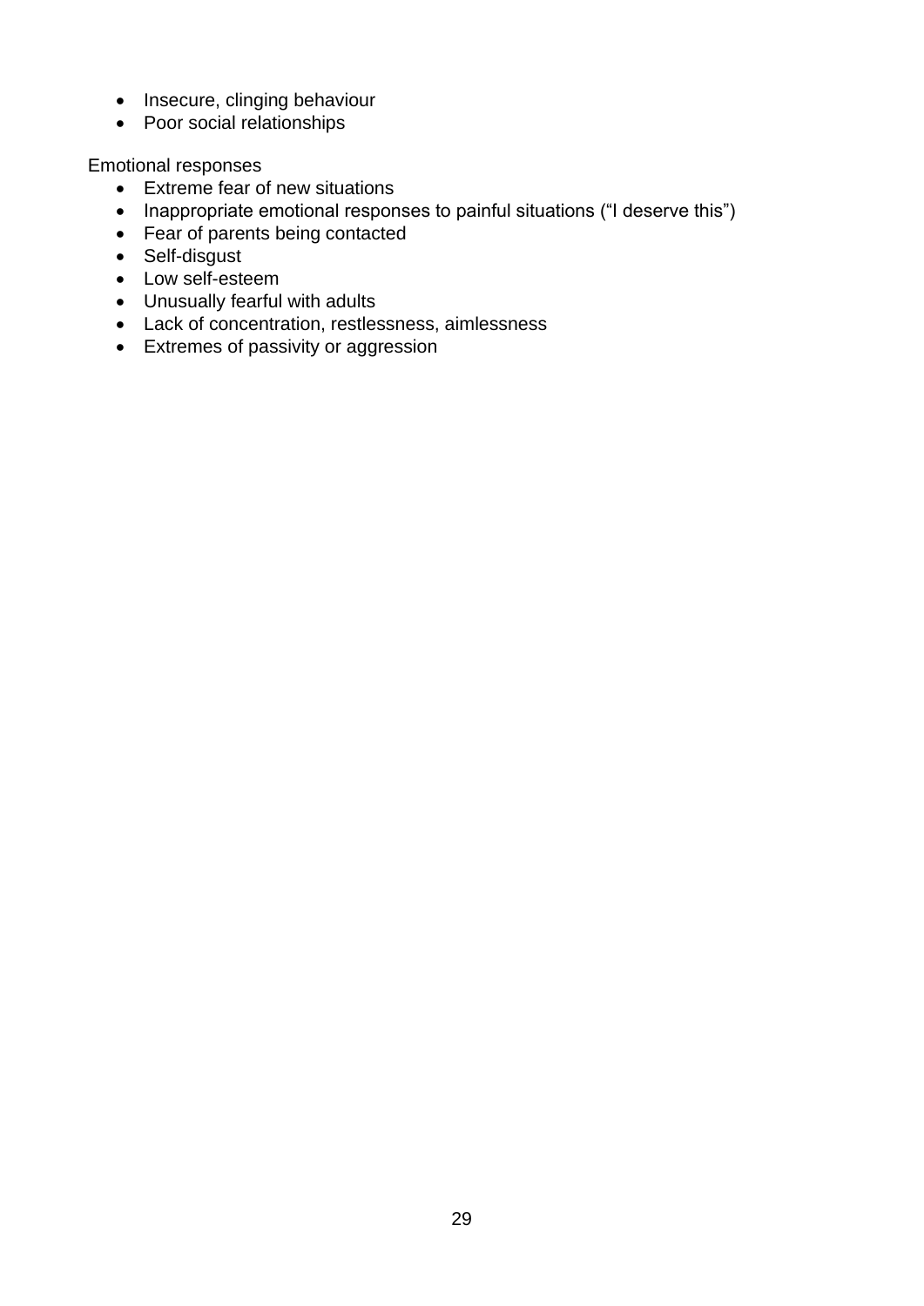- Insecure, clinging behaviour
- Poor social relationships

Emotional responses

- Extreme fear of new situations
- Inappropriate emotional responses to painful situations ("I deserve this")
- Fear of parents being contacted
- Self-disgust
- Low self-esteem
- Unusually fearful with adults
- Lack of concentration, restlessness, aimlessness
- Extremes of passivity or aggression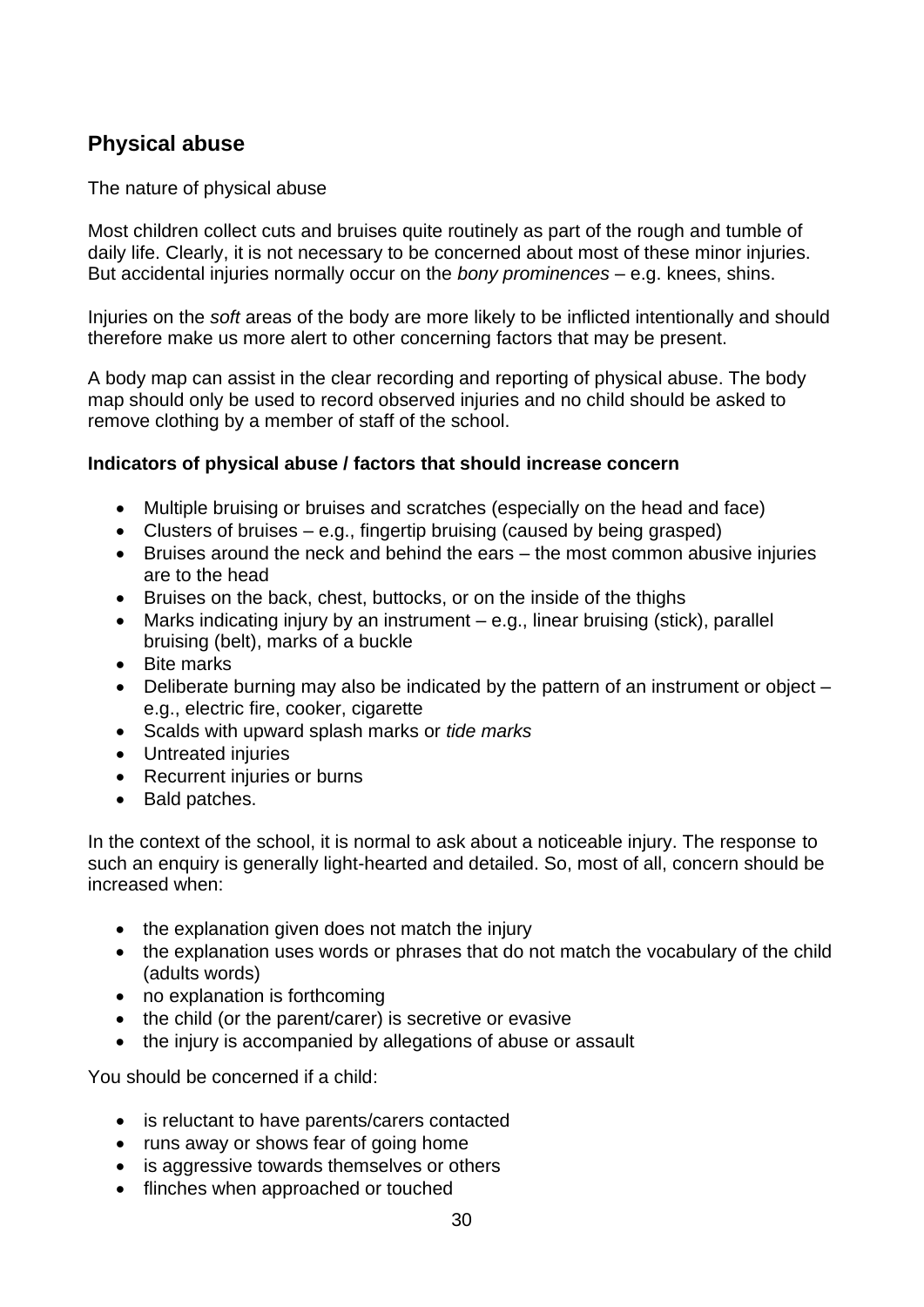## Physical abuse

The nature of physical abuse

Most children collect cuts and bruises quite routinely as part of the rough and tumble of daily life. Clearly, it is not necessary to be concerned about most of these minor injuries. But accidental injuries normally occur on the *bony prominences* – e.g. knees, shins.

Injuries on the *soft* areas of the body are more likely to be inflicted intentionally and should therefore make us more alert to other concerning factors that may be present.

A body map can assist in the clear recording and reporting of physical abuse. The body map should only be used to record observed injuries and no child should be asked to remove clothing by a member of staff of the school.

**Indicators of physical abuse / factors that should increase concern**

- Multiple bruising or bruises and scratches (especially on the head and face)
- Clusters of bruises – e.g., fingertip bruising (caused by being grasped)
- Bruises around the neck and behind the ears – the most common abusive injuries are to the head
- Bruises on the back, chest, buttocks, or on the inside of the thighs
- Marks indicating injury by an instrument – e.g., linear bruising (stick), parallel bruising (belt), marks of a buckle
- Bite marks
- Deliberate burning may also be indicated by the pattern of an instrument or object – e.g., electric fire, cooker, cigarette
- Scalds with upward splash marks or *tide marks*
- Untreated injuries
- Recurrent injuries or burns
- Bald patches.

In the context of the school, it is normal to ask about a noticeable injury. The response to such an enquiry is generally light-hearted and detailed. So, most of all, concern should be increased when:

- the explanation given does not match the injury
- the explanation uses words or phrases that do not match the vocabulary of the child (adults words)
- no explanation is forthcoming
- the child (or the parent/carer) is secretive or evasive
- the injury is accompanied by allegations of abuse or assault

You should be concerned if a child:

- is reluctant to have parents/carers contacted
- runs away or shows fear of going home
- is aggressive towards themselves or others
- flinches when approached or touched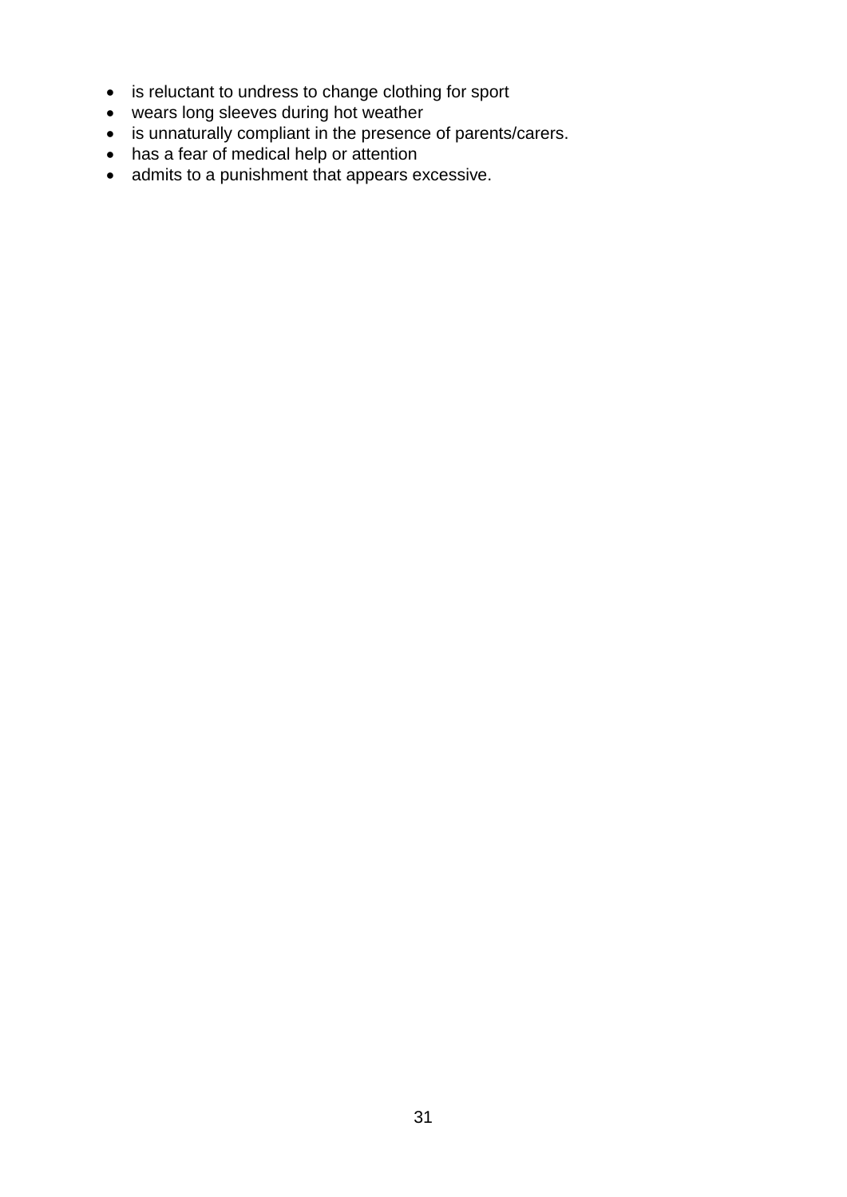- is reluctant to undress to change clothing for sport
- wears long sleeves during hot weather
- is unnaturally compliant in the presence of parents/carers.
- has a fear of medical help or attention
- admits to a punishment that appears excessive.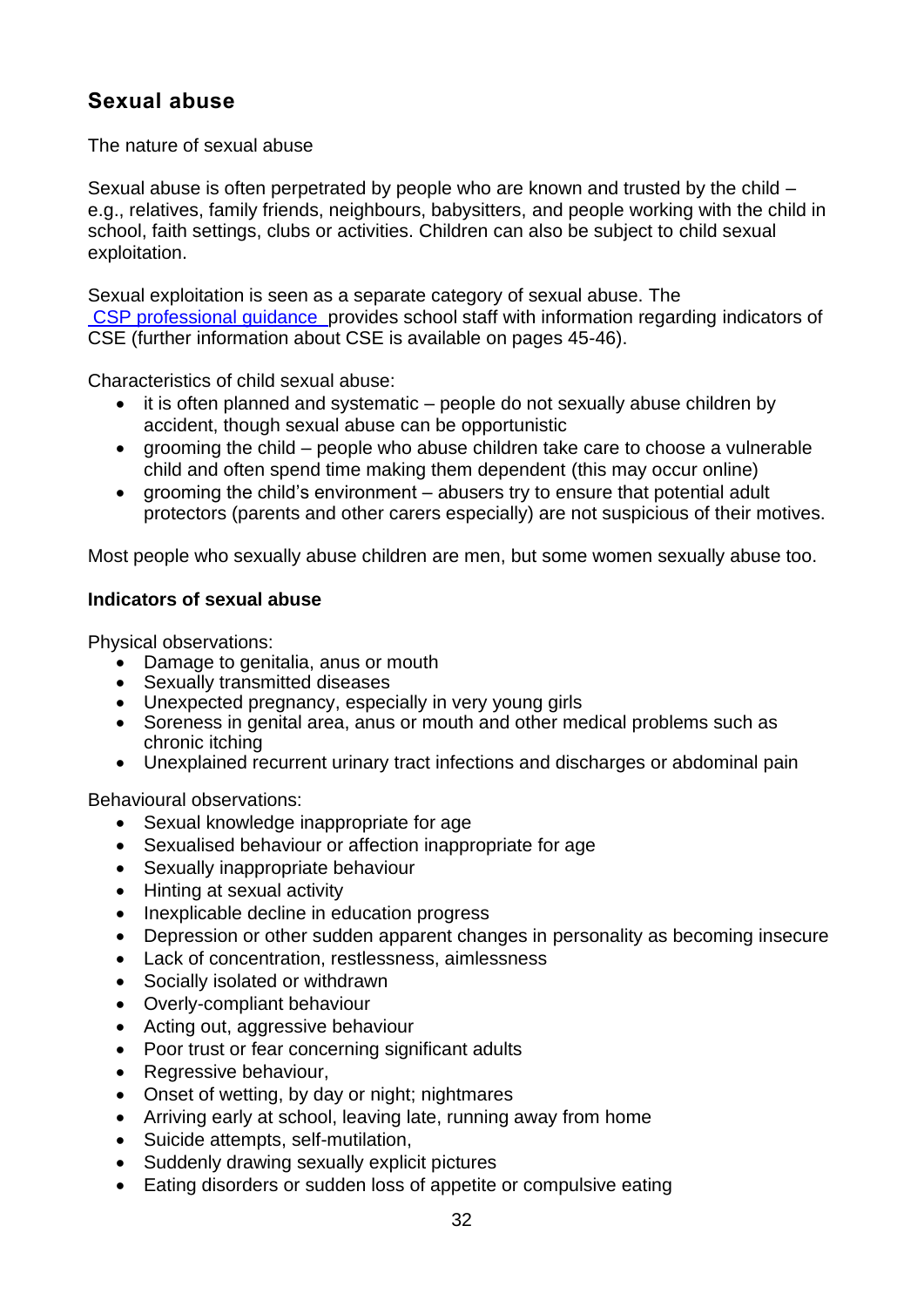## Sexual abuse

The nature of sexual abuse

Sexual abuse is often perpetrated by people who are known and trusted by the child – e.g., relatives, family friends, neighbours, babysitters, and people working with the child in school, faith settings, clubs or activities. Children can also be subject to child sexual exploitation.

Sexual exploitation is seen as a separate category of sexual abuse. The [CSP professional guidance](#) provides school staff with information regarding indicators of CSE (further information about CSE is available on pages 45-46).

Characteristics of child sexual abuse:

- it is often planned and systematic – people do not sexually abuse children by accident, though sexual abuse can be opportunistic
- grooming the child – people who abuse children take care to choose a vulnerable child and often spend time making them dependent (this may occur online)
- grooming the child's environment – abusers try to ensure that potential adult protectors (parents and other carers especially) are not suspicious of their motives.

Most people who sexually abuse children are men, but some women sexually abuse too.

**Indicators of sexual abuse**

Physical observations:

- Damage to genitalia, anus or mouth
- Sexually transmitted diseases
- Unexpected pregnancy, especially in very young girls
- Soreness in genital area, anus or mouth and other medical problems such as chronic itching
- Unexplained recurrent urinary tract infections and discharges or abdominal pain

Behavioural observations:

- Sexual knowledge inappropriate for age
- Sexualised behaviour or affection inappropriate for age
- Sexually inappropriate behaviour
- Hinting at sexual activity
- Inexplicable decline in education progress
- Depression or other sudden apparent changes in personality as becoming insecure
- Lack of concentration, restlessness, aimlessness
- Socially isolated or withdrawn
- Overly-compliant behaviour
- Acting out, aggressive behaviour
- Poor trust or fear concerning significant adults
- Regressive behaviour,
- Onset of wetting, by day or night; nightmares
- Arriving early at school, leaving late, running away from home
- Suicide attempts, self-mutilation,
- Suddenly drawing sexually explicit pictures
- Eating disorders or sudden loss of appetite or compulsive eating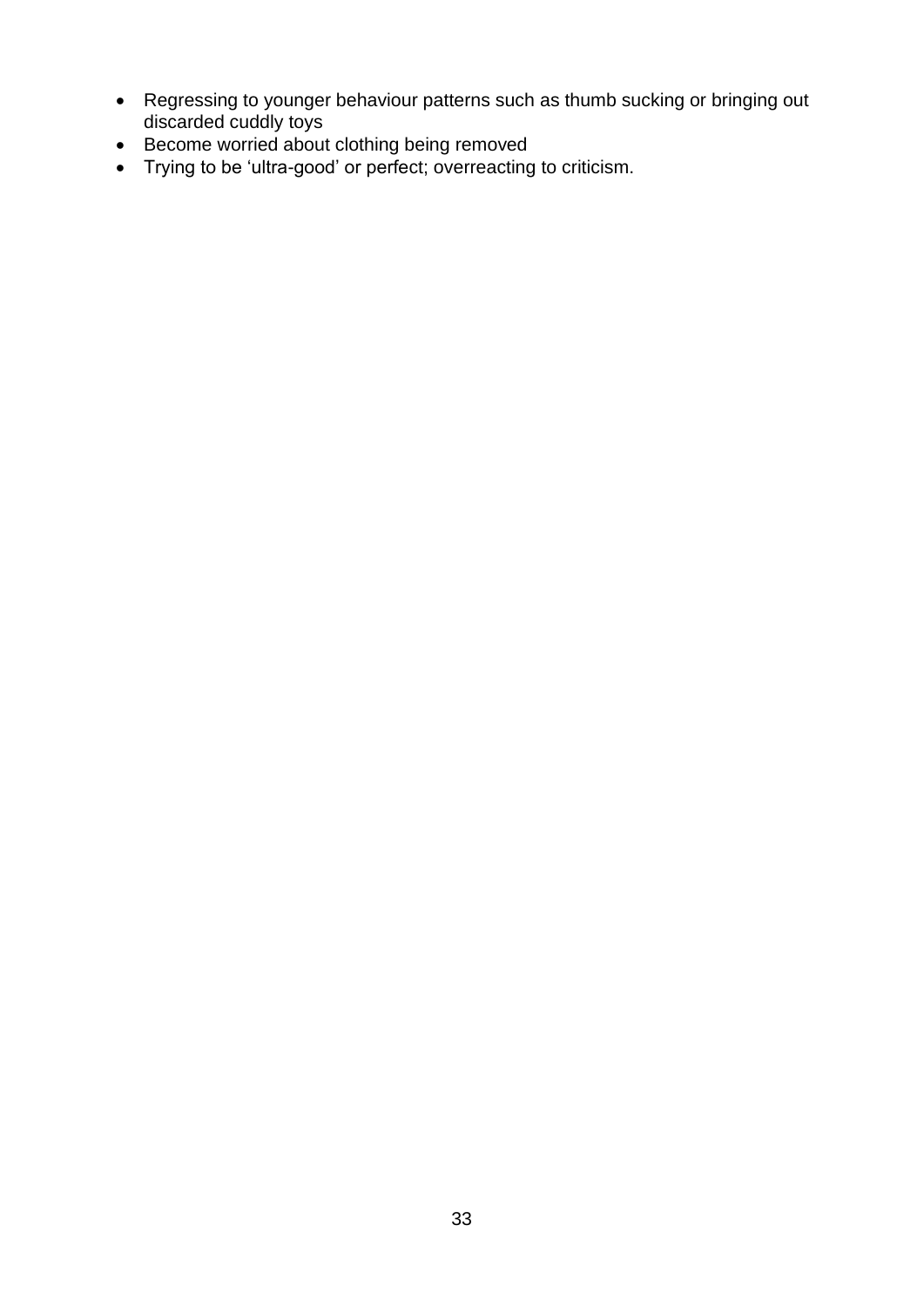- Regressing to younger behaviour patterns such as thumb sucking or bringing out discarded cuddly toys
- Become worried about clothing being removed
- Trying to be ‘ultra-good’ or perfect; overreacting to criticism.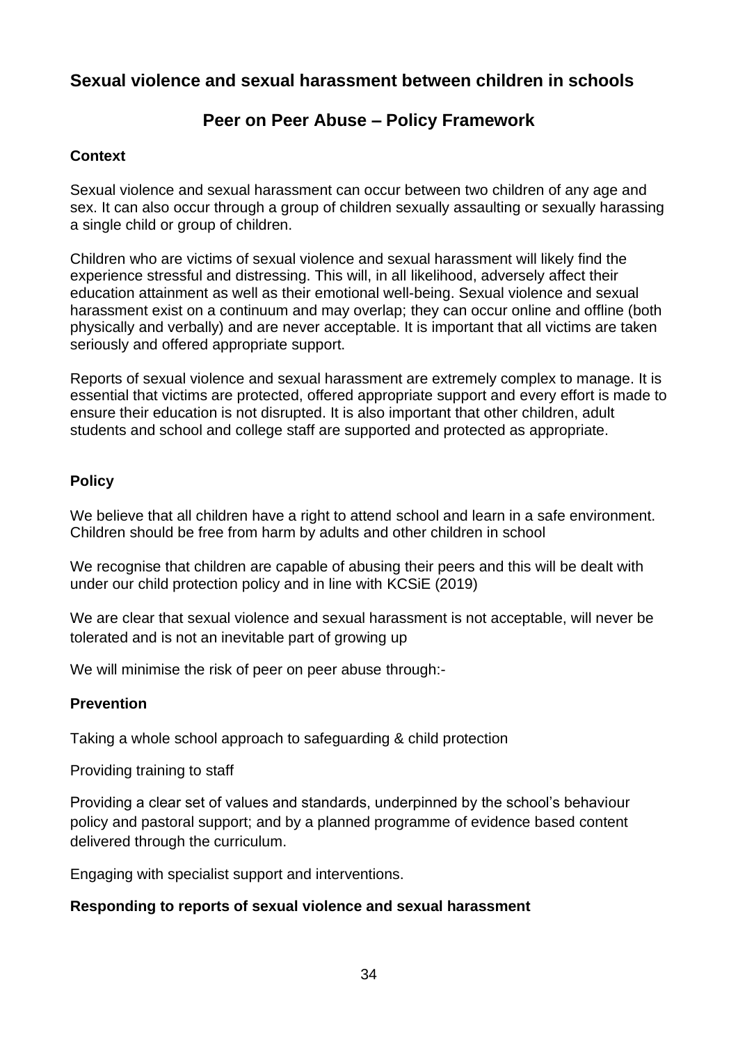## Sexual violence and sexual harassment between children in schools

### Peer on Peer Abuse – Policy Framework

**Context**

Sexual violence and sexual harassment can occur between two children of any age and sex. It can also occur through a group of children sexually assaulting or sexually harassing a single child or group of children.

Children who are victims of sexual violence and sexual harassment will likely find the experience stressful and distressing. This will, in all likelihood, adversely affect their education attainment as well as their emotional well-being. Sexual violence and sexual harassment exist on a continuum and may overlap; they can occur online and offline (both physically and verbally) and are never acceptable. It is important that all victims are taken seriously and offered appropriate support.

Reports of sexual violence and sexual harassment are extremely complex to manage. It is essential that victims are protected, offered appropriate support and every effort is made to ensure their education is not disrupted. It is also important that other children, adult students and school and college staff are supported and protected as appropriate.

**Policy**

We believe that all children have a right to attend school and learn in a safe environment. Children should be free from harm by adults and other children in school

We recognise that children are capable of abusing their peers and this will be dealt with under our child protection policy and in line with KCSiE (2019)

We are clear that sexual violence and sexual harassment is not acceptable, will never be tolerated and is not an inevitable part of growing up

We will minimise the risk of peer on peer abuse through:-

**Prevention**

Taking a whole school approach to safeguarding & child protection

Providing training to staff

Providing a clear set of values and standards, underpinned by the school's behaviour policy and pastoral support; and by a planned programme of evidence based content delivered through the curriculum.

Engaging with specialist support and interventions.

**Responding to reports of sexual violence and sexual harassment**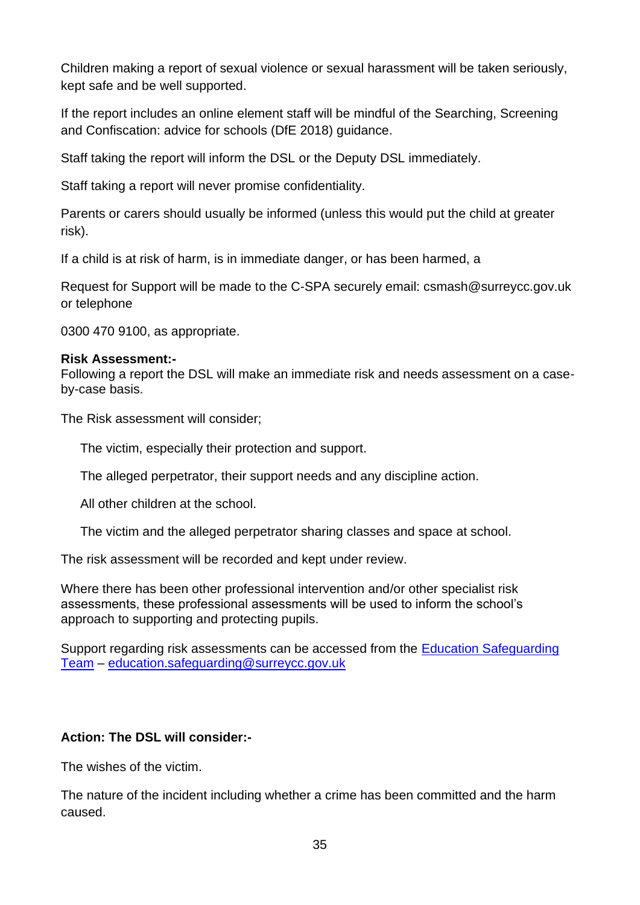Children making a report of sexual violence or sexual harassment will be taken seriously, kept safe and be well supported.

If the report includes an online element staff will be mindful of the Searching, Screening and Confiscation: advice for schools (DfE 2018) guidance.

Staff taking the report will inform the DSL or the Deputy DSL immediately.

Staff taking a report will never promise confidentiality.

Parents or carers should usually be informed (unless this would put the child at greater risk).

If a child is at risk of harm, is in immediate danger, or has been harmed, a

Request for Support will be made to the C-SPA securely email: csmash@surreycc.gov.uk or telephone

0300 470 9100, as appropriate.

**Risk Assessment:-**
Following a report the DSL will make an immediate risk and needs assessment on a case-by-case basis.

The Risk assessment will consider;

The victim, especially their protection and support.

The alleged perpetrator, their support needs and any discipline action.

All other children at the school.

The victim and the alleged perpetrator sharing classes and space at school.

The risk assessment will be recorded and kept under review.

Where there has been other professional intervention and/or other specialist risk assessments, these professional assessments will be used to inform the school's approach to supporting and protecting pupils.

Support regarding risk assessments can be accessed from the Education Safeguarding Team – education.safeguarding@surreycc.gov.uk

**Action: The DSL will consider:-**

The wishes of the victim.

The nature of the incident including whether a crime has been committed and the harm caused.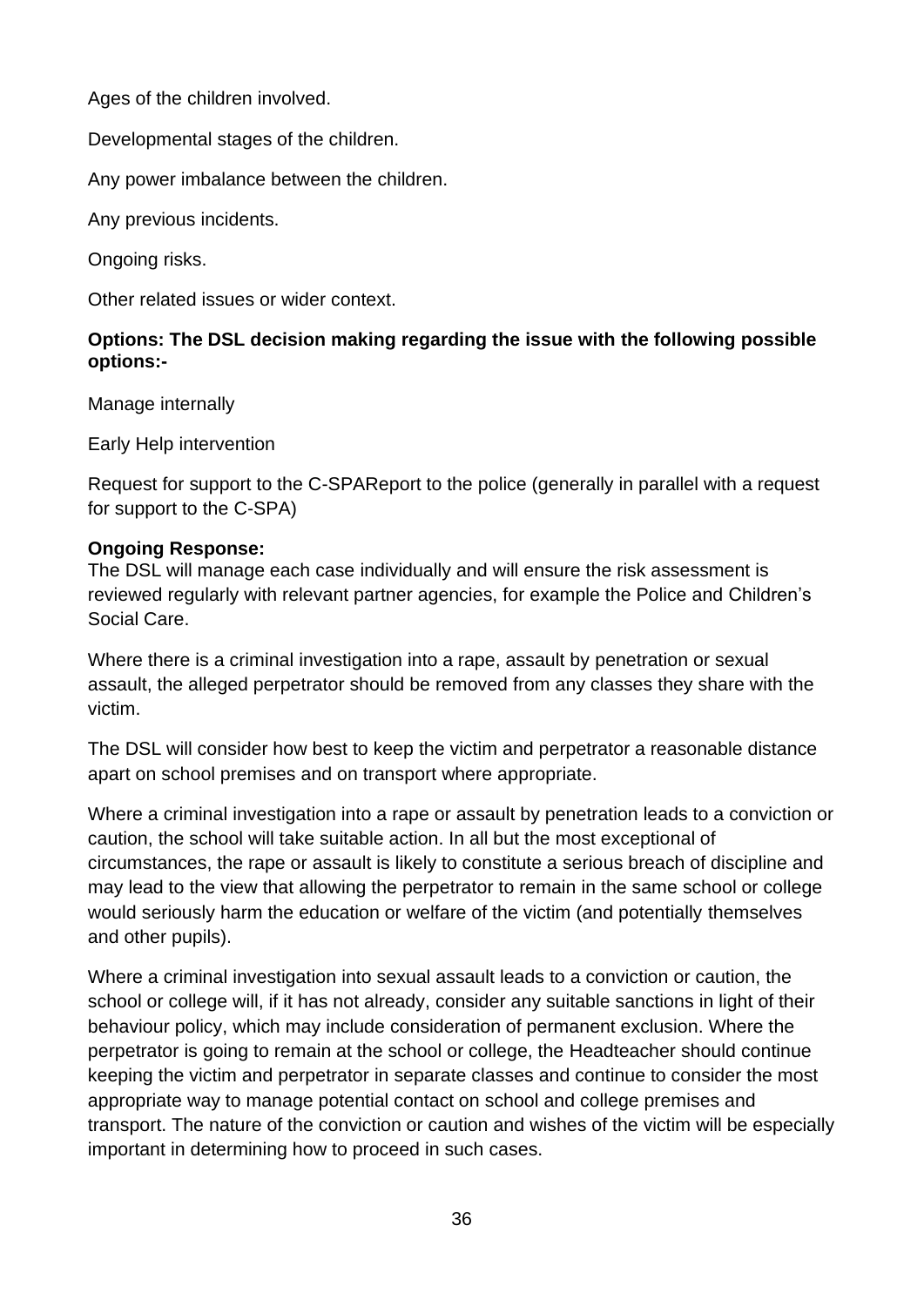Ages of the children involved.

Developmental stages of the children.

Any power imbalance between the children.

Any previous incidents.

Ongoing risks.

Other related issues or wider context.

**Options: The DSL decision making regarding the issue with the following possible options:-**

Manage internally

Early Help intervention

Request for support to the C-SPAReport to the police (generally in parallel with a request for support to the C-SPA)

**Ongoing Response:**
The DSL will manage each case individually and will ensure the risk assessment is reviewed regularly with relevant partner agencies, for example the Police and Children's Social Care.

Where there is a criminal investigation into a rape, assault by penetration or sexual assault, the alleged perpetrator should be removed from any classes they share with the victim.

The DSL will consider how best to keep the victim and perpetrator a reasonable distance apart on school premises and on transport where appropriate.

Where a criminal investigation into a rape or assault by penetration leads to a conviction or caution, the school will take suitable action. In all but the most exceptional of circumstances, the rape or assault is likely to constitute a serious breach of discipline and may lead to the view that allowing the perpetrator to remain in the same school or college would seriously harm the education or welfare of the victim (and potentially themselves and other pupils).

Where a criminal investigation into sexual assault leads to a conviction or caution, the school or college will, if it has not already, consider any suitable sanctions in light of their behaviour policy, which may include consideration of permanent exclusion. Where the perpetrator is going to remain at the school or college, the Headteacher should continue keeping the victim and perpetrator in separate classes and continue to consider the most appropriate way to manage potential contact on school and college premises and transport. The nature of the conviction or caution and wishes of the victim will be especially important in determining how to proceed in such cases.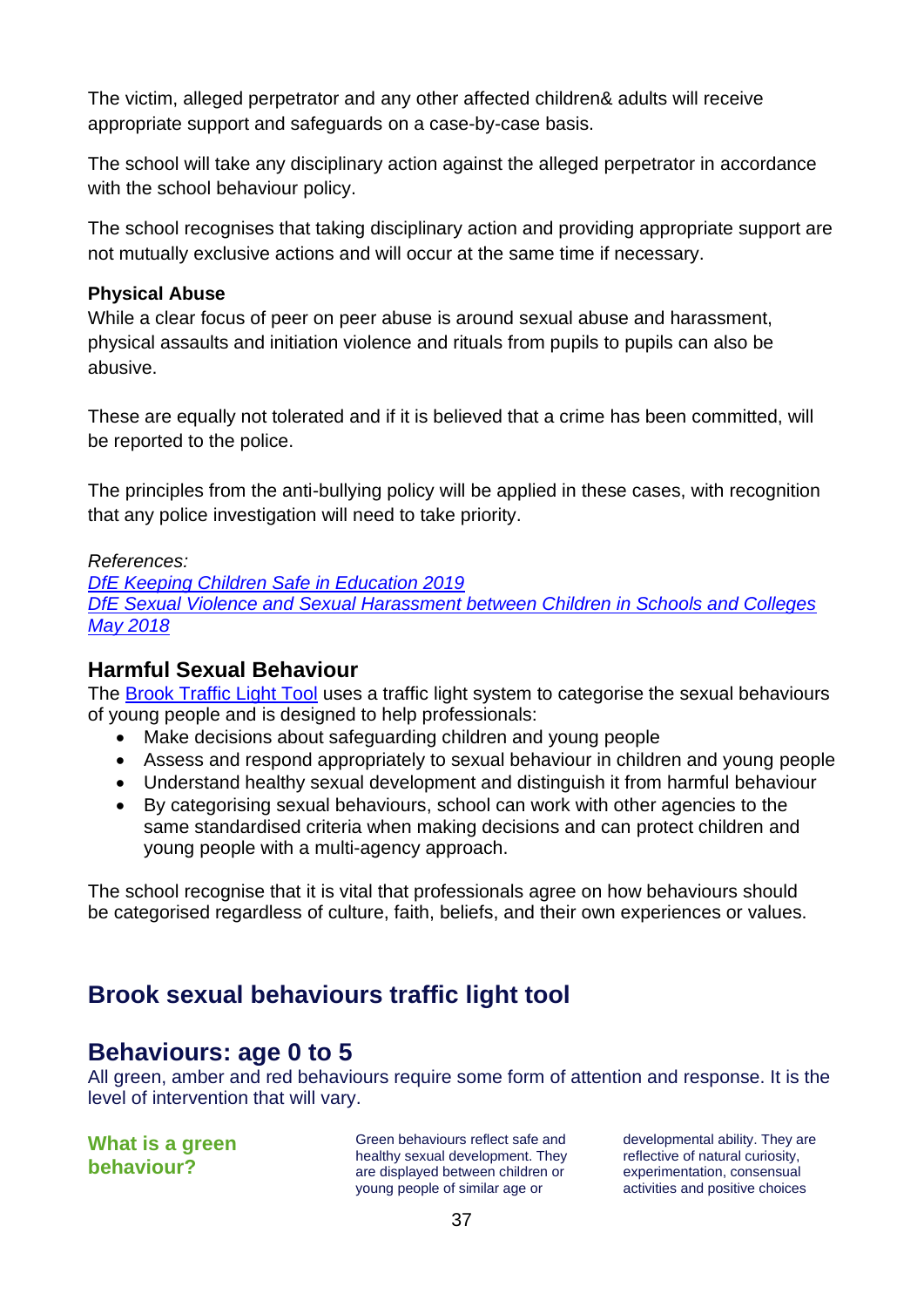The victim, alleged perpetrator and any other affected children& adults will receive appropriate support and safeguards on a case-by-case basis.

The school will take any disciplinary action against the alleged perpetrator in accordance with the school behaviour policy.

The school recognises that taking disciplinary action and providing appropriate support are not mutually exclusive actions and will occur at the same time if necessary.

**Physical Abuse**
While a clear focus of peer on peer abuse is around sexual abuse and harassment, physical assaults and initiation violence and rituals from pupils to pupils can also be abusive.

These are equally not tolerated and if it is believed that a crime has been committed, will be reported to the police.

The principles from the anti-bullying policy will be applied in these cases, with recognition that any police investigation will need to take priority.

*References:*
[DfE Keeping Children Safe in Education 2019]
[DfE Sexual Violence and Sexual Harassment between Children in Schools and Colleges May 2018]

## Harmful Sexual Behaviour

The [Brook Traffic Light Tool] uses a traffic light system to categorise the sexual behaviours of young people and is designed to help professionals:

- Make decisions about safeguarding children and young people
- Assess and respond appropriately to sexual behaviour in children and young people
- Understand healthy sexual development and distinguish it from harmful behaviour
- By categorising sexual behaviours, school can work with other agencies to the same standardised criteria when making decisions and can protect children and young people with a multi-agency approach.

The school recognise that it is vital that professionals agree on how behaviours should be categorised regardless of culture, faith, beliefs, and their own experiences or values.

## Brook sexual behaviours traffic light tool

## Behaviours: age 0 to 5

All green, amber and red behaviours require some form of attention and response. It is the level of intervention that will vary.

### What is a green behaviour?

Green behaviours reflect safe and healthy sexual development. They are displayed between children or young people of similar age or developmental ability. They are reflective of natural curiosity, experimentation, consensual activities and positive choices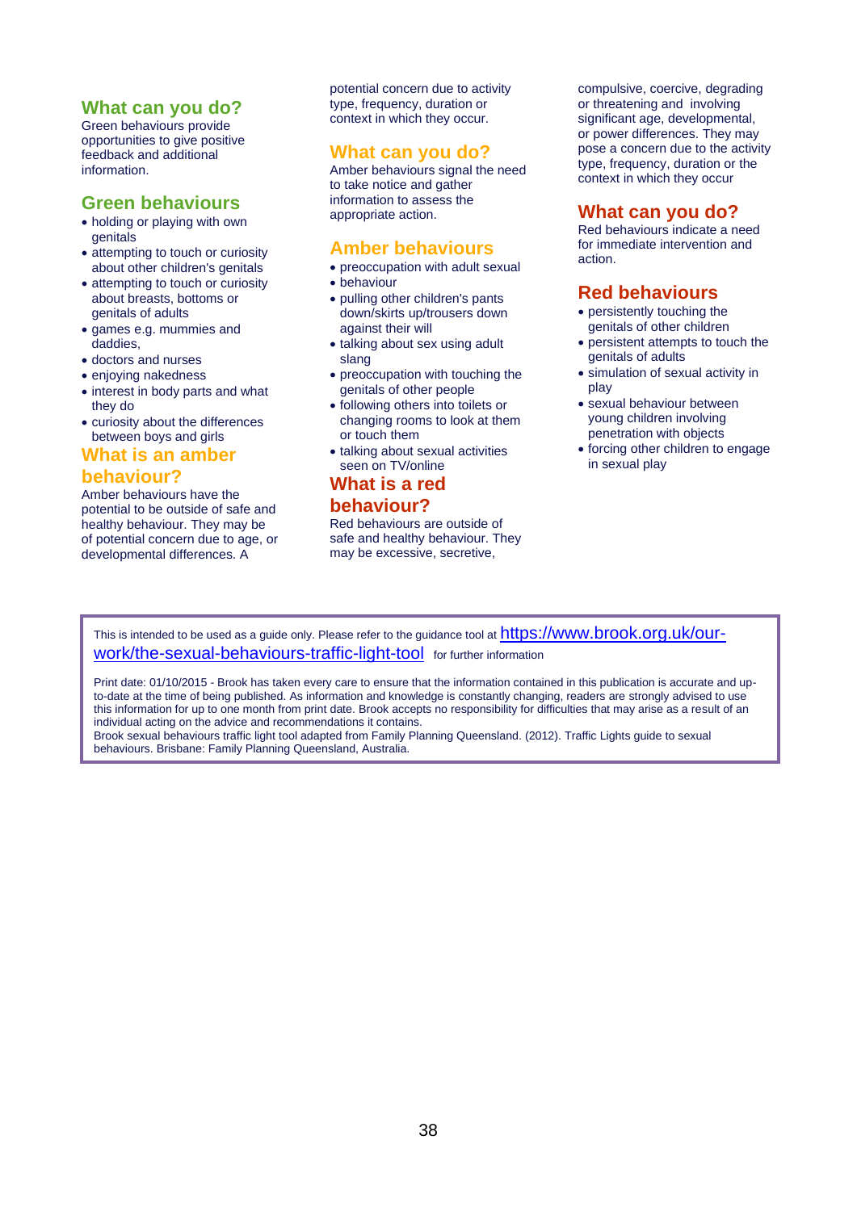## What can you do?

Green behaviours provide opportunities to give positive feedback and additional information.

## Green behaviours

- holding or playing with own genitals
- attempting to touch or curiosity about other children's genitals
- attempting to touch or curiosity about breasts, bottoms or genitals of adults
- games e.g. mummies and daddies,
- doctors and nurses
- enjoying nakedness
- interest in body parts and what they do
- curiosity about the differences between boys and girls

## What is an amber behaviour?

Amber behaviours have the potential to be outside of safe and healthy behaviour. They may be of potential concern due to age, or developmental differences. A potential concern due to activity type, frequency, duration or context in which they occur.

## What can you do?

Amber behaviours signal the need to take notice and gather information to assess the appropriate action.

## Amber behaviours

- preoccupation with adult sexual
- behaviour
- pulling other children's pants down/skirts up/trousers down against their will
- talking about sex using adult slang
- preoccupation with touching the genitals of other people
- following others into toilets or changing rooms to look at them or touch them
- talking about sexual activities seen on TV/online

## What is a red behaviour?

Red behaviours are outside of safe and healthy behaviour. They may be excessive, secretive, compulsive, coercive, degrading or threatening and involving significant age, developmental, or power differences. They may pose a concern due to the activity type, frequency, duration or the context in which they occur

## What can you do?

Red behaviours indicate a need for immediate intervention and action.

## Red behaviours

- persistently touching the genitals of other children
- persistent attempts to touch the genitals of adults
- simulation of sexual activity in play
- sexual behaviour between young children involving penetration with objects
- forcing other children to engage in sexual play

---

This is intended to be used as a guide only. Please refer to the guidance tool at https://www.brook.org.uk/our-work/the-sexual-behaviours-traffic-light-tool for further information

Print date: 01/10/2015 - Brook has taken every care to ensure that the information contained in this publication is accurate and up-to-date at the time of being published. As information and knowledge is constantly changing, readers are strongly advised to use this information for up to one month from print date. Brook accepts no responsibility for difficulties that may arise as a result of an individual acting on the advice and recommendations it contains.
Brook sexual behaviours traffic light tool adapted from Family Planning Queensland. (2012). Traffic Lights guide to sexual behaviours. Brisbane: Family Planning Queensland, Australia.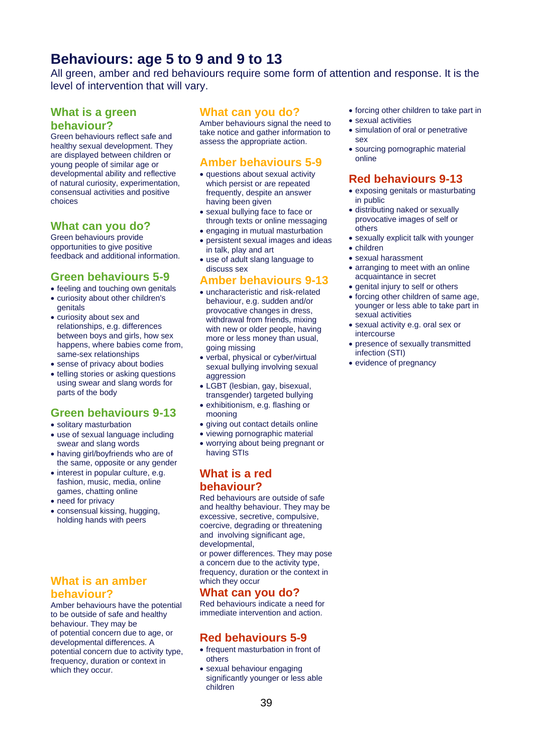# Behaviours: age 5 to 9 and 9 to 13

All green, amber and red behaviours require some form of attention and response. It is the level of intervention that will vary.

## What is a green behaviour?

Green behaviours reflect safe and healthy sexual development. They are displayed between children or young people of similar age or developmental ability and reflective of natural curiosity, experimentation, consensual activities and positive choices

## What can you do?

Green behaviours provide opportunities to give positive feedback and additional information.

## Green behaviours 5-9

- feeling and touching own genitals
- curiosity about other children's genitals
- curiosity about sex and relationships, e.g. differences between boys and girls, how sex happens, where babies come from, same-sex relationships
- sense of privacy about bodies
- telling stories or asking questions using swear and slang words for parts of the body

## Green behaviours 9-13

- solitary masturbation
- use of sexual language including swear and slang words
- having girl/boyfriends who are of the same, opposite or any gender
- interest in popular culture, e.g. fashion, music, media, online games, chatting online
- need for privacy
- consensual kissing, hugging, holding hands with peers

## What is an amber behaviour?

Amber behaviours have the potential to be outside of safe and healthy behaviour. They may be of potential concern due to age, or developmental differences. A potential concern due to activity type, frequency, duration or context in which they occur.

## What can you do?

Amber behaviours signal the need to take notice and gather information to assess the appropriate action.

## Amber behaviours 5-9

- questions about sexual activity which persist or are repeated frequently, despite an answer having been given
- sexual bullying face to face or through texts or online messaging
- engaging in mutual masturbation
- persistent sexual images and ideas in talk, play and art
- use of adult slang language to discuss sex

## Amber behaviours 9-13

- uncharacteristic and risk-related behaviour, e.g. sudden and/or provocative changes in dress, withdrawal from friends, mixing with new or older people, having more or less money than usual, going missing
- verbal, physical or cyber/virtual sexual bullying involving sexual aggression
- LGBT (lesbian, gay, bisexual, transgender) targeted bullying
- exhibitionism, e.g. flashing or mooning
- giving out contact details online
- viewing pornographic material
- worrying about being pregnant or having STIs

## What is a red behaviour?

Red behaviours are outside of safe and healthy behaviour. They may be excessive, secretive, compulsive, coercive, degrading or threatening and involving significant age, developmental, or power differences. They may pose a concern due to the activity type, frequency, duration or the context in which they occur

## What can you do?

Red behaviours indicate a need for immediate intervention and action.

## Red behaviours 5-9

- frequent masturbation in front of others
- sexual behaviour engaging significantly younger or less able children
- forcing other children to take part in
- sexual activities
- simulation of oral or penetrative sex
- sourcing pornographic material online

## Red behaviours 9-13

- exposing genitals or masturbating in public
- distributing naked or sexually provocative images of self or others
- sexually explicit talk with younger
- children
- sexual harassment
- arranging to meet with an online acquaintance in secret
- genital injury to self or others
- forcing other children of same age, younger or less able to take part in sexual activities
- sexual activity e.g. oral sex or intercourse
- presence of sexually transmitted infection (STI)
- evidence of pregnancy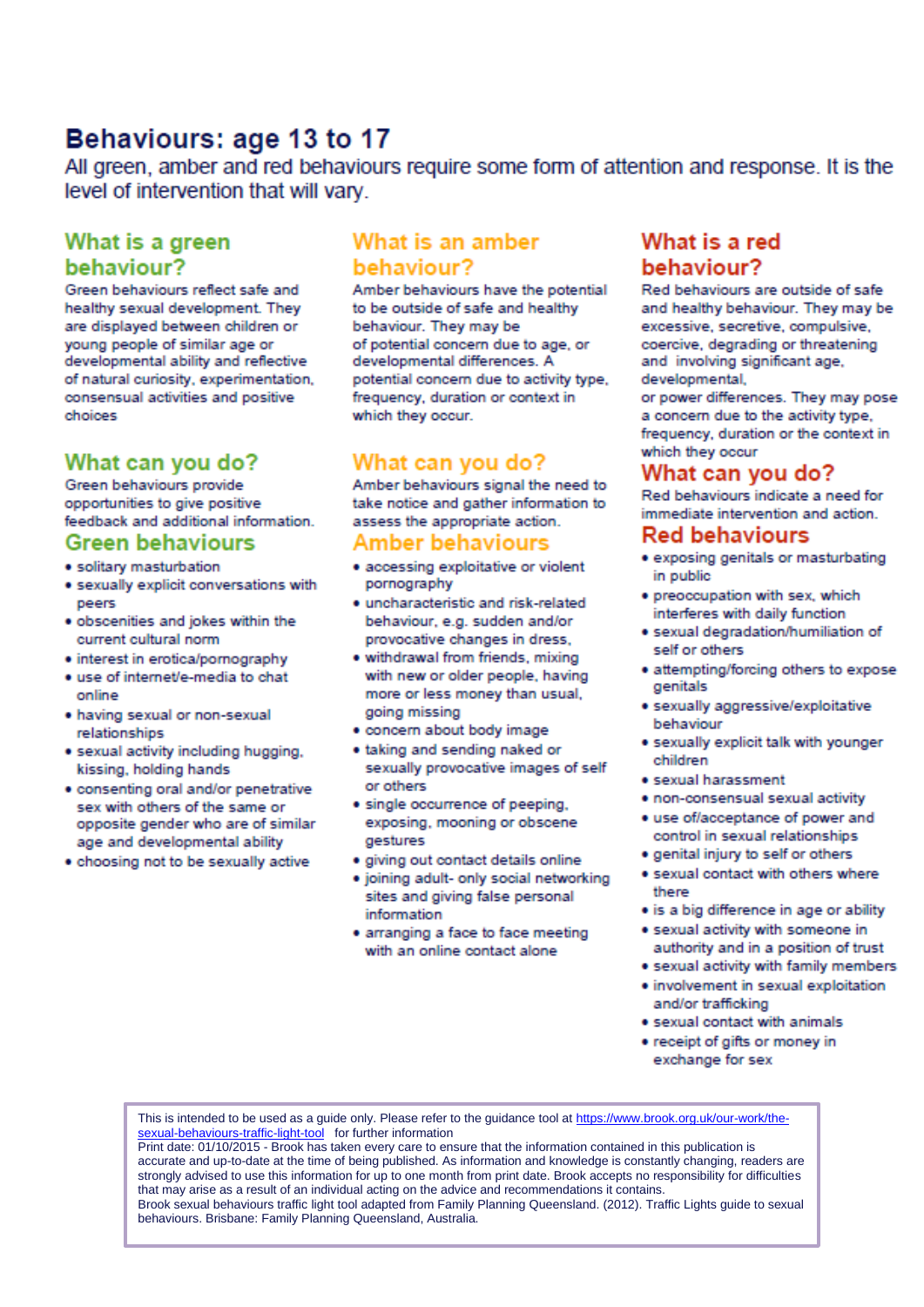# Behaviours: age 13 to 17

All green, amber and red behaviours require some form of attention and response. It is the level of intervention that will vary.

## What is a green behaviour?

Green behaviours reflect safe and healthy sexual development. They are displayed between children or young people of similar age or developmental ability and reflective of natural curiosity, experimentation, consensual activities and positive choices

## What can you do?

Green behaviours provide opportunities to give positive feedback and additional information.

## Green behaviours

- solitary masturbation
- sexually explicit conversations with peers
- obscenities and jokes within the current cultural norm
- interest in erotica/pornography
- use of internet/e-media to chat online
- having sexual or non-sexual relationships
- sexual activity including hugging, kissing, holding hands
- consenting oral and/or penetrative sex with others of the same or opposite gender who are of similar age and developmental ability
- choosing not to be sexually active

## What is an amber behaviour?

Amber behaviours have the potential to be outside of safe and healthy behaviour. They may be of potential concern due to age, or developmental differences. A potential concern due to activity type, frequency, duration or context in which they occur.

## What can you do?

Amber behaviours signal the need to take notice and gather information to assess the appropriate action.

## Amber behaviours

- accessing exploitative or violent pornography
- uncharacteristic and risk-related behaviour, e.g. sudden and/or provocative changes in dress,
- withdrawal from friends, mixing with new or older people, having more or less money than usual, going missing
- concern about body image
- taking and sending naked or sexually provocative images of self or others
- single occurrence of peeping, exposing, mooning or obscene gestures
- giving out contact details online
- joining adult- only social networking sites and giving false personal information
- arranging a face to face meeting with an online contact alone

## What is a red behaviour?

Red behaviours are outside of safe and healthy behaviour. They may be excessive, secretive, compulsive, coercive, degrading or threatening and involving significant age, developmental, or power differences. They may pose a concern due to the activity type, frequency, duration or the context in which they occur

## What can you do?

Red behaviours indicate a need for immediate intervention and action.

## Red behaviours

- exposing genitals or masturbating in public
- preoccupation with sex, which interferes with daily function
- sexual degradation/humiliation of self or others
- attempting/forcing others to expose genitals
- sexually aggressive/exploitative behaviour
- sexually explicit talk with younger children
- sexual harassment
- non-consensual sexual activity
- use of/acceptance of power and control in sexual relationships
- genital injury to self or others
- sexual contact with others where there
- is a big difference in age or ability
- sexual activity with someone in authority and in a position of trust
- sexual activity with family members
- involvement in sexual exploitation and/or trafficking
- sexual contact with animals
- receipt of gifts or money in exchange for sex

This is intended to be used as a guide only. Please refer to the guidance tool at https://www.brook.org.uk/our-work/the-sexual-behaviours-traffic-light-tool for further information
Print date: 01/10/2015 - Brook has taken every care to ensure that the information contained in this publication is accurate and up-to-date at the time of being published. As information and knowledge is constantly changing, readers are strongly advised to use this information for up to one month from print date. Brook accepts no responsibility for difficulties that may arise as a result of an individual acting on the advice and recommendations it contains.
Brook sexual behaviours traffic light tool adapted from Family Planning Queensland. (2012). Traffic Lights guide to sexual behaviours. Brisbane: Family Planning Queensland, Australia.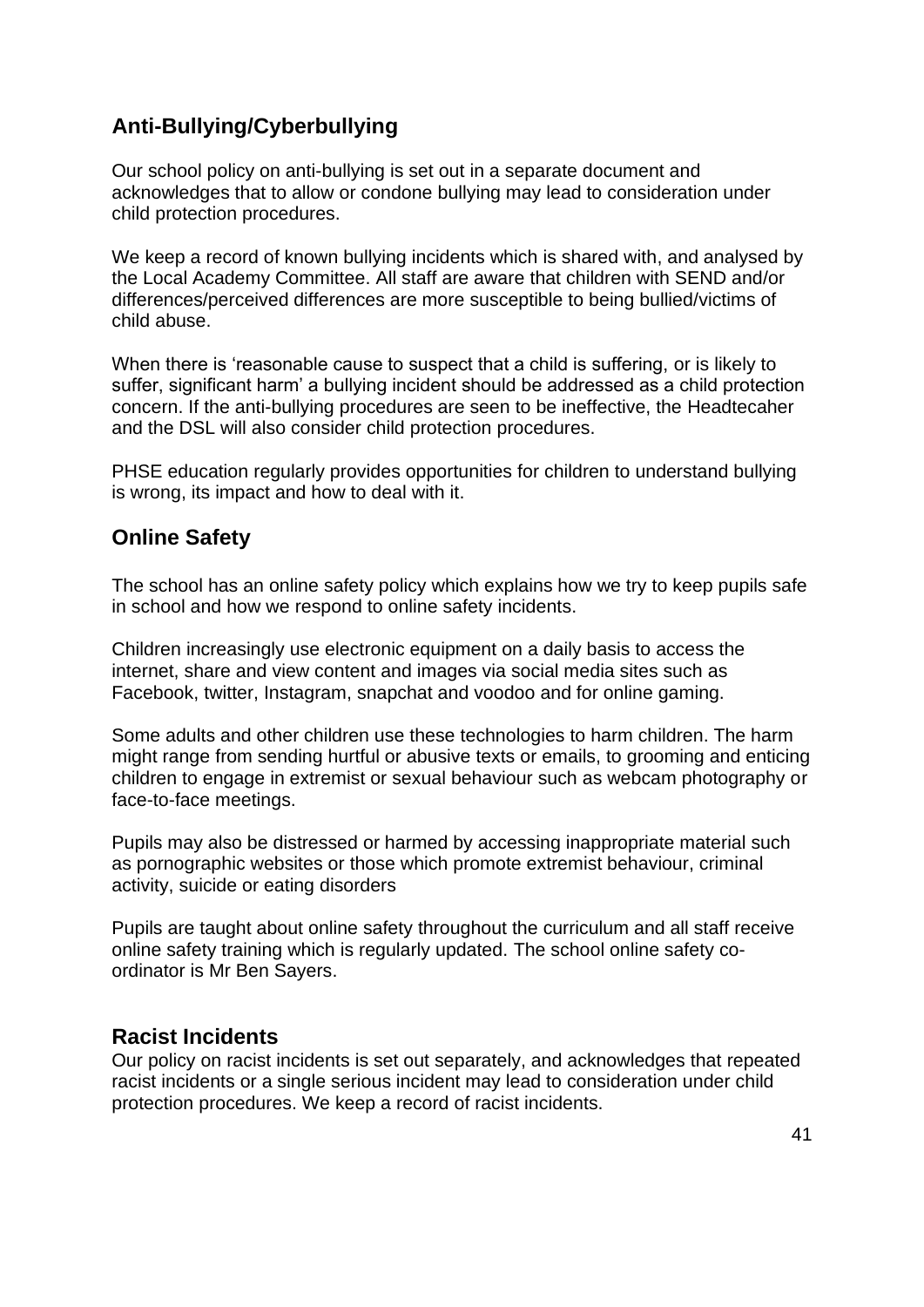## Anti-Bullying/Cyberbullying

Our school policy on anti-bullying is set out in a separate document and acknowledges that to allow or condone bullying may lead to consideration under child protection procedures.

We keep a record of known bullying incidents which is shared with, and analysed by the Local Academy Committee. All staff are aware that children with SEND and/or differences/perceived differences are more susceptible to being bullied/victims of child abuse.

When there is 'reasonable cause to suspect that a child is suffering, or is likely to suffer, significant harm' a bullying incident should be addressed as a child protection concern. If the anti-bullying procedures are seen to be ineffective, the Headtecaher and the DSL will also consider child protection procedures.

PHSE education regularly provides opportunities for children to understand bullying is wrong, its impact and how to deal with it.

## Online Safety

The school has an online safety policy which explains how we try to keep pupils safe in school and how we respond to online safety incidents.

Children increasingly use electronic equipment on a daily basis to access the internet, share and view content and images via social media sites such as Facebook, twitter, Instagram, snapchat and voodoo and for online gaming.

Some adults and other children use these technologies to harm children. The harm might range from sending hurtful or abusive texts or emails, to grooming and enticing children to engage in extremist or sexual behaviour such as webcam photography or face-to-face meetings.

Pupils may also be distressed or harmed by accessing inappropriate material such as pornographic websites or those which promote extremist behaviour, criminal activity, suicide or eating disorders

Pupils are taught about online safety throughout the curriculum and all staff receive online safety training which is regularly updated. The school online safety co-ordinator is Mr Ben Sayers.

## Racist Incidents

Our policy on racist incidents is set out separately, and acknowledges that repeated racist incidents or a single serious incident may lead to consideration under child protection procedures. We keep a record of racist incidents.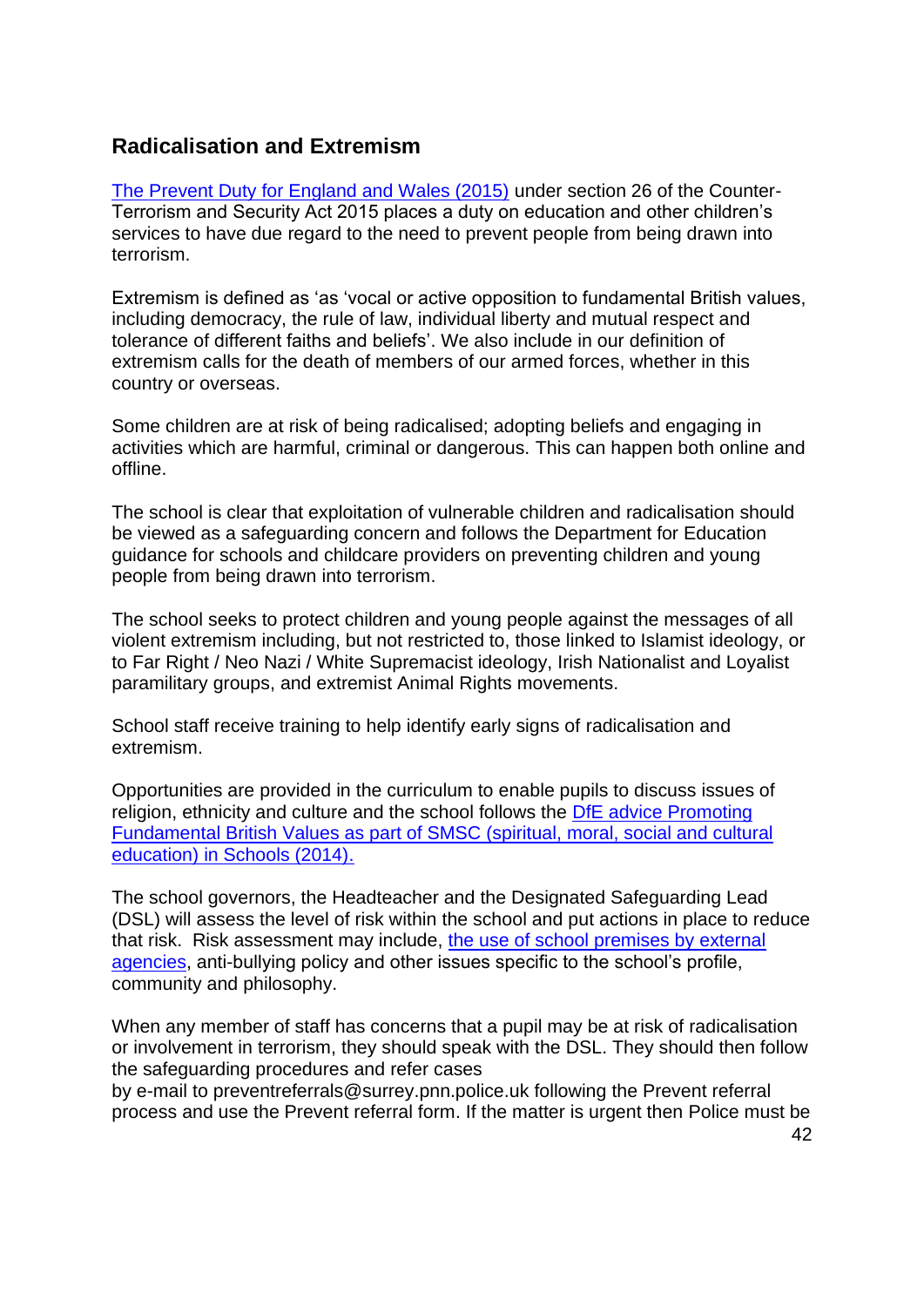## Radicalisation and Extremism

[The Prevent Duty for England and Wales (2015)] under section 26 of the Counter-Terrorism and Security Act 2015 places a duty on education and other children's services to have due regard to the need to prevent people from being drawn into terrorism.

Extremism is defined as 'as 'vocal or active opposition to fundamental British values, including democracy, the rule of law, individual liberty and mutual respect and tolerance of different faiths and beliefs'. We also include in our definition of extremism calls for the death of members of our armed forces, whether in this country or overseas.

Some children are at risk of being radicalised; adopting beliefs and engaging in activities which are harmful, criminal or dangerous. This can happen both online and offline.

The school is clear that exploitation of vulnerable children and radicalisation should be viewed as a safeguarding concern and follows the Department for Education guidance for schools and childcare providers on preventing children and young people from being drawn into terrorism.

The school seeks to protect children and young people against the messages of all violent extremism including, but not restricted to, those linked to Islamist ideology, or to Far Right / Neo Nazi / White Supremacist ideology, Irish Nationalist and Loyalist paramilitary groups, and extremist Animal Rights movements.

School staff receive training to help identify early signs of radicalisation and extremism.

Opportunities are provided in the curriculum to enable pupils to discuss issues of religion, ethnicity and culture and the school follows the [DfE advice Promoting Fundamental British Values as part of SMSC (spiritual, moral, social and cultural education) in Schools (2014).]

The school governors, the Headteacher and the Designated Safeguarding Lead (DSL) will assess the level of risk within the school and put actions in place to reduce that risk. Risk assessment may include, [the use of school premises by external agencies], anti-bullying policy and other issues specific to the school's profile, community and philosophy.

When any member of staff has concerns that a pupil may be at risk of radicalisation or involvement in terrorism, they should speak with the DSL. They should then follow the safeguarding procedures and refer cases by e-mail to preventreferrals@surrey.pnn.police.uk following the Prevent referral process and use the Prevent referral form. If the matter is urgent then Police must be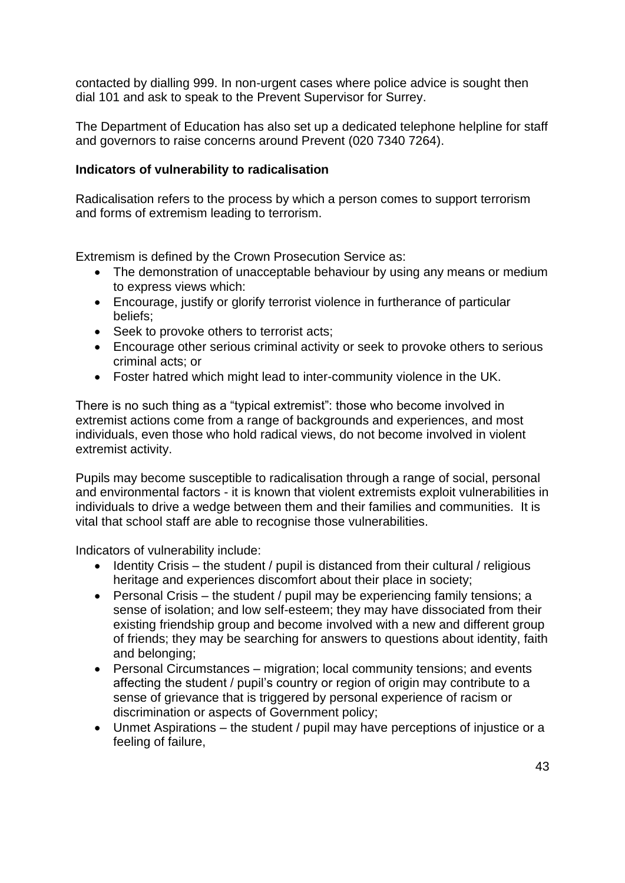contacted by dialling 999. In non-urgent cases where police advice is sought then dial 101 and ask to speak to the Prevent Supervisor for Surrey.

The Department of Education has also set up a dedicated telephone helpline for staff and governors to raise concerns around Prevent (020 7340 7264).

**Indicators of vulnerability to radicalisation**

Radicalisation refers to the process by which a person comes to support terrorism and forms of extremism leading to terrorism.

Extremism is defined by the Crown Prosecution Service as:

- The demonstration of unacceptable behaviour by using any means or medium to express views which:
- Encourage, justify or glorify terrorist violence in furtherance of particular beliefs;
- Seek to provoke others to terrorist acts;
- Encourage other serious criminal activity or seek to provoke others to serious criminal acts; or
- Foster hatred which might lead to inter-community violence in the UK.

There is no such thing as a "typical extremist": those who become involved in extremist actions come from a range of backgrounds and experiences, and most individuals, even those who hold radical views, do not become involved in violent extremist activity.

Pupils may become susceptible to radicalisation through a range of social, personal and environmental factors - it is known that violent extremists exploit vulnerabilities in individuals to drive a wedge between them and their families and communities. It is vital that school staff are able to recognise those vulnerabilities.

Indicators of vulnerability include:

- Identity Crisis – the student / pupil is distanced from their cultural / religious heritage and experiences discomfort about their place in society;
- Personal Crisis – the student / pupil may be experiencing family tensions; a sense of isolation; and low self-esteem; they may have dissociated from their existing friendship group and become involved with a new and different group of friends; they may be searching for answers to questions about identity, faith and belonging;
- Personal Circumstances – migration; local community tensions; and events affecting the student / pupil's country or region of origin may contribute to a sense of grievance that is triggered by personal experience of racism or discrimination or aspects of Government policy;
- Unmet Aspirations – the student / pupil may have perceptions of injustice or a feeling of failure,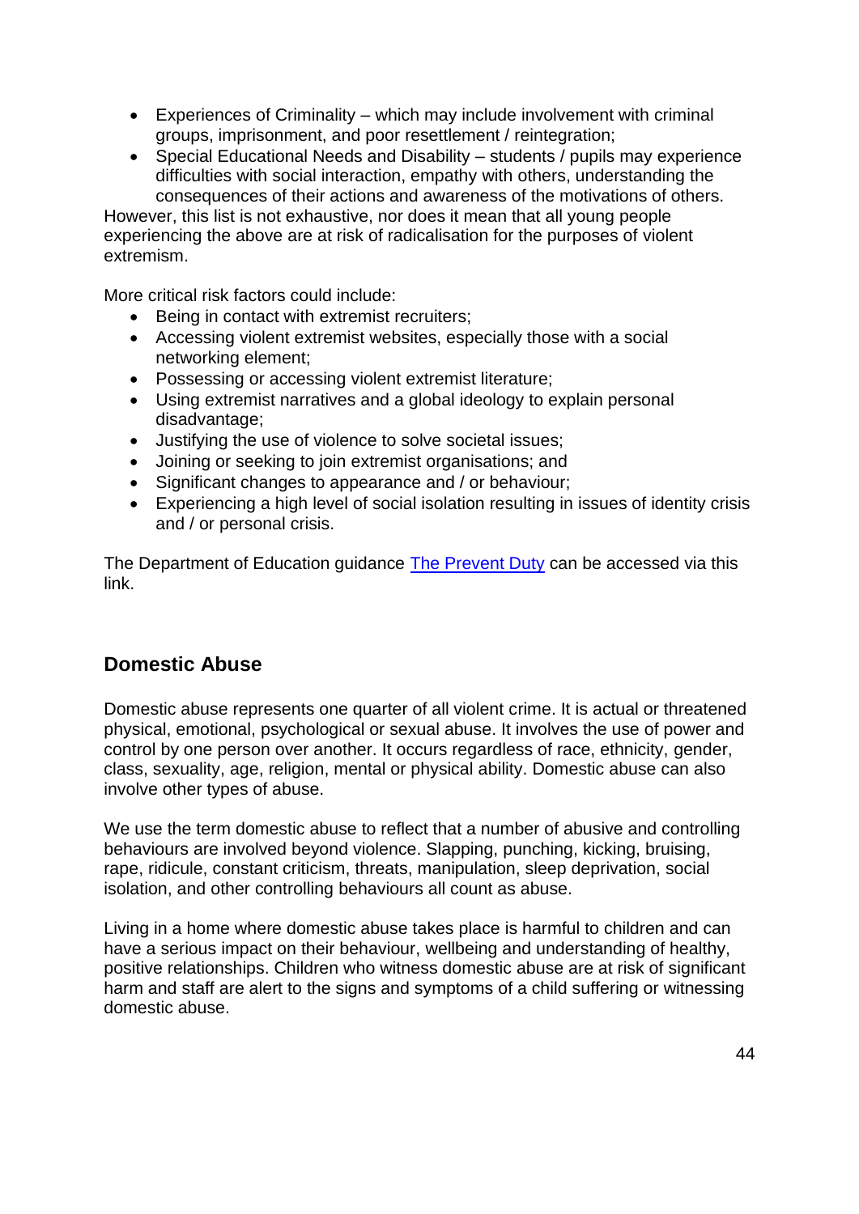- Experiences of Criminality – which may include involvement with criminal groups, imprisonment, and poor resettlement / reintegration;
- Special Educational Needs and Disability – students / pupils may experience difficulties with social interaction, empathy with others, understanding the consequences of their actions and awareness of the motivations of others.

However, this list is not exhaustive, nor does it mean that all young people experiencing the above are at risk of radicalisation for the purposes of violent extremism.

More critical risk factors could include:

- Being in contact with extremist recruiters;
- Accessing violent extremist websites, especially those with a social networking element;
- Possessing or accessing violent extremist literature;
- Using extremist narratives and a global ideology to explain personal disadvantage;
- Justifying the use of violence to solve societal issues;
- Joining or seeking to join extremist organisations; and
- Significant changes to appearance and / or behaviour;
- Experiencing a high level of social isolation resulting in issues of identity crisis and / or personal crisis.

The Department of Education guidance [The Prevent Duty] can be accessed via this link.

## Domestic Abuse

Domestic abuse represents one quarter of all violent crime. It is actual or threatened physical, emotional, psychological or sexual abuse. It involves the use of power and control by one person over another. It occurs regardless of race, ethnicity, gender, class, sexuality, age, religion, mental or physical ability. Domestic abuse can also involve other types of abuse.

We use the term domestic abuse to reflect that a number of abusive and controlling behaviours are involved beyond violence. Slapping, punching, kicking, bruising, rape, ridicule, constant criticism, threats, manipulation, sleep deprivation, social isolation, and other controlling behaviours all count as abuse.

Living in a home where domestic abuse takes place is harmful to children and can have a serious impact on their behaviour, wellbeing and understanding of healthy, positive relationships. Children who witness domestic abuse are at risk of significant harm and staff are alert to the signs and symptoms of a child suffering or witnessing domestic abuse.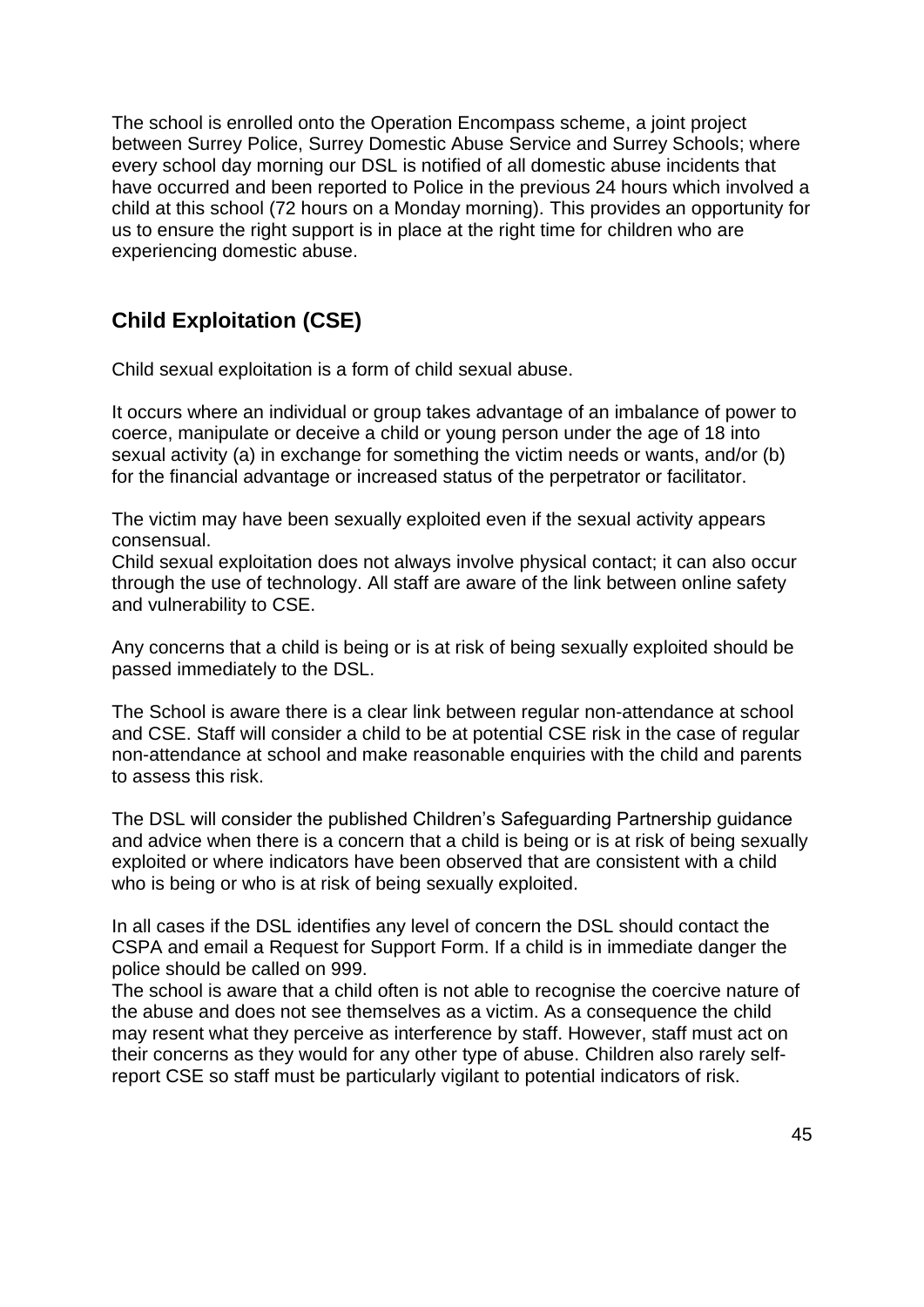The school is enrolled onto the Operation Encompass scheme, a joint project between Surrey Police, Surrey Domestic Abuse Service and Surrey Schools; where every school day morning our DSL is notified of all domestic abuse incidents that have occurred and been reported to Police in the previous 24 hours which involved a child at this school (72 hours on a Monday morning). This provides an opportunity for us to ensure the right support is in place at the right time for children who are experiencing domestic abuse.

## Child Exploitation (CSE)

Child sexual exploitation is a form of child sexual abuse.

It occurs where an individual or group takes advantage of an imbalance of power to coerce, manipulate or deceive a child or young person under the age of 18 into sexual activity (a) in exchange for something the victim needs or wants, and/or (b) for the financial advantage or increased status of the perpetrator or facilitator.

The victim may have been sexually exploited even if the sexual activity appears consensual.
Child sexual exploitation does not always involve physical contact; it can also occur through the use of technology. All staff are aware of the link between online safety and vulnerability to CSE.

Any concerns that a child is being or is at risk of being sexually exploited should be passed immediately to the DSL.

The School is aware there is a clear link between regular non-attendance at school and CSE. Staff will consider a child to be at potential CSE risk in the case of regular non-attendance at school and make reasonable enquiries with the child and parents to assess this risk.

The DSL will consider the published Children's Safeguarding Partnership guidance and advice when there is a concern that a child is being or is at risk of being sexually exploited or where indicators have been observed that are consistent with a child who is being or who is at risk of being sexually exploited.

In all cases if the DSL identifies any level of concern the DSL should contact the CSPA and email a Request for Support Form. If a child is in immediate danger the police should be called on 999.
The school is aware that a child often is not able to recognise the coercive nature of the abuse and does not see themselves as a victim. As a consequence the child may resent what they perceive as interference by staff. However, staff must act on their concerns as they would for any other type of abuse. Children also rarely self-report CSE so staff must be particularly vigilant to potential indicators of risk.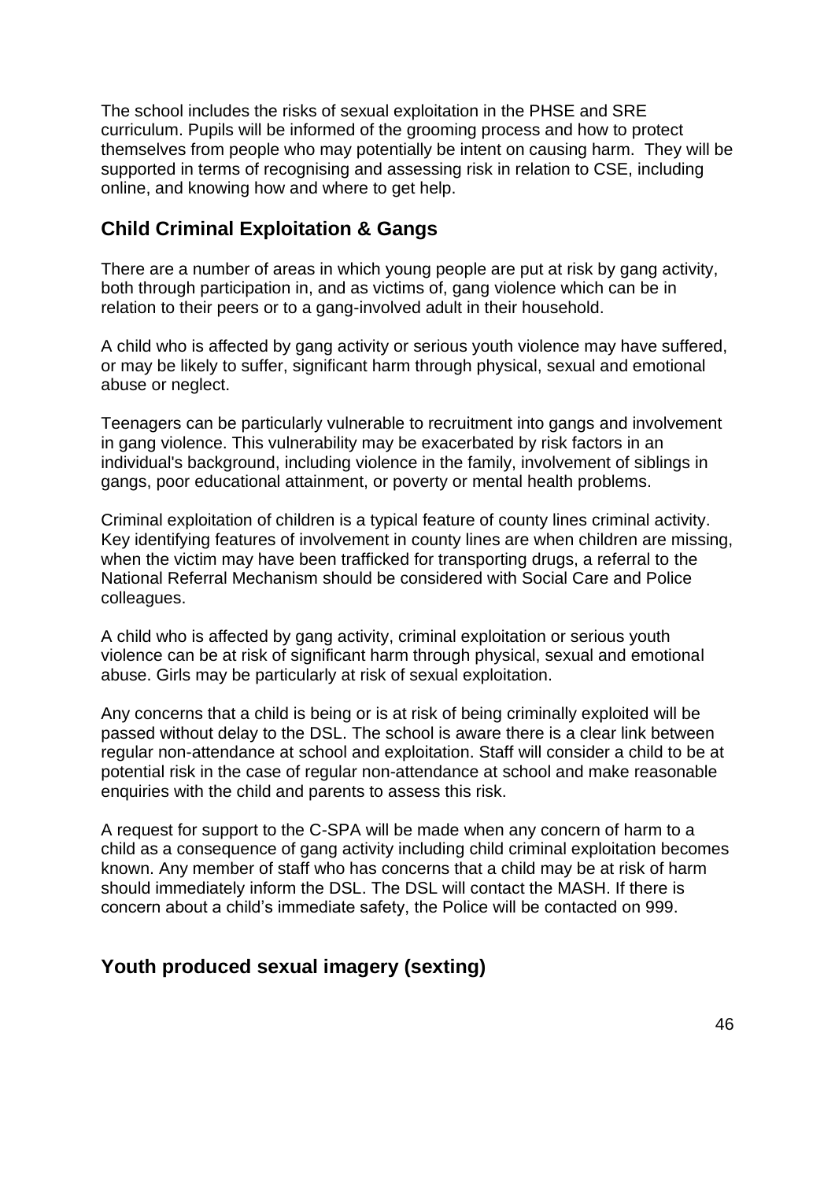The school includes the risks of sexual exploitation in the PHSE and SRE curriculum. Pupils will be informed of the grooming process and how to protect themselves from people who may potentially be intent on causing harm. They will be supported in terms of recognising and assessing risk in relation to CSE, including online, and knowing how and where to get help.

## Child Criminal Exploitation & Gangs

There are a number of areas in which young people are put at risk by gang activity, both through participation in, and as victims of, gang violence which can be in relation to their peers or to a gang-involved adult in their household.

A child who is affected by gang activity or serious youth violence may have suffered, or may be likely to suffer, significant harm through physical, sexual and emotional abuse or neglect.

Teenagers can be particularly vulnerable to recruitment into gangs and involvement in gang violence. This vulnerability may be exacerbated by risk factors in an individual's background, including violence in the family, involvement of siblings in gangs, poor educational attainment, or poverty or mental health problems.

Criminal exploitation of children is a typical feature of county lines criminal activity. Key identifying features of involvement in county lines are when children are missing, when the victim may have been trafficked for transporting drugs, a referral to the National Referral Mechanism should be considered with Social Care and Police colleagues.

A child who is affected by gang activity, criminal exploitation or serious youth violence can be at risk of significant harm through physical, sexual and emotional abuse. Girls may be particularly at risk of sexual exploitation.

Any concerns that a child is being or is at risk of being criminally exploited will be passed without delay to the DSL. The school is aware there is a clear link between regular non-attendance at school and exploitation. Staff will consider a child to be at potential risk in the case of regular non-attendance at school and make reasonable enquiries with the child and parents to assess this risk.

A request for support to the C-SPA will be made when any concern of harm to a child as a consequence of gang activity including child criminal exploitation becomes known. Any member of staff who has concerns that a child may be at risk of harm should immediately inform the DSL. The DSL will contact the MASH. If there is concern about a child's immediate safety, the Police will be contacted on 999.

## Youth produced sexual imagery (sexting)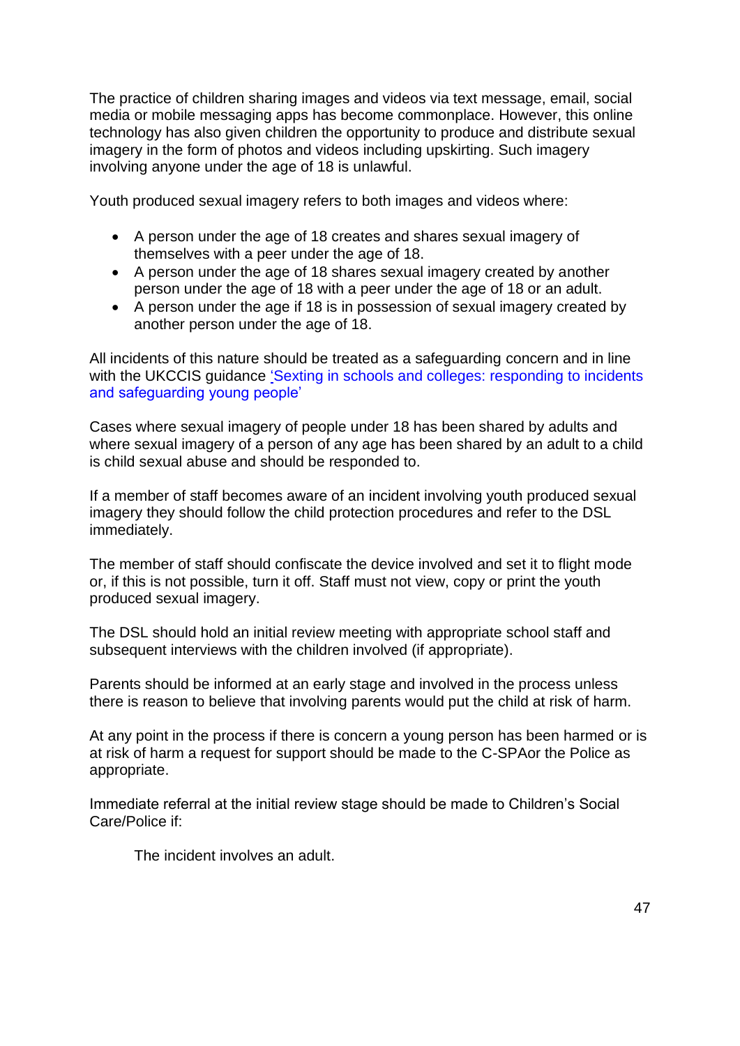The practice of children sharing images and videos via text message, email, social media or mobile messaging apps has become commonplace. However, this online technology has also given children the opportunity to produce and distribute sexual imagery in the form of photos and videos including upskirting. Such imagery involving anyone under the age of 18 is unlawful.

Youth produced sexual imagery refers to both images and videos where:

- A person under the age of 18 creates and shares sexual imagery of themselves with a peer under the age of 18.
- A person under the age of 18 shares sexual imagery created by another person under the age of 18 with a peer under the age of 18 or an adult.
- A person under the age if 18 is in possession of sexual imagery created by another person under the age of 18.

All incidents of this nature should be treated as a safeguarding concern and in line with the UKCCIS guidance 'Sexting in schools and colleges: responding to incidents and safeguarding young people'

Cases where sexual imagery of people under 18 has been shared by adults and where sexual imagery of a person of any age has been shared by an adult to a child is child sexual abuse and should be responded to.

If a member of staff becomes aware of an incident involving youth produced sexual imagery they should follow the child protection procedures and refer to the DSL immediately.

The member of staff should confiscate the device involved and set it to flight mode or, if this is not possible, turn it off. Staff must not view, copy or print the youth produced sexual imagery.

The DSL should hold an initial review meeting with appropriate school staff and subsequent interviews with the children involved (if appropriate).

Parents should be informed at an early stage and involved in the process unless there is reason to believe that involving parents would put the child at risk of harm.

At any point in the process if there is concern a young person has been harmed or is at risk of harm a request for support should be made to the C-SPAor the Police as appropriate.

Immediate referral at the initial review stage should be made to Children's Social Care/Police if:

The incident involves an adult.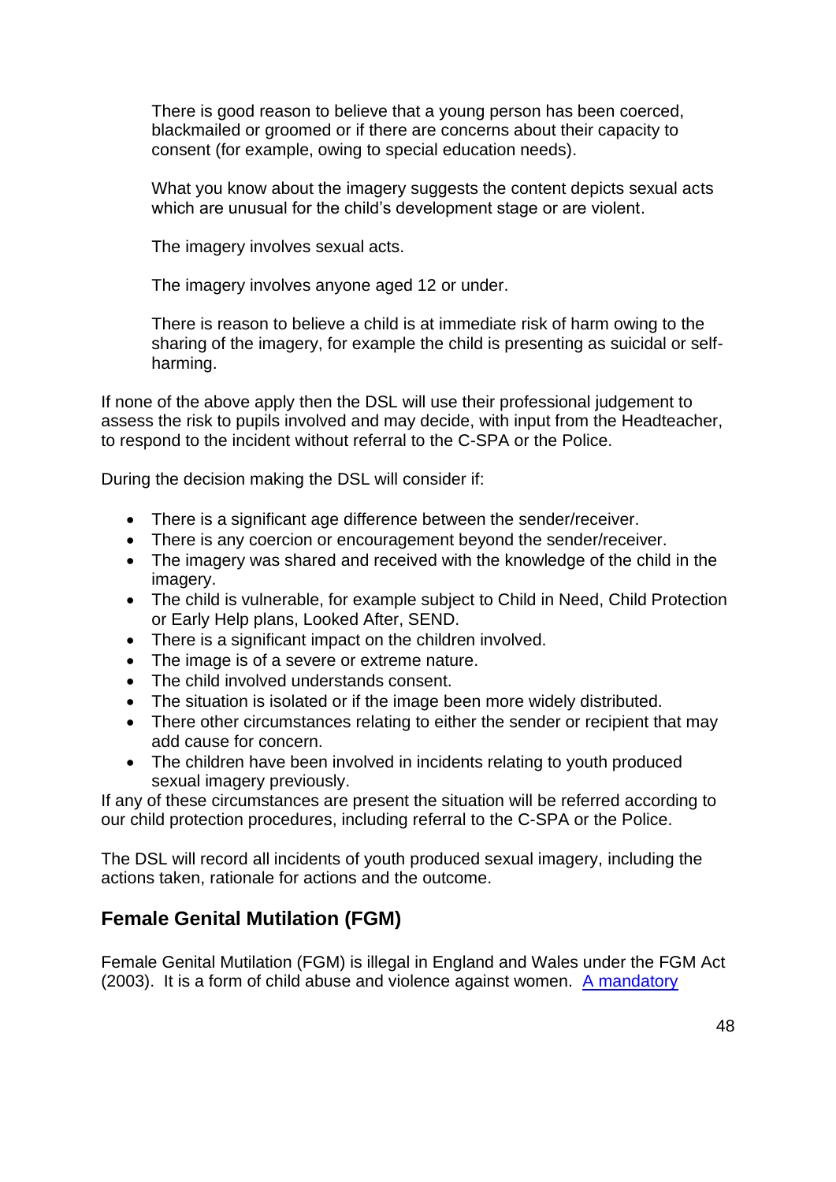There is good reason to believe that a young person has been coerced, blackmailed or groomed or if there are concerns about their capacity to consent (for example, owing to special education needs).

What you know about the imagery suggests the content depicts sexual acts which are unusual for the child's development stage or are violent.

The imagery involves sexual acts.

The imagery involves anyone aged 12 or under.

There is reason to believe a child is at immediate risk of harm owing to the sharing of the imagery, for example the child is presenting as suicidal or self-harming.

If none of the above apply then the DSL will use their professional judgement to assess the risk to pupils involved and may decide, with input from the Headteacher, to respond to the incident without referral to the C-SPA or the Police.

During the decision making the DSL will consider if:

- There is a significant age difference between the sender/receiver.
- There is any coercion or encouragement beyond the sender/receiver.
- The imagery was shared and received with the knowledge of the child in the imagery.
- The child is vulnerable, for example subject to Child in Need, Child Protection or Early Help plans, Looked After, SEND.
- There is a significant impact on the children involved.
- The image is of a severe or extreme nature.
- The child involved understands consent.
- The situation is isolated or if the image been more widely distributed.
- There other circumstances relating to either the sender or recipient that may add cause for concern.
- The children have been involved in incidents relating to youth produced sexual imagery previously.

If any of these circumstances are present the situation will be referred according to our child protection procedures, including referral to the C-SPA or the Police.

The DSL will record all incidents of youth produced sexual imagery, including the actions taken, rationale for actions and the outcome.

## Female Genital Mutilation (FGM)

Female Genital Mutilation (FGM) is illegal in England and Wales under the FGM Act (2003). It is a form of child abuse and violence against women. A mandatory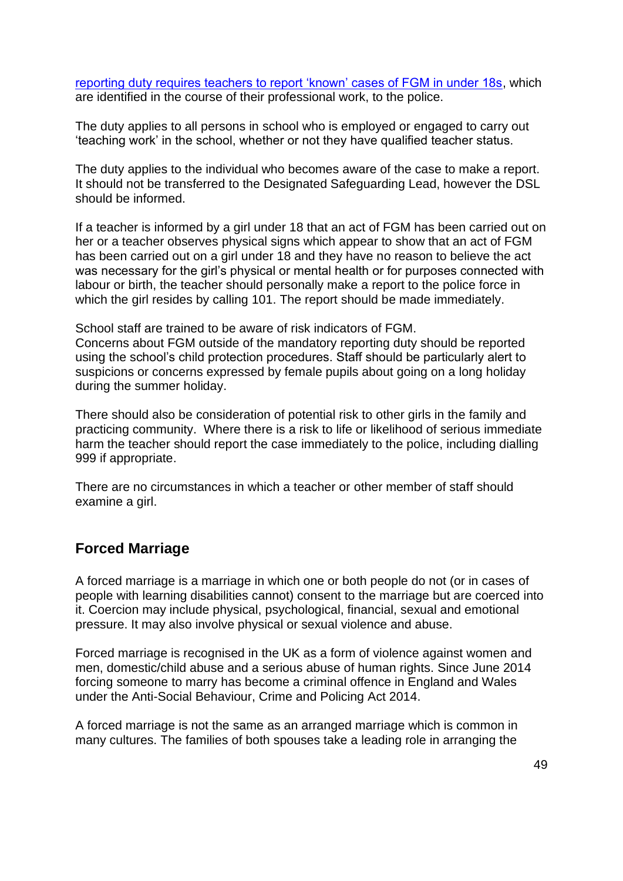reporting duty requires teachers to report 'known' cases of FGM in under 18s, which are identified in the course of their professional work, to the police.

The duty applies to all persons in school who is employed or engaged to carry out 'teaching work' in the school, whether or not they have qualified teacher status.

The duty applies to the individual who becomes aware of the case to make a report. It should not be transferred to the Designated Safeguarding Lead, however the DSL should be informed.

If a teacher is informed by a girl under 18 that an act of FGM has been carried out on her or a teacher observes physical signs which appear to show that an act of FGM has been carried out on a girl under 18 and they have no reason to believe the act was necessary for the girl's physical or mental health or for purposes connected with labour or birth, the teacher should personally make a report to the police force in which the girl resides by calling 101. The report should be made immediately.

School staff are trained to be aware of risk indicators of FGM.
Concerns about FGM outside of the mandatory reporting duty should be reported using the school's child protection procedures. Staff should be particularly alert to suspicions or concerns expressed by female pupils about going on a long holiday during the summer holiday.

There should also be consideration of potential risk to other girls in the family and practicing community. Where there is a risk to life or likelihood of serious immediate harm the teacher should report the case immediately to the police, including dialling 999 if appropriate.

There are no circumstances in which a teacher or other member of staff should examine a girl.

## Forced Marriage

A forced marriage is a marriage in which one or both people do not (or in cases of people with learning disabilities cannot) consent to the marriage but are coerced into it. Coercion may include physical, psychological, financial, sexual and emotional pressure. It may also involve physical or sexual violence and abuse.

Forced marriage is recognised in the UK as a form of violence against women and men, domestic/child abuse and a serious abuse of human rights. Since June 2014 forcing someone to marry has become a criminal offence in England and Wales under the Anti-Social Behaviour, Crime and Policing Act 2014.

A forced marriage is not the same as an arranged marriage which is common in many cultures. The families of both spouses take a leading role in arranging the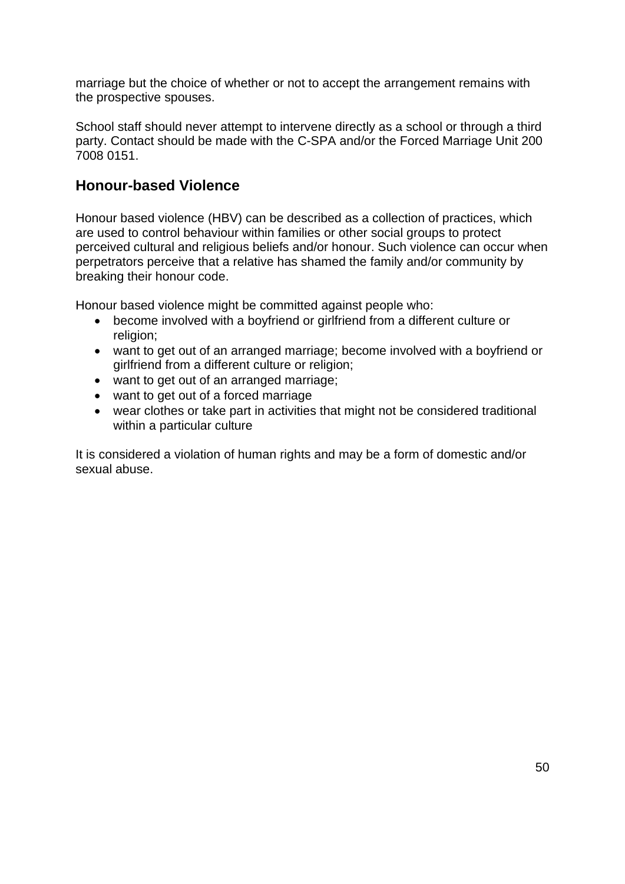marriage but the choice of whether or not to accept the arrangement remains with the prospective spouses.

School staff should never attempt to intervene directly as a school or through a third party. Contact should be made with the C-SPA and/or the Forced Marriage Unit 200 7008 0151.

## Honour-based Violence

Honour based violence (HBV) can be described as a collection of practices, which are used to control behaviour within families or other social groups to protect perceived cultural and religious beliefs and/or honour. Such violence can occur when perpetrators perceive that a relative has shamed the family and/or community by breaking their honour code.

Honour based violence might be committed against people who:

- become involved with a boyfriend or girlfriend from a different culture or religion;
- want to get out of an arranged marriage; become involved with a boyfriend or girlfriend from a different culture or religion;
- want to get out of an arranged marriage;
- want to get out of a forced marriage
- wear clothes or take part in activities that might not be considered traditional within a particular culture

It is considered a violation of human rights and may be a form of domestic and/or sexual abuse.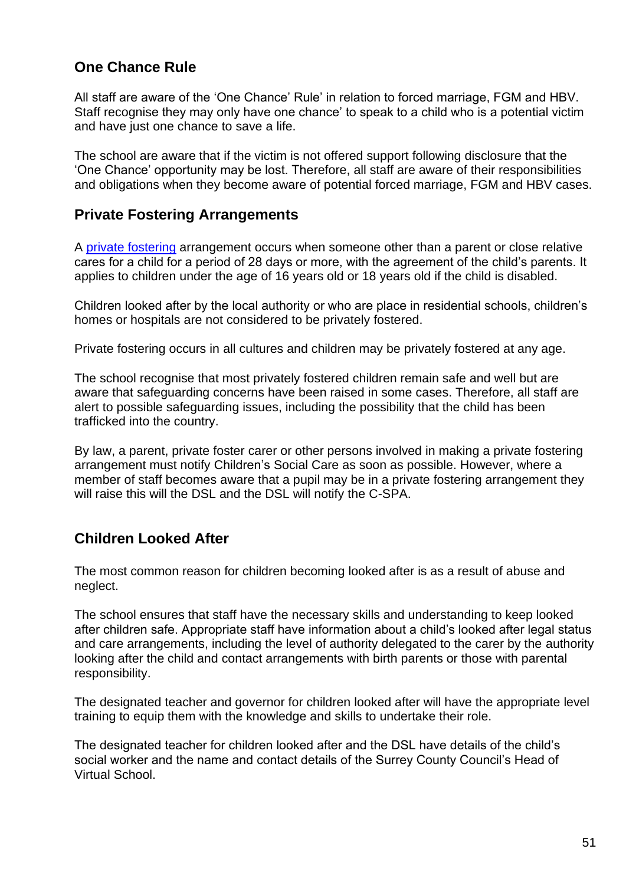## One Chance Rule

All staff are aware of the 'One Chance' Rule' in relation to forced marriage, FGM and HBV. Staff recognise they may only have one chance' to speak to a child who is a potential victim and have just one chance to save a life.

The school are aware that if the victim is not offered support following disclosure that the 'One Chance' opportunity may be lost. Therefore, all staff are aware of their responsibilities and obligations when they become aware of potential forced marriage, FGM and HBV cases.

## Private Fostering Arrangements

A private fostering arrangement occurs when someone other than a parent or close relative cares for a child for a period of 28 days or more, with the agreement of the child's parents. It applies to children under the age of 16 years old or 18 years old if the child is disabled.

Children looked after by the local authority or who are place in residential schools, children's homes or hospitals are not considered to be privately fostered.

Private fostering occurs in all cultures and children may be privately fostered at any age.

The school recognise that most privately fostered children remain safe and well but are aware that safeguarding concerns have been raised in some cases. Therefore, all staff are alert to possible safeguarding issues, including the possibility that the child has been trafficked into the country.

By law, a parent, private foster carer or other persons involved in making a private fostering arrangement must notify Children's Social Care as soon as possible. However, where a member of staff becomes aware that a pupil may be in a private fostering arrangement they will raise this will the DSL and the DSL will notify the C-SPA.

## Children Looked After

The most common reason for children becoming looked after is as a result of abuse and neglect.

The school ensures that staff have the necessary skills and understanding to keep looked after children safe. Appropriate staff have information about a child's looked after legal status and care arrangements, including the level of authority delegated to the carer by the authority looking after the child and contact arrangements with birth parents or those with parental responsibility.

The designated teacher and governor for children looked after will have the appropriate level training to equip them with the knowledge and skills to undertake their role.

The designated teacher for children looked after and the DSL have details of the child's social worker and the name and contact details of the Surrey County Council's Head of Virtual School.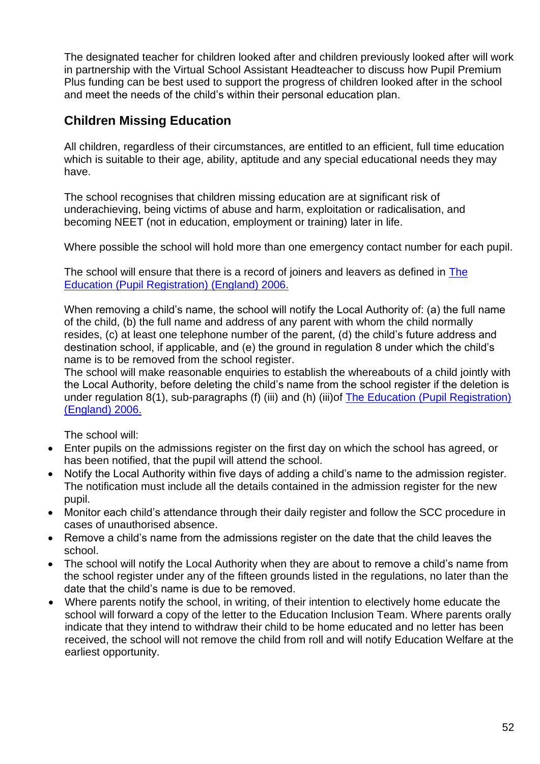The designated teacher for children looked after and children previously looked after will work in partnership with the Virtual School Assistant Headteacher to discuss how Pupil Premium Plus funding can be best used to support the progress of children looked after in the school and meet the needs of the child's within their personal education plan.

## Children Missing Education

All children, regardless of their circumstances, are entitled to an efficient, full time education which is suitable to their age, ability, aptitude and any special educational needs they may have.

The school recognises that children missing education are at significant risk of underachieving, being victims of abuse and harm, exploitation or radicalisation, and becoming NEET (not in education, employment or training) later in life.

Where possible the school will hold more than one emergency contact number for each pupil.

The school will ensure that there is a record of joiners and leavers as defined in [The Education (Pupil Registration) (England) 2006.]()

When removing a child's name, the school will notify the Local Authority of: (a) the full name of the child, (b) the full name and address of any parent with whom the child normally resides, (c) at least one telephone number of the parent, (d) the child's future address and destination school, if applicable, and (e) the ground in regulation 8 under which the child's name is to be removed from the school register.
The school will make reasonable enquiries to establish the whereabouts of a child jointly with the Local Authority, before deleting the child's name from the school register if the deletion is under regulation 8(1), sub-paragraphs (f) (iii) and (h) (iii)of [The Education (Pupil Registration) (England) 2006.]()

The school will:

- Enter pupils on the admissions register on the first day on which the school has agreed, or has been notified, that the pupil will attend the school.
- Notify the Local Authority within five days of adding a child's name to the admission register. The notification must include all the details contained in the admission register for the new pupil.
- Monitor each child's attendance through their daily register and follow the SCC procedure in cases of unauthorised absence.
- Remove a child's name from the admissions register on the date that the child leaves the school.
- The school will notify the Local Authority when they are about to remove a child's name from the school register under any of the fifteen grounds listed in the regulations, no later than the date that the child's name is due to be removed.
- Where parents notify the school, in writing, of their intention to electively home educate the school will forward a copy of the letter to the Education Inclusion Team. Where parents orally indicate that they intend to withdraw their child to be home educated and no letter has been received, the school will not remove the child from roll and will notify Education Welfare at the earliest opportunity.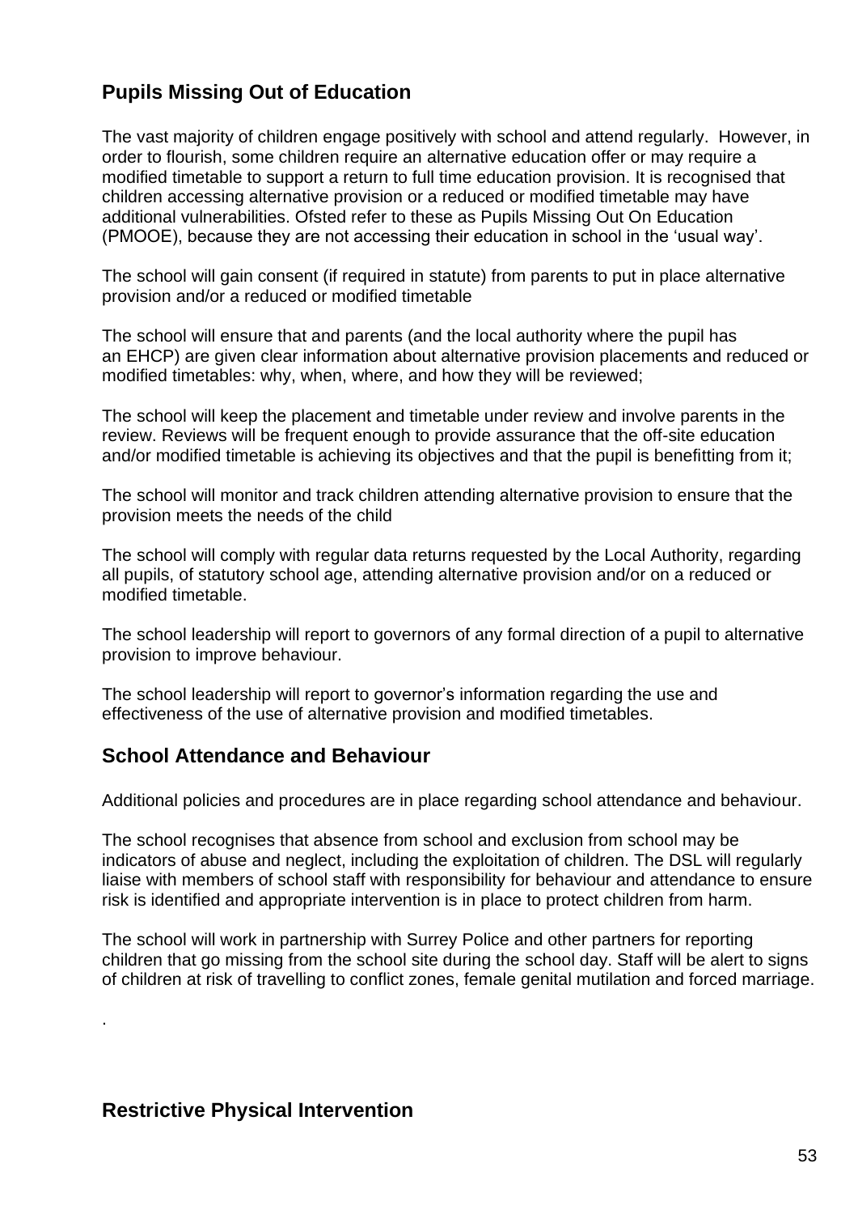## Pupils Missing Out of Education

The vast majority of children engage positively with school and attend regularly. However, in order to flourish, some children require an alternative education offer or may require a modified timetable to support a return to full time education provision. It is recognised that children accessing alternative provision or a reduced or modified timetable may have additional vulnerabilities. Ofsted refer to these as Pupils Missing Out On Education (PMOOE), because they are not accessing their education in school in the 'usual way'.

The school will gain consent (if required in statute) from parents to put in place alternative provision and/or a reduced or modified timetable

The school will ensure that and parents (and the local authority where the pupil has an EHCP) are given clear information about alternative provision placements and reduced or modified timetables: why, when, where, and how they will be reviewed;

The school will keep the placement and timetable under review and involve parents in the review. Reviews will be frequent enough to provide assurance that the off-site education and/or modified timetable is achieving its objectives and that the pupil is benefitting from it;

The school will monitor and track children attending alternative provision to ensure that the provision meets the needs of the child

The school will comply with regular data returns requested by the Local Authority, regarding all pupils, of statutory school age, attending alternative provision and/or on a reduced or modified timetable.

The school leadership will report to governors of any formal direction of a pupil to alternative provision to improve behaviour.

The school leadership will report to governor's information regarding the use and effectiveness of the use of alternative provision and modified timetables.

## School Attendance and Behaviour

Additional policies and procedures are in place regarding school attendance and behaviour.

The school recognises that absence from school and exclusion from school may be indicators of abuse and neglect, including the exploitation of children. The DSL will regularly liaise with members of school staff with responsibility for behaviour and attendance to ensure risk is identified and appropriate intervention is in place to protect children from harm.

The school will work in partnership with Surrey Police and other partners for reporting children that go missing from the school site during the school day. Staff will be alert to signs of children at risk of travelling to conflict zones, female genital mutilation and forced marriage.

.

## Restrictive Physical Intervention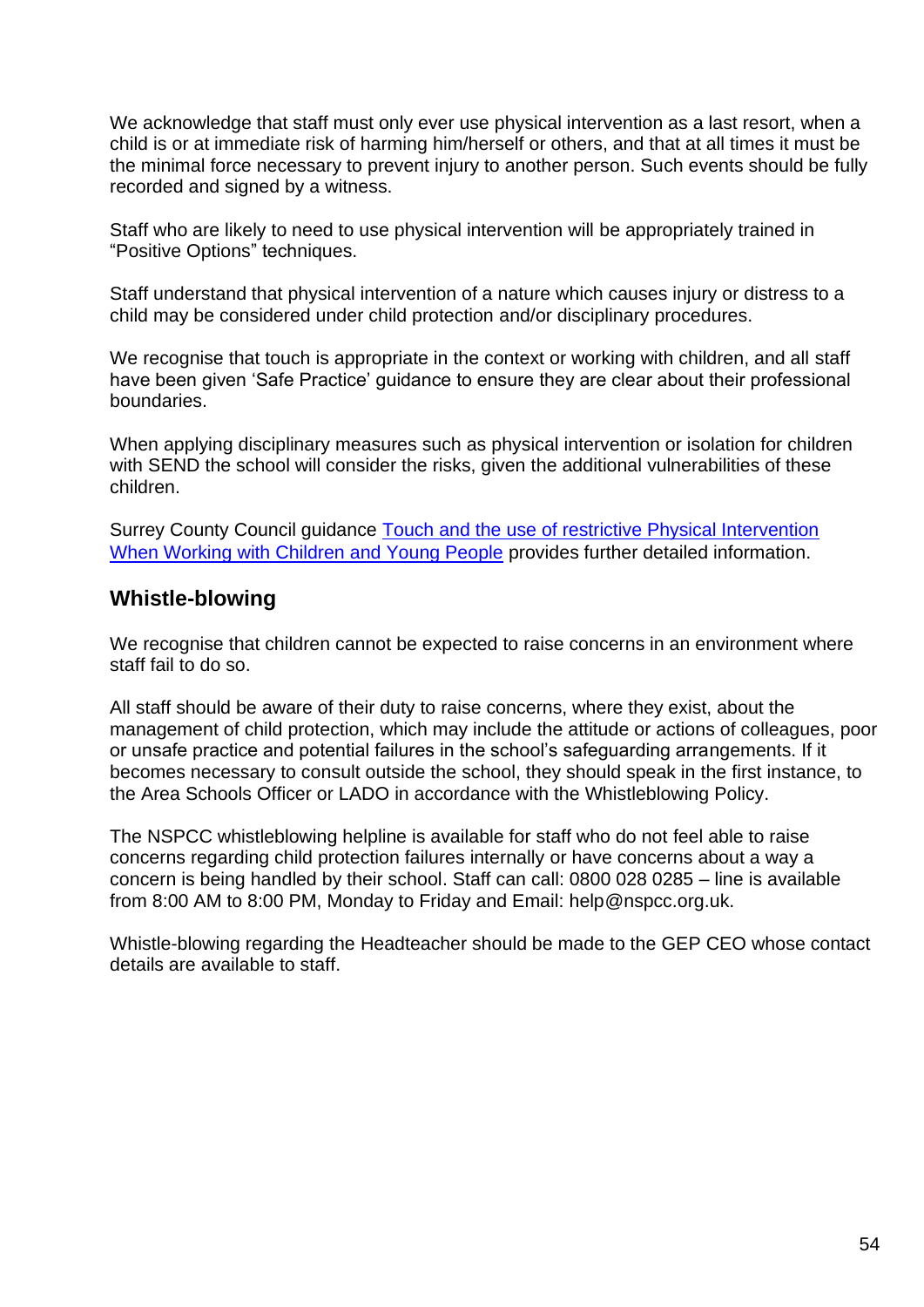We acknowledge that staff must only ever use physical intervention as a last resort, when a child is or at immediate risk of harming him/herself or others, and that at all times it must be the minimal force necessary to prevent injury to another person. Such events should be fully recorded and signed by a witness.

Staff who are likely to need to use physical intervention will be appropriately trained in "Positive Options" techniques.

Staff understand that physical intervention of a nature which causes injury or distress to a child may be considered under child protection and/or disciplinary procedures.

We recognise that touch is appropriate in the context or working with children, and all staff have been given 'Safe Practice' guidance to ensure they are clear about their professional boundaries.

When applying disciplinary measures such as physical intervention or isolation for children with SEND the school will consider the risks, given the additional vulnerabilities of these children.

Surrey County Council guidance Touch and the use of restrictive Physical Intervention When Working with Children and Young People provides further detailed information.

## Whistle-blowing

We recognise that children cannot be expected to raise concerns in an environment where staff fail to do so.

All staff should be aware of their duty to raise concerns, where they exist, about the management of child protection, which may include the attitude or actions of colleagues, poor or unsafe practice and potential failures in the school's safeguarding arrangements. If it becomes necessary to consult outside the school, they should speak in the first instance, to the Area Schools Officer or LADO in accordance with the Whistleblowing Policy.

The NSPCC whistleblowing helpline is available for staff who do not feel able to raise concerns regarding child protection failures internally or have concerns about a way a concern is being handled by their school. Staff can call: 0800 028 0285 – line is available from 8:00 AM to 8:00 PM, Monday to Friday and Email: help@nspcc.org.uk.

Whistle-blowing regarding the Headteacher should be made to the GEP CEO whose contact details are available to staff.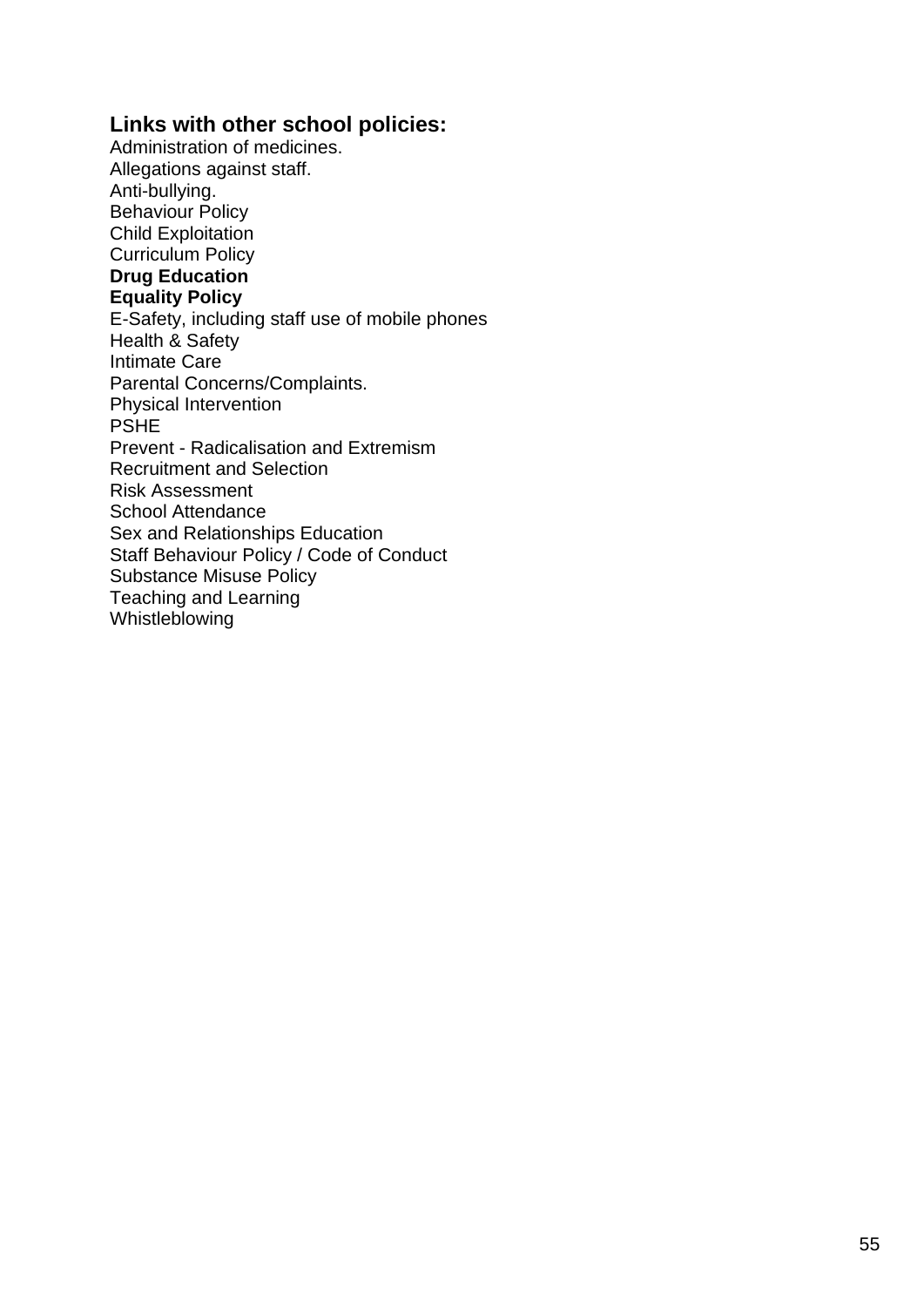## Links with other school policies:

Administration of medicines.
Allegations against staff.
Anti-bullying.
Behaviour Policy
Child Exploitation
Curriculum Policy
**Drug Education**
**Equality Policy**
E-Safety, including staff use of mobile phones
Health & Safety
Intimate Care
Parental Concerns/Complaints.
Physical Intervention
PSHE
Prevent - Radicalisation and Extremism
Recruitment and Selection
Risk Assessment
School Attendance
Sex and Relationships Education
Staff Behaviour Policy / Code of Conduct
Substance Misuse Policy
Teaching and Learning
Whistleblowing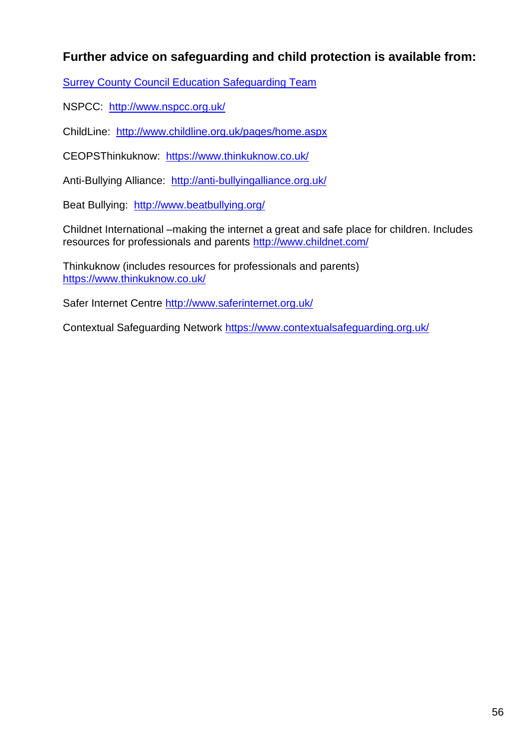**Further advice on safeguarding and child protection is available from:**

[Surrey County Council Education Safeguarding Team]()

NSPCC: [http://www.nspcc.org.uk/](http://www.nspcc.org.uk/)

ChildLine: [http://www.childline.org.uk/pages/home.aspx](http://www.childline.org.uk/pages/home.aspx)

CEOPSThinkuknow: [https://www.thinkuknow.co.uk/](https://www.thinkuknow.co.uk/)

Anti-Bullying Alliance: [http://anti-bullyingalliance.org.uk/](http://anti-bullyingalliance.org.uk/)

Beat Bullying: [http://www.beatbullying.org/](http://www.beatbullying.org/)

Childnet International –making the internet a great and safe place for children. Includes resources for professionals and parents [http://www.childnet.com/](http://www.childnet.com/)

Thinkuknow (includes resources for professionals and parents)
[https://www.thinkuknow.co.uk/](https://www.thinkuknow.co.uk/)

Safer Internet Centre [http://www.saferinternet.org.uk/](http://www.saferinternet.org.uk/)

Contextual Safeguarding Network [https://www.contextualsafeguarding.org.uk/](https://www.contextualsafeguarding.org.uk/)